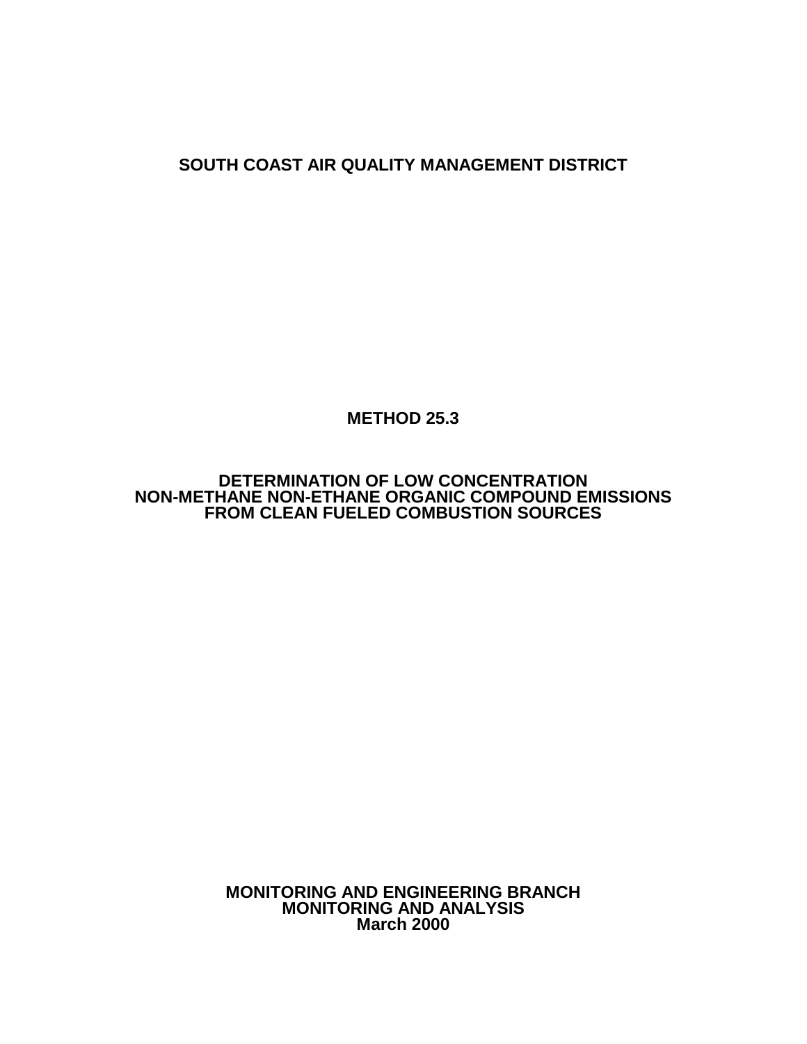# SOUTH COAST AIR QUALITY MANAGEMENT DISTRICT

# METHOD 25.3

## DETERMINATION OF LOW CONCENTRATION NON-METHANE NON-ETHANE ORGANIC COMPOUND EMISSIONS FROM CLEAN FUELED COMBUSTION SOURCES

**MONITORING AND ENGINEERING BRANCH**
**MONITORING AND ANALYSIS**
**March 2000**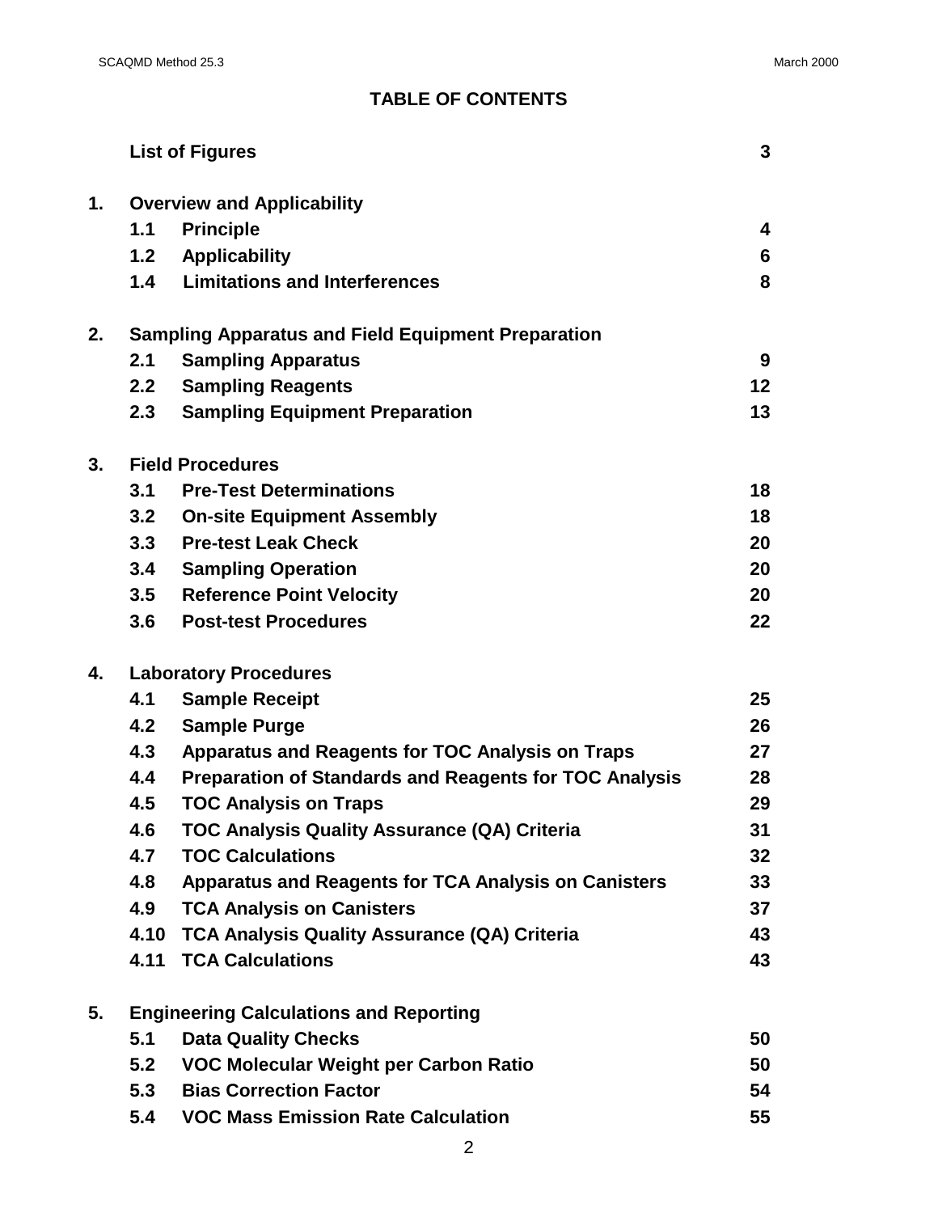## TABLE OF CONTENTS

| | | | |
|---|---|---|---|
| | **List of Figures** | | **3** |
| **1.** | **Overview and Applicability** | | |
| | **1.1** | **Principle** | **4** |
| | **1.2** | **Applicability** | **6** |
| | **1.4** | **Limitations and Interferences** | **8** |
| **2.** | **Sampling Apparatus and Field Equipment Preparation** | | |
| | **2.1** | **Sampling Apparatus** | **9** |
| | **2.2** | **Sampling Reagents** | **12** |
| | **2.3** | **Sampling Equipment Preparation** | **13** |
| **3.** | **Field Procedures** | | |
| | **3.1** | **Pre-Test Determinations** | **18** |
| | **3.2** | **On-site Equipment Assembly** | **18** |
| | **3.3** | **Pre-test Leak Check** | **20** |
| | **3.4** | **Sampling Operation** | **20** |
| | **3.5** | **Reference Point Velocity** | **20** |
| | **3.6** | **Post-test Procedures** | **22** |
| **4.** | **Laboratory Procedures** | | |
| | **4.1** | **Sample Receipt** | **25** |
| | **4.2** | **Sample Purge** | **26** |
| | **4.3** | **Apparatus and Reagents for TOC Analysis on Traps** | **27** |
| | **4.4** | **Preparation of Standards and Reagents for TOC Analysis** | **28** |
| | **4.5** | **TOC Analysis on Traps** | **29** |
| | **4.6** | **TOC Analysis Quality Assurance (QA) Criteria** | **31** |
| | **4.7** | **TOC Calculations** | **32** |
| | **4.8** | **Apparatus and Reagents for TCA Analysis on Canisters** | **33** |
| | **4.9** | **TCA Analysis on Canisters** | **37** |
| | **4.10** | **TCA Analysis Quality Assurance (QA) Criteria** | **43** |
| | **4.11** | **TCA Calculations** | **43** |
| **5.** | **Engineering Calculations and Reporting** | | |
| | **5.1** | **Data Quality Checks** | **50** |
| | **5.2** | **VOC Molecular Weight per Carbon Ratio** | **50** |
| | **5.3** | **Bias Correction Factor** | **54** |
| | **5.4** | **VOC Mass Emission Rate Calculation** | **55** |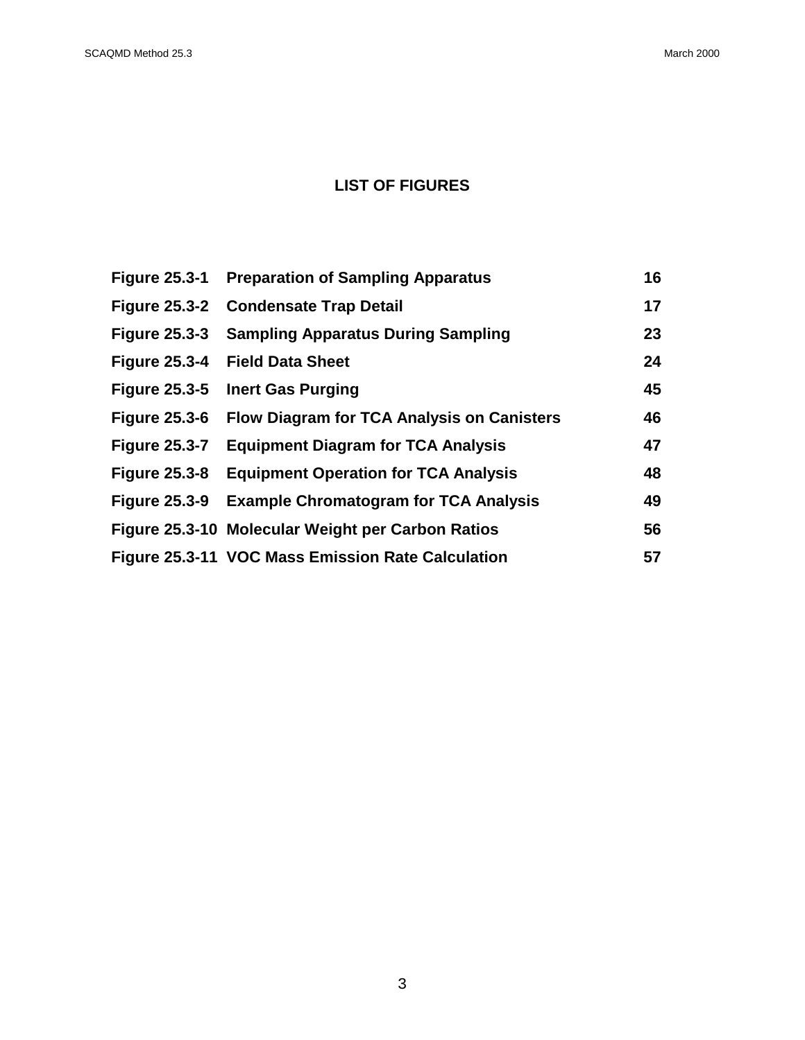# LIST OF FIGURES

| | | |
|---|---|---|
| **Figure 25.3-1** | **Preparation of Sampling Apparatus** | **16** |
| **Figure 25.3-2** | **Condensate Trap Detail** | **17** |
| **Figure 25.3-3** | **Sampling Apparatus During Sampling** | **23** |
| **Figure 25.3-4** | **Field Data Sheet** | **24** |
| **Figure 25.3-5** | **Inert Gas Purging** | **45** |
| **Figure 25.3-6** | **Flow Diagram for TCA Analysis on Canisters** | **46** |
| **Figure 25.3-7** | **Equipment Diagram for TCA Analysis** | **47** |
| **Figure 25.3-8** | **Equipment Operation for TCA Analysis** | **48** |
| **Figure 25.3-9** | **Example Chromatogram for TCA Analysis** | **49** |
| **Figure 25.3-10** | **Molecular Weight per Carbon Ratios** | **56** |
| **Figure 25.3-11** | **VOC Mass Emission Rate Calculation** | **57** |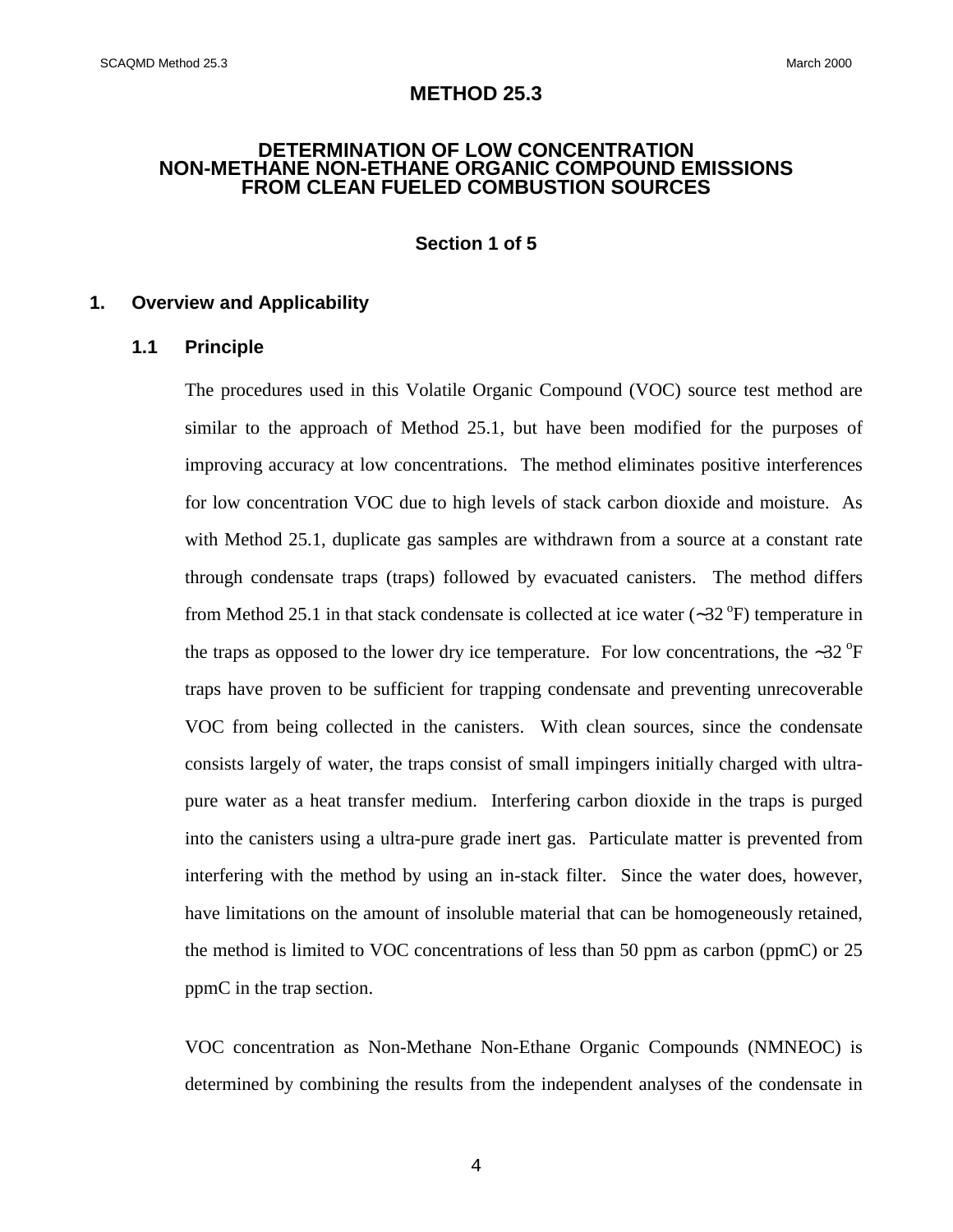# METHOD 25.3

## DETERMINATION OF LOW CONCENTRATION NON-METHANE NON-ETHANE ORGANIC COMPOUND EMISSIONS FROM CLEAN FUELED COMBUSTION SOURCES

### Section 1 of 5

## 1. Overview and Applicability

### 1.1 Principle

The procedures used in this Volatile Organic Compound (VOC) source test method are similar to the approach of Method 25.1, but have been modified for the purposes of improving accuracy at low concentrations. The method eliminates positive interferences for low concentration VOC due to high levels of stack carbon dioxide and moisture. As with Method 25.1, duplicate gas samples are withdrawn from a source at a constant rate through condensate traps (traps) followed by evacuated canisters. The method differs from Method 25.1 in that stack condensate is collected at ice water (~32 $^{o}$F) temperature in the traps as opposed to the lower dry ice temperature. For low concentrations, the ~32 $^{o}$F traps have proven to be sufficient for trapping condensate and preventing unrecoverable VOC from being collected in the canisters. With clean sources, since the condensate consists largely of water, the traps consist of small impingers initially charged with ultra-pure water as a heat transfer medium. Interfering carbon dioxide in the traps is purged into the canisters using a ultra-pure grade inert gas. Particulate matter is prevented from interfering with the method by using an in-stack filter. Since the water does, however, have limitations on the amount of insoluble material that can be homogeneously retained, the method is limited to VOC concentrations of less than 50 ppm as carbon (ppmC) or 25 ppmC in the trap section.

VOC concentration as Non-Methane Non-Ethane Organic Compounds (NMNEOC) is determined by combining the results from the independent analyses of the condensate in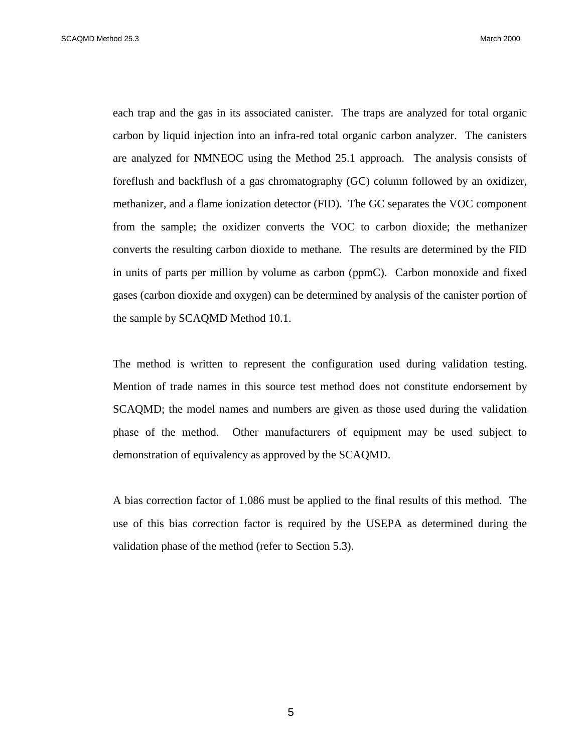each trap and the gas in its associated canister. The traps are analyzed for total organic carbon by liquid injection into an infra-red total organic carbon analyzer. The canisters are analyzed for NMNEOC using the Method 25.1 approach. The analysis consists of foreflush and backflush of a gas chromatography (GC) column followed by an oxidizer, methanizer, and a flame ionization detector (FID). The GC separates the VOC component from the sample; the oxidizer converts the VOC to carbon dioxide; the methanizer converts the resulting carbon dioxide to methane. The results are determined by the FID in units of parts per million by volume as carbon (ppmC). Carbon monoxide and fixed gases (carbon dioxide and oxygen) can be determined by analysis of the canister portion of the sample by SCAQMD Method 10.1.

The method is written to represent the configuration used during validation testing. Mention of trade names in this source test method does not constitute endorsement by SCAQMD; the model names and numbers are given as those used during the validation phase of the method. Other manufacturers of equipment may be used subject to demonstration of equivalency as approved by the SCAQMD.

A bias correction factor of 1.086 must be applied to the final results of this method. The use of this bias correction factor is required by the USEPA as determined during the validation phase of the method (refer to Section 5.3).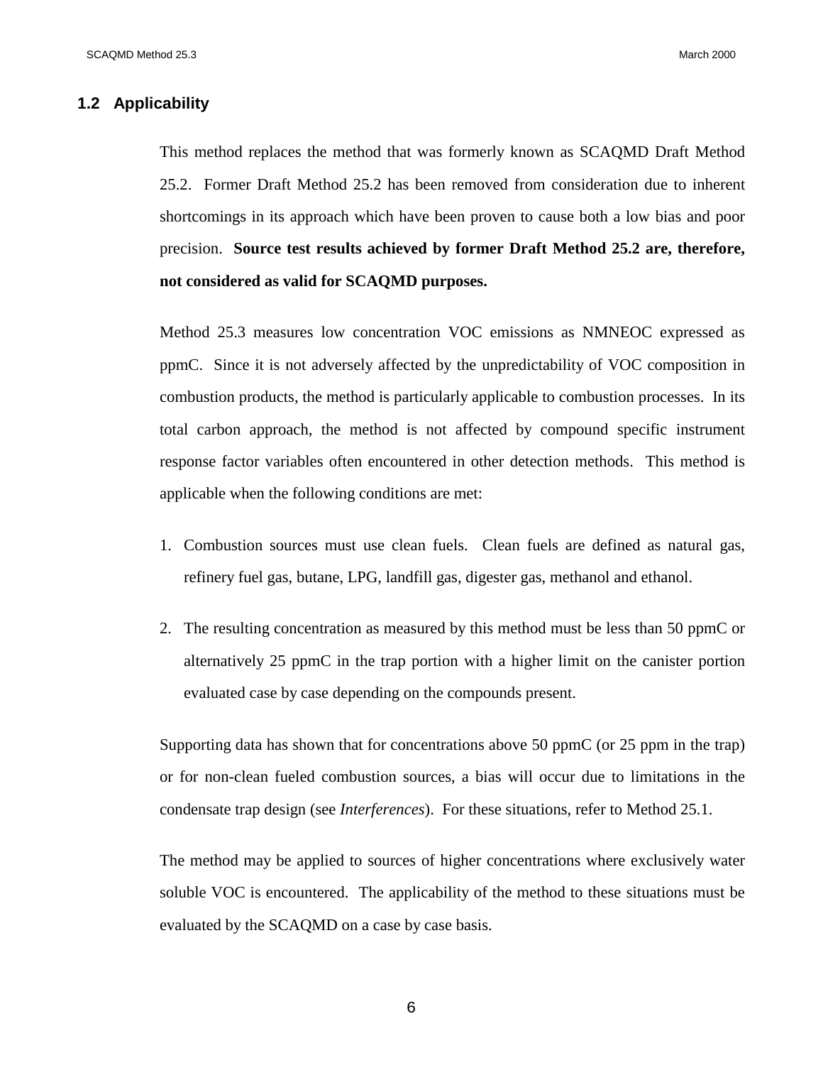## 1.2 Applicability

This method replaces the method that was formerly known as SCAQMD Draft Method 25.2. Former Draft Method 25.2 has been removed from consideration due to inherent shortcomings in its approach which have been proven to cause both a low bias and poor precision. **Source test results achieved by former Draft Method 25.2 are, therefore, not considered as valid for SCAQMD purposes.**

Method 25.3 measures low concentration VOC emissions as NMNEOC expressed as ppmC. Since it is not adversely affected by the unpredictability of VOC composition in combustion products, the method is particularly applicable to combustion processes. In its total carbon approach, the method is not affected by compound specific instrument response factor variables often encountered in other detection methods. This method is applicable when the following conditions are met:

1. Combustion sources must use clean fuels. Clean fuels are defined as natural gas, refinery fuel gas, butane, LPG, landfill gas, digester gas, methanol and ethanol.

2. The resulting concentration as measured by this method must be less than 50 ppmC or alternatively 25 ppmC in the trap portion with a higher limit on the canister portion evaluated case by case depending on the compounds present.

Supporting data has shown that for concentrations above 50 ppmC (or 25 ppm in the trap) or for non-clean fueled combustion sources, a bias will occur due to limitations in the condensate trap design (see *Interferences*). For these situations, refer to Method 25.1.

The method may be applied to sources of higher concentrations where exclusively water soluble VOC is encountered. The applicability of the method to these situations must be evaluated by the SCAQMD on a case by case basis.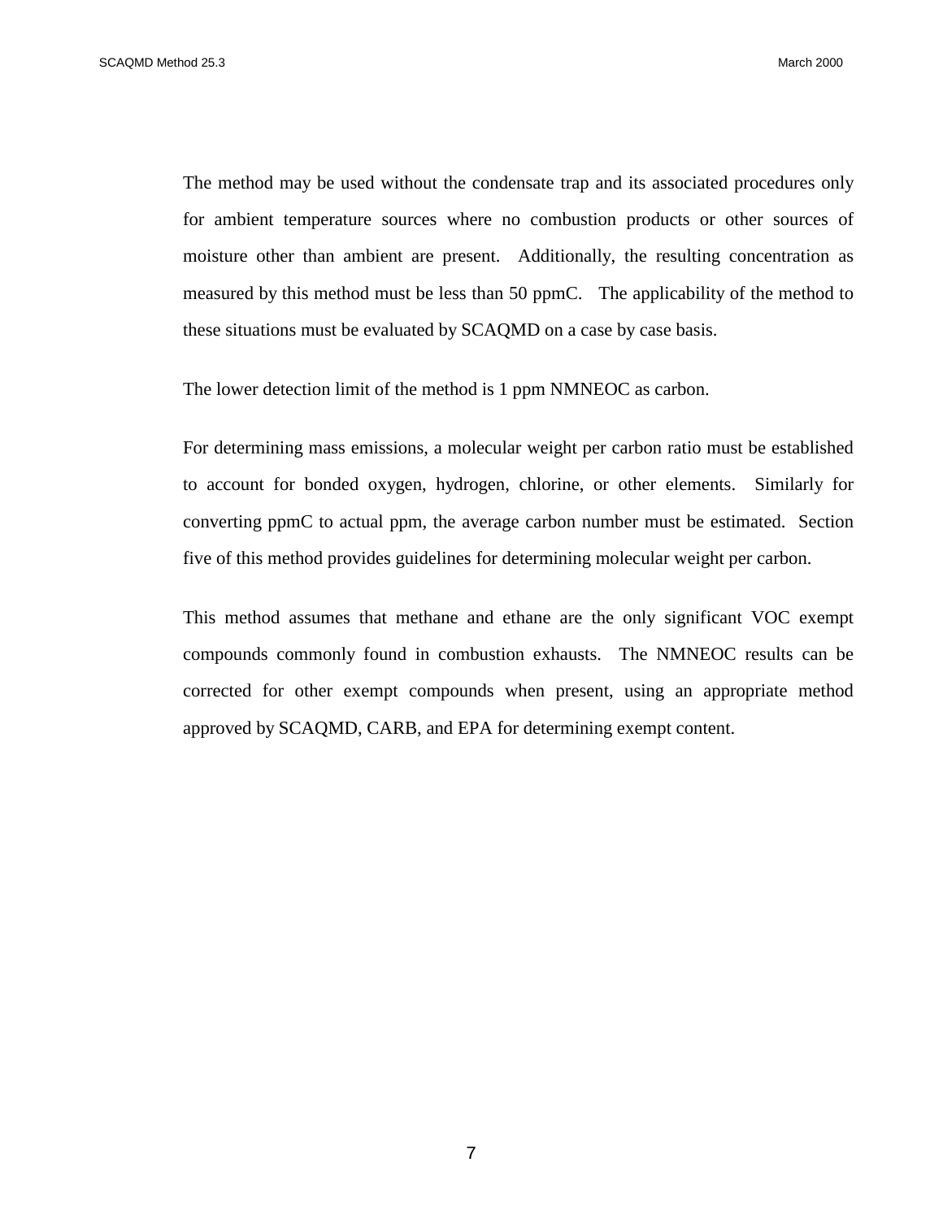The method may be used without the condensate trap and its associated procedures only for ambient temperature sources where no combustion products or other sources of moisture other than ambient are present. Additionally, the resulting concentration as measured by this method must be less than 50 ppmC. The applicability of the method to these situations must be evaluated by SCAQMD on a case by case basis.

The lower detection limit of the method is 1 ppm NMNEOC as carbon.

For determining mass emissions, a molecular weight per carbon ratio must be established to account for bonded oxygen, hydrogen, chlorine, or other elements. Similarly for converting ppmC to actual ppm, the average carbon number must be estimated. Section five of this method provides guidelines for determining molecular weight per carbon.

This method assumes that methane and ethane are the only significant VOC exempt compounds commonly found in combustion exhausts. The NMNEOC results can be corrected for other exempt compounds when present, using an appropriate method approved by SCAQMD, CARB, and EPA for determining exempt content.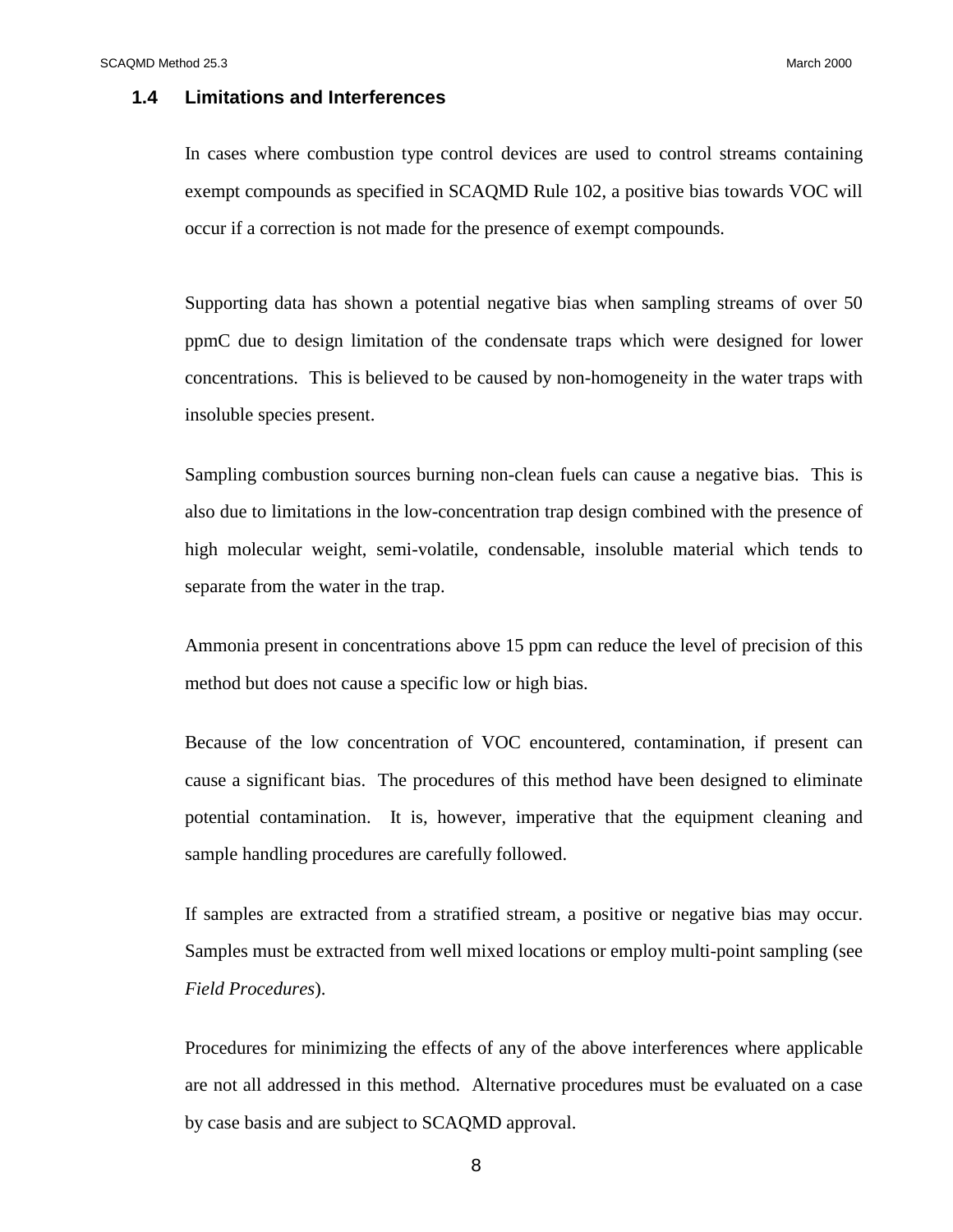### 1.4 Limitations and Interferences

In cases where combustion type control devices are used to control streams containing exempt compounds as specified in SCAQMD Rule 102, a positive bias towards VOC will occur if a correction is not made for the presence of exempt compounds.

Supporting data has shown a potential negative bias when sampling streams of over 50 ppmC due to design limitation of the condensate traps which were designed for lower concentrations. This is believed to be caused by non-homogeneity in the water traps with insoluble species present.

Sampling combustion sources burning non-clean fuels can cause a negative bias. This is also due to limitations in the low-concentration trap design combined with the presence of high molecular weight, semi-volatile, condensable, insoluble material which tends to separate from the water in the trap.

Ammonia present in concentrations above 15 ppm can reduce the level of precision of this method but does not cause a specific low or high bias.

Because of the low concentration of VOC encountered, contamination, if present can cause a significant bias. The procedures of this method have been designed to eliminate potential contamination. It is, however, imperative that the equipment cleaning and sample handling procedures are carefully followed.

If samples are extracted from a stratified stream, a positive or negative bias may occur. Samples must be extracted from well mixed locations or employ multi-point sampling (see *Field Procedures*).

Procedures for minimizing the effects of any of the above interferences where applicable are not all addressed in this method. Alternative procedures must be evaluated on a case by case basis and are subject to SCAQMD approval.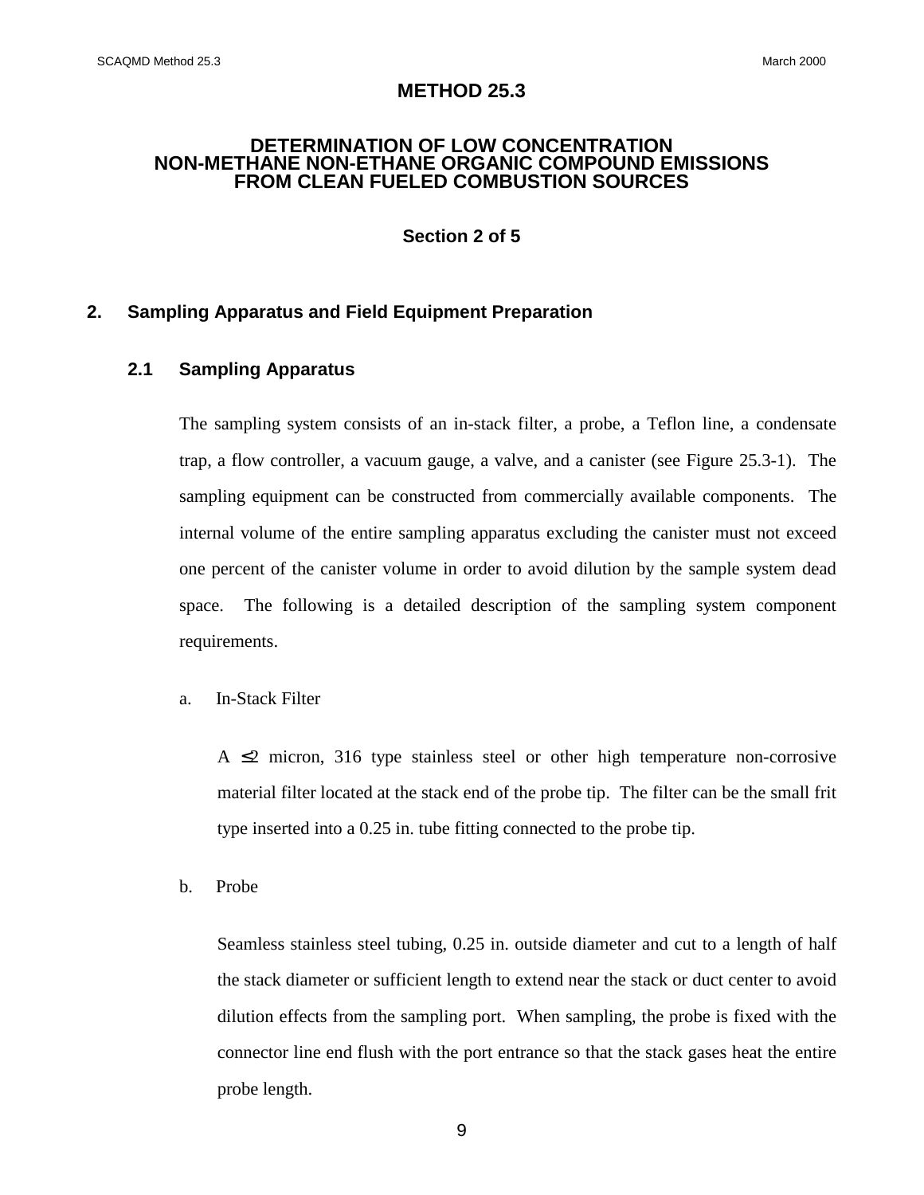# METHOD 25.3

## DETERMINATION OF LOW CONCENTRATION NON-METHANE NON-ETHANE ORGANIC COMPOUND EMISSIONS FROM CLEAN FUELED COMBUSTION SOURCES

**Section 2 of 5**

## 2. Sampling Apparatus and Field Equipment Preparation

### 2.1 Sampling Apparatus

The sampling system consists of an in-stack filter, a probe, a Teflon line, a condensate trap, a flow controller, a vacuum gauge, a valve, and a canister (see Figure 25.3-1). The sampling equipment can be constructed from commercially available components. The internal volume of the entire sampling apparatus excluding the canister must not exceed one percent of the canister volume in order to avoid dilution by the sample system dead space. The following is a detailed description of the sampling system component requirements.

a. In-Stack Filter

A $\leq 2$ micron, 316 type stainless steel or other high temperature non-corrosive material filter located at the stack end of the probe tip. The filter can be the small frit type inserted into a 0.25 in. tube fitting connected to the probe tip.

b. Probe

Seamless stainless steel tubing, 0.25 in. outside diameter and cut to a length of half the stack diameter or sufficient length to extend near the stack or duct center to avoid dilution effects from the sampling port. When sampling, the probe is fixed with the connector line end flush with the port entrance so that the stack gases heat the entire probe length.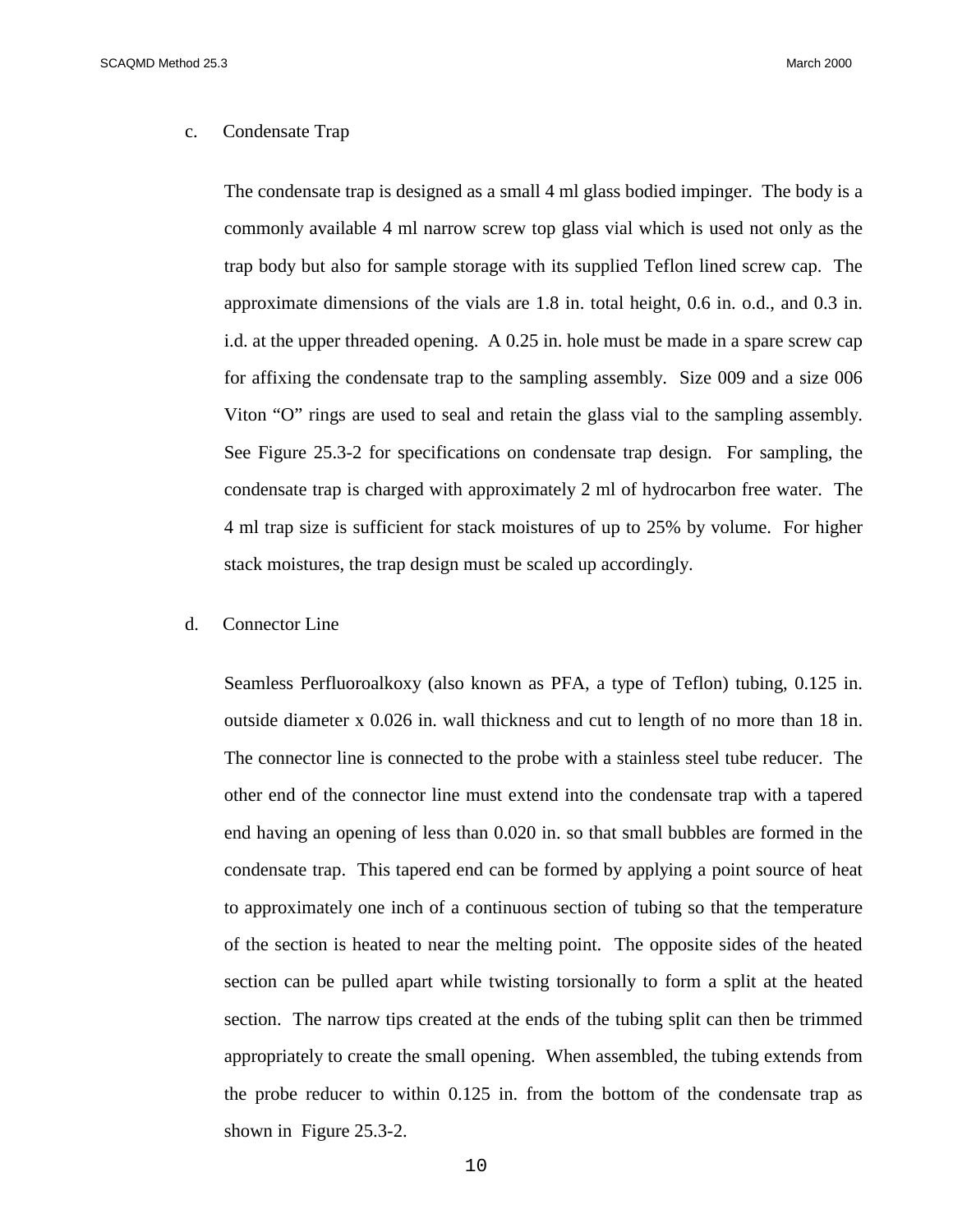c. Condensate Trap

The condensate trap is designed as a small 4 ml glass bodied impinger. The body is a commonly available 4 ml narrow screw top glass vial which is used not only as the trap body but also for sample storage with its supplied Teflon lined screw cap. The approximate dimensions of the vials are 1.8 in. total height, 0.6 in. o.d., and 0.3 in. i.d. at the upper threaded opening. A 0.25 in. hole must be made in a spare screw cap for affixing the condensate trap to the sampling assembly. Size 009 and a size 006 Viton "O" rings are used to seal and retain the glass vial to the sampling assembly. See Figure 25.3-2 for specifications on condensate trap design. For sampling, the condensate trap is charged with approximately 2 ml of hydrocarbon free water. The 4 ml trap size is sufficient for stack moistures of up to 25% by volume. For higher stack moistures, the trap design must be scaled up accordingly.

d. Connector Line

Seamless Perfluoroalkoxy (also known as PFA, a type of Teflon) tubing, 0.125 in. outside diameter x 0.026 in. wall thickness and cut to length of no more than 18 in. The connector line is connected to the probe with a stainless steel tube reducer. The other end of the connector line must extend into the condensate trap with a tapered end having an opening of less than 0.020 in. so that small bubbles are formed in the condensate trap. This tapered end can be formed by applying a point source of heat to approximately one inch of a continuous section of tubing so that the temperature of the section is heated to near the melting point. The opposite sides of the heated section can be pulled apart while twisting torsionally to form a split at the heated section. The narrow tips created at the ends of the tubing split can then be trimmed appropriately to create the small opening. When assembled, the tubing extends from the probe reducer to within 0.125 in. from the bottom of the condensate trap as shown in Figure 25.3-2.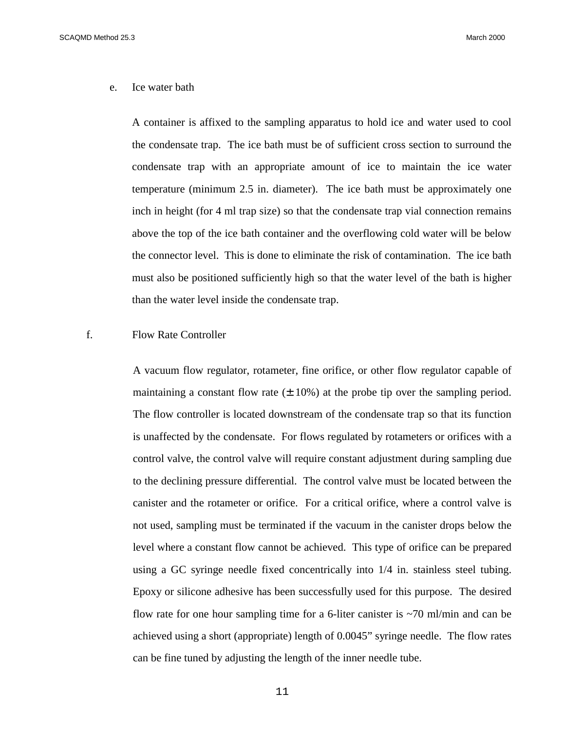e. Ice water bath

A container is affixed to the sampling apparatus to hold ice and water used to cool the condensate trap. The ice bath must be of sufficient cross section to surround the condensate trap with an appropriate amount of ice to maintain the ice water temperature (minimum 2.5 in. diameter). The ice bath must be approximately one inch in height (for 4 ml trap size) so that the condensate trap vial connection remains above the top of the ice bath container and the overflowing cold water will be below the connector level. This is done to eliminate the risk of contamination. The ice bath must also be positioned sufficiently high so that the water level of the bath is higher than the water level inside the condensate trap.

f. Flow Rate Controller

A vacuum flow regulator, rotameter, fine orifice, or other flow regulator capable of maintaining a constant flow rate ($\pm$10%) at the probe tip over the sampling period. The flow controller is located downstream of the condensate trap so that its function is unaffected by the condensate. For flows regulated by rotameters or orifices with a control valve, the control valve will require constant adjustment during sampling due to the declining pressure differential. The control valve must be located between the canister and the rotameter or orifice. For a critical orifice, where a control valve is not used, sampling must be terminated if the vacuum in the canister drops below the level where a constant flow cannot be achieved. This type of orifice can be prepared using a GC syringe needle fixed concentrically into 1/4 in. stainless steel tubing. Epoxy or silicone adhesive has been successfully used for this purpose. The desired flow rate for one hour sampling time for a 6-liter canister is ~70 ml/min and can be achieved using a short (appropriate) length of 0.0045" syringe needle. The flow rates can be fine tuned by adjusting the length of the inner needle tube.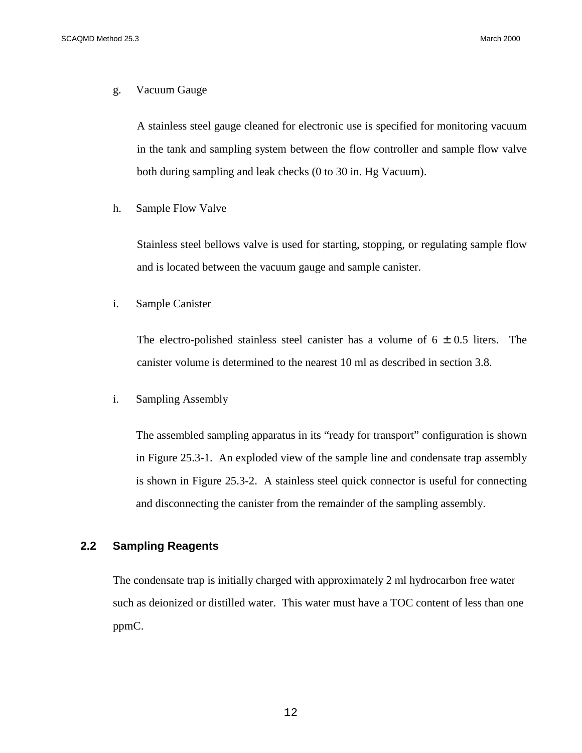g. Vacuum Gauge

A stainless steel gauge cleaned for electronic use is specified for monitoring vacuum in the tank and sampling system between the flow controller and sample flow valve both during sampling and leak checks (0 to 30 in. Hg Vacuum).

h. Sample Flow Valve

Stainless steel bellows valve is used for starting, stopping, or regulating sample flow and is located between the vacuum gauge and sample canister.

i. Sample Canister

The electro-polished stainless steel canister has a volume of $6 \pm 0.5$ liters. The canister volume is determined to the nearest 10 ml as described in section 3.8.

i. Sampling Assembly

The assembled sampling apparatus in its "ready for transport" configuration is shown in Figure 25.3-1. An exploded view of the sample line and condensate trap assembly is shown in Figure 25.3-2. A stainless steel quick connector is useful for connecting and disconnecting the canister from the remainder of the sampling assembly.

## 2.2 Sampling Reagents

The condensate trap is initially charged with approximately 2 ml hydrocarbon free water such as deionized or distilled water. This water must have a TOC content of less than one ppmC.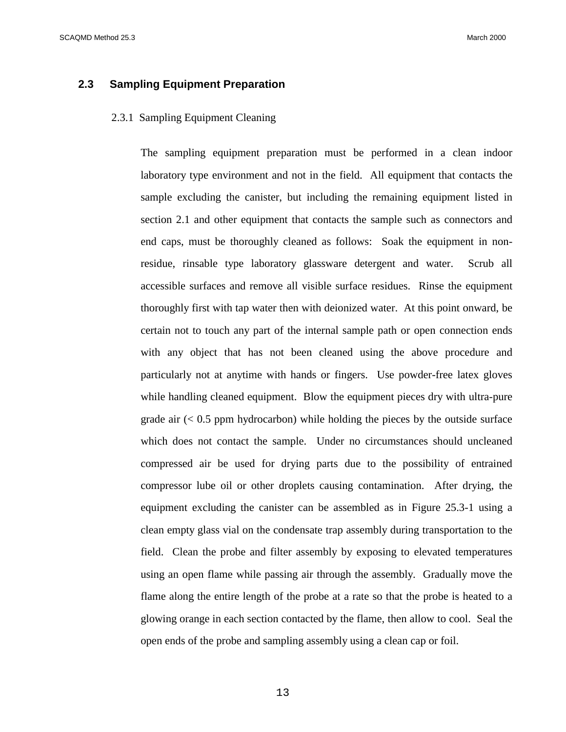## 2.3 Sampling Equipment Preparation

### 2.3.1 Sampling Equipment Cleaning

The sampling equipment preparation must be performed in a clean indoor laboratory type environment and not in the field. All equipment that contacts the sample excluding the canister, but including the remaining equipment listed in section 2.1 and other equipment that contacts the sample such as connectors and end caps, must be thoroughly cleaned as follows: Soak the equipment in non-residue, rinsable type laboratory glassware detergent and water. Scrub all accessible surfaces and remove all visible surface residues. Rinse the equipment thoroughly first with tap water then with deionized water. At this point onward, be certain not to touch any part of the internal sample path or open connection ends with any object that has not been cleaned using the above procedure and particularly not at anytime with hands or fingers. Use powder-free latex gloves while handling cleaned equipment. Blow the equipment pieces dry with ultra-pure grade air (< 0.5 ppm hydrocarbon) while holding the pieces by the outside surface which does not contact the sample. Under no circumstances should uncleaned compressed air be used for drying parts due to the possibility of entrained compressor lube oil or other droplets causing contamination. After drying, the equipment excluding the canister can be assembled as in Figure 25.3-1 using a clean empty glass vial on the condensate trap assembly during transportation to the field. Clean the probe and filter assembly by exposing to elevated temperatures using an open flame while passing air through the assembly. Gradually move the flame along the entire length of the probe at a rate so that the probe is heated to a glowing orange in each section contacted by the flame, then allow to cool. Seal the open ends of the probe and sampling assembly using a clean cap or foil.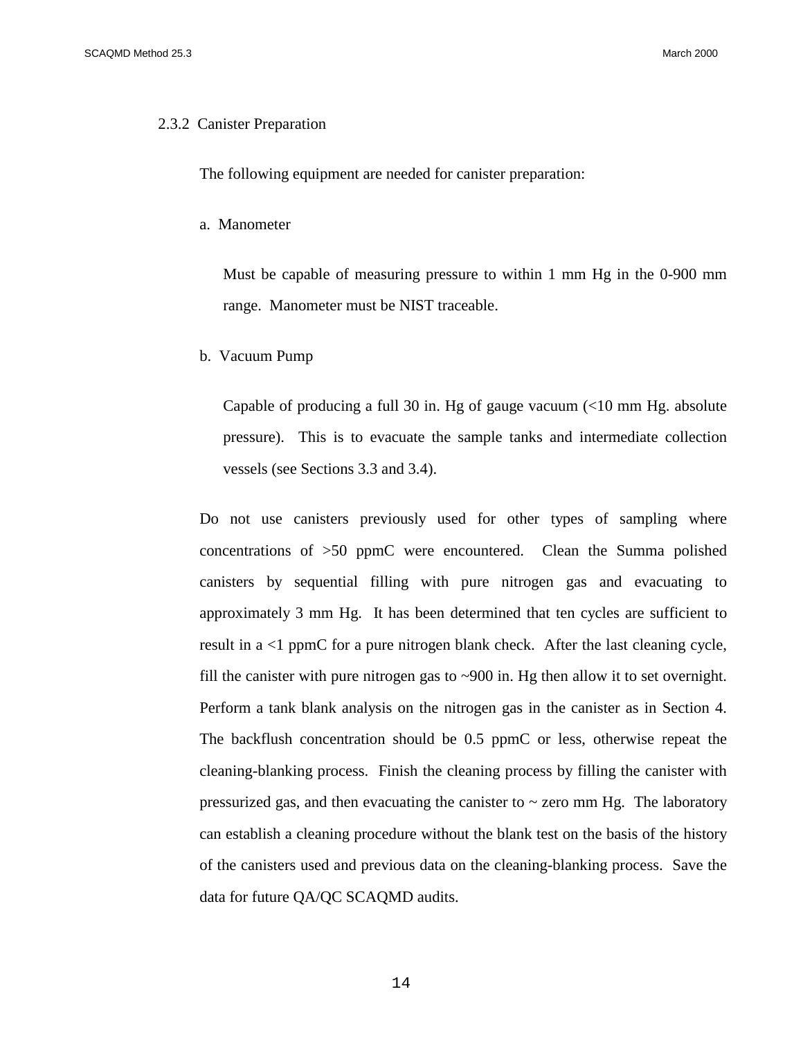### 2.3.2 Canister Preparation

The following equipment are needed for canister preparation:

a. Manometer

Must be capable of measuring pressure to within 1 mm Hg in the 0-900 mm range. Manometer must be NIST traceable.

b. Vacuum Pump

Capable of producing a full 30 in. Hg of gauge vacuum (<10 mm Hg. absolute pressure). This is to evacuate the sample tanks and intermediate collection vessels (see Sections 3.3 and 3.4).

Do not use canisters previously used for other types of sampling where concentrations of >50 ppmC were encountered. Clean the Summa polished canisters by sequential filling with pure nitrogen gas and evacuating to approximately 3 mm Hg. It has been determined that ten cycles are sufficient to result in a <1 ppmC for a pure nitrogen blank check. After the last cleaning cycle, fill the canister with pure nitrogen gas to ~900 in. Hg then allow it to set overnight. Perform a tank blank analysis on the nitrogen gas in the canister as in Section 4. The backflush concentration should be 0.5 ppmC or less, otherwise repeat the cleaning-blanking process. Finish the cleaning process by filling the canister with pressurized gas, and then evacuating the canister to ~ zero mm Hg. The laboratory can establish a cleaning procedure without the blank test on the basis of the history of the canisters used and previous data on the cleaning-blanking process. Save the data for future QA/QC SCAQMD audits.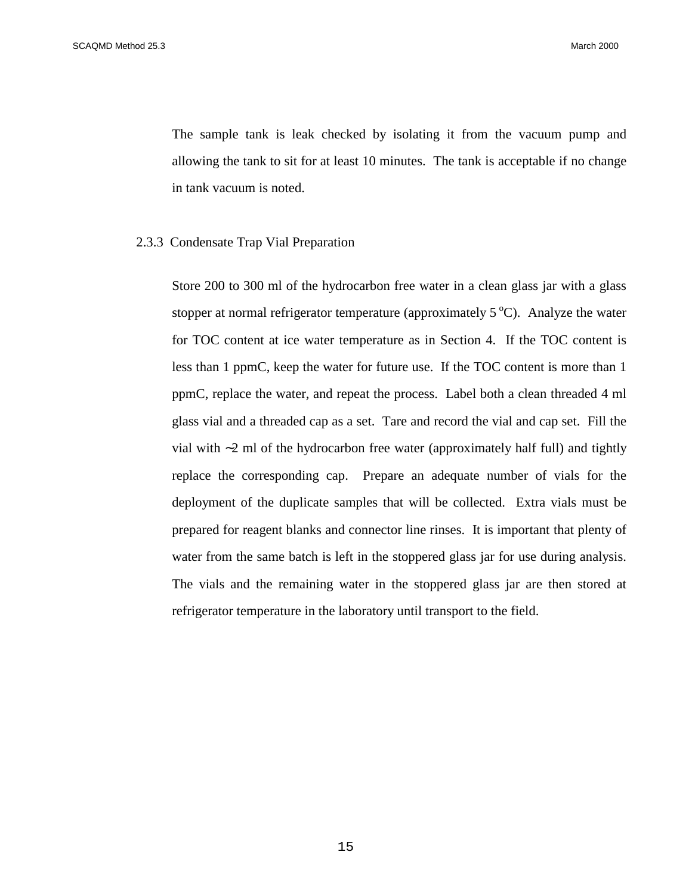The sample tank is leak checked by isolating it from the vacuum pump and allowing the tank to sit for at least 10 minutes. The tank is acceptable if no change in tank vacuum is noted.

### 2.3.3 Condensate Trap Vial Preparation

Store 200 to 300 ml of the hydrocarbon free water in a clean glass jar with a glass stopper at normal refrigerator temperature (approximately 5 $^{o}$C). Analyze the water for TOC content at ice water temperature as in Section 4. If the TOC content is less than 1 ppmC, keep the water for future use. If the TOC content is more than 1 ppmC, replace the water, and repeat the process. Label both a clean threaded 4 ml glass vial and a threaded cap as a set. Tare and record the vial and cap set. Fill the vial with ~2 ml of the hydrocarbon free water (approximately half full) and tightly replace the corresponding cap. Prepare an adequate number of vials for the deployment of the duplicate samples that will be collected. Extra vials must be prepared for reagent blanks and connector line rinses. It is important that plenty of water from the same batch is left in the stoppered glass jar for use during analysis. The vials and the remaining water in the stoppered glass jar are then stored at refrigerator temperature in the laboratory until transport to the field.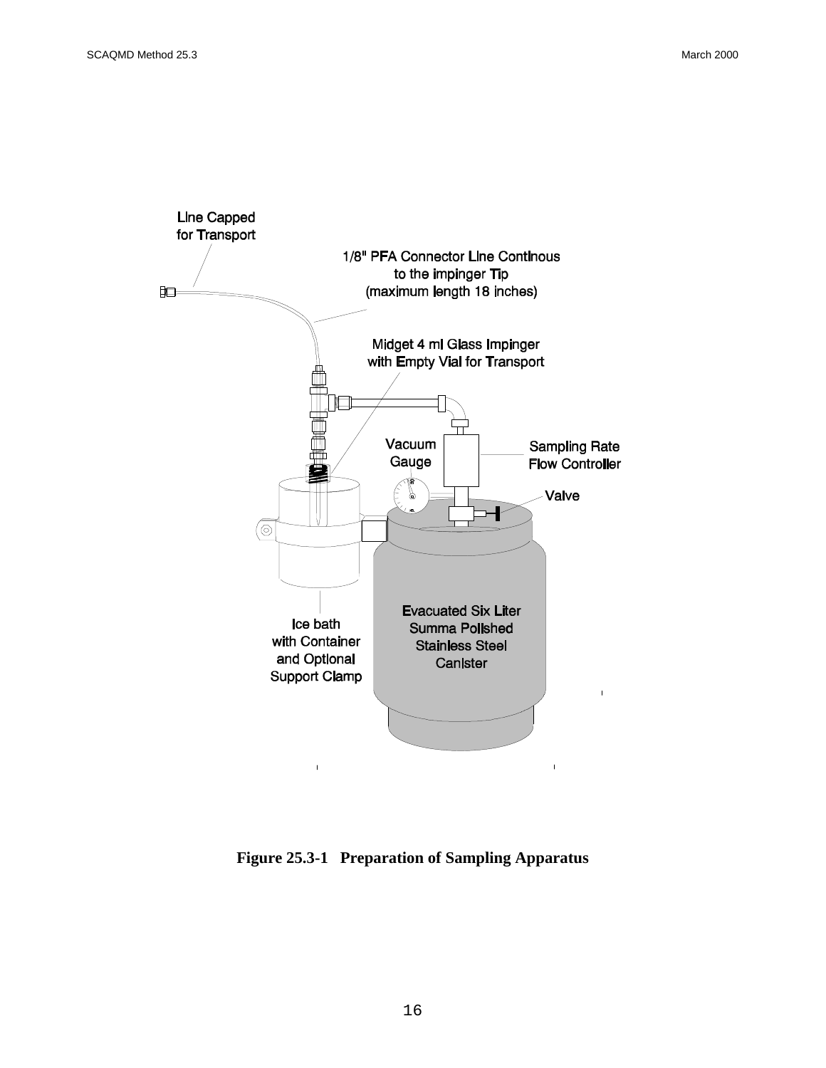Line Capped for Transport

1/8" PFA Connector Line Continous to the impinger Tip (maximum length 18 inches)

Midget 4 ml Glass Impinger with Empty Vial for Transport

Vacuum Gauge

Sampling Rate Flow Controller

Valve

Ice bath with Container and Optional Support Clamp

Evacuated Six Liter Summa Polished Stainless Steel Canister

**Figure 25.3-1 Preparation of Sampling Apparatus**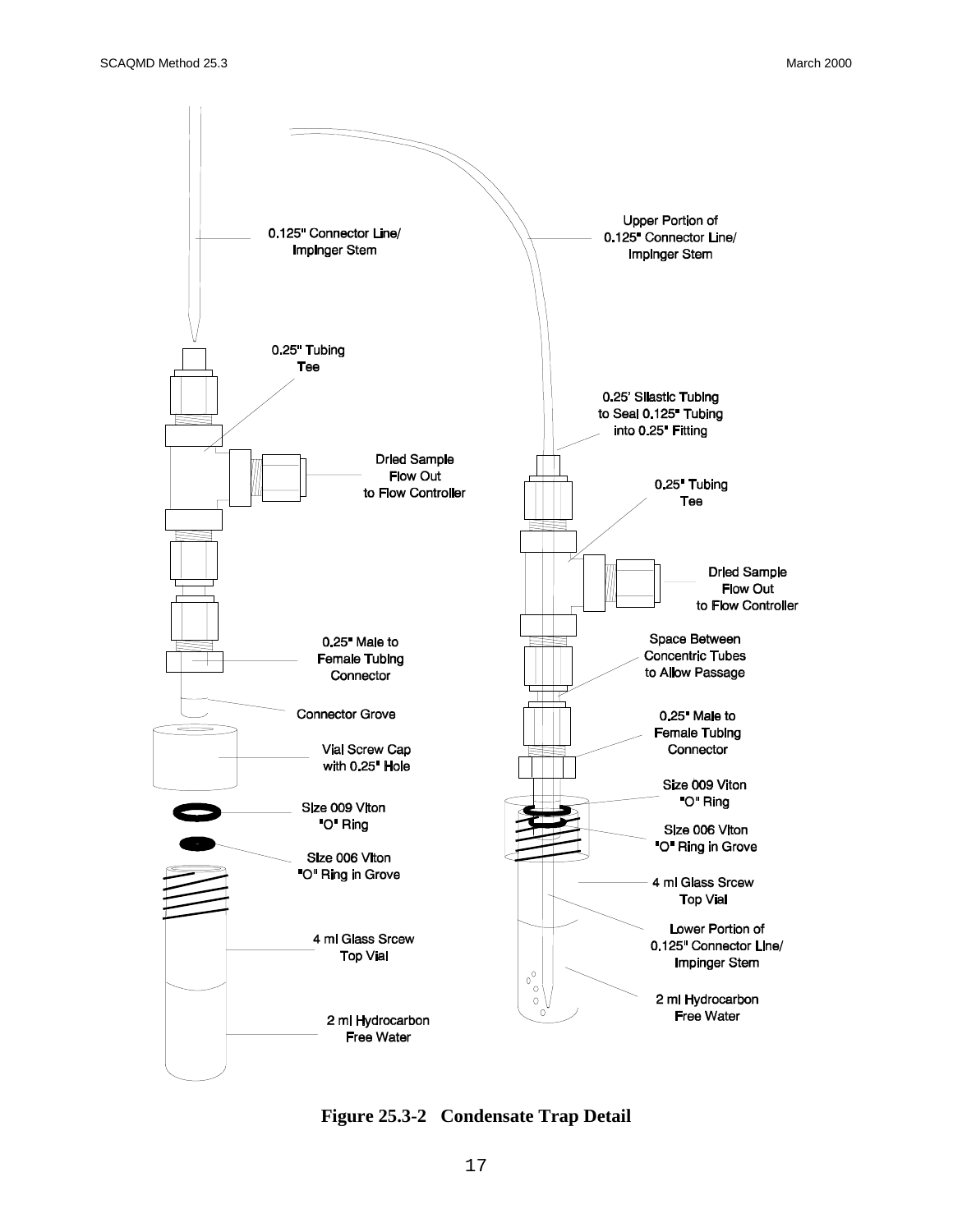0.125" Connector Line/ Impinger Stem

0.25" Tubing Tee

Dried Sample Flow Out to Flow Controller

0.25" Male to Female Tubing Connector

Connector Grove

Vial Screw Cap with 0.25" Hole

Size 009 Viton "O" Ring

Size 006 Viton "O" Ring in Grove

4 ml Glass Srcew Top Vial

2 ml Hydrocarbon Free Water

Upper Portion of 0.125" Connector Line/ Impinger Stem

0.25' Silastic Tubing to Seal 0.125" Tubing into 0.25" Fitting

0.25" Tubing Tee

Dried Sample Flow Out to Flow Controller

Space Between Concentric Tubes to Allow Passage

0.25" Male to Female Tubing Connector

Size 009 Viton "O" Ring

Size 006 Viton "O" Ring in Grove

4 ml Glass Srcew Top Vial

Lower Portion of 0.125" Connector Line/ Impinger Stem

2 ml Hydrocarbon Free Water

**Figure 25.3-2 Condensate Trap Detail**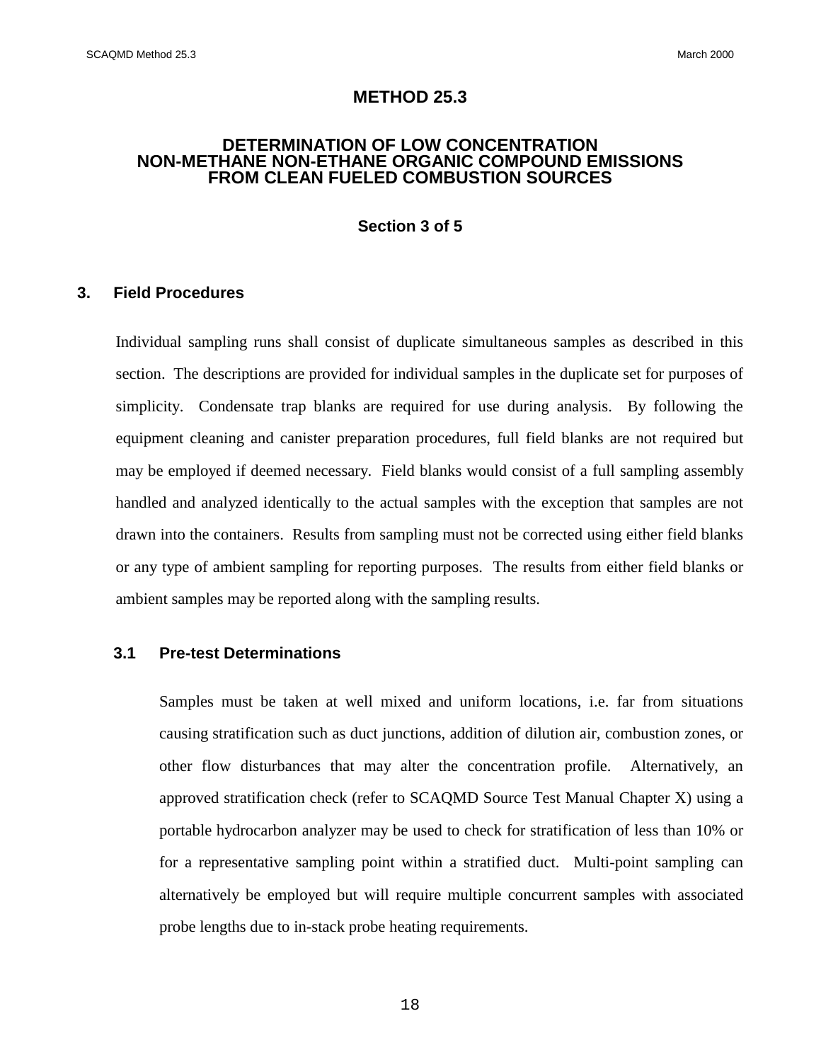# METHOD 25.3

## DETERMINATION OF LOW CONCENTRATION NON-METHANE NON-ETHANE ORGANIC COMPOUND EMISSIONS FROM CLEAN FUELED COMBUSTION SOURCES

### Section 3 of 5

## 3. Field Procedures

Individual sampling runs shall consist of duplicate simultaneous samples as described in this section. The descriptions are provided for individual samples in the duplicate set for purposes of simplicity. Condensate trap blanks are required for use during analysis. By following the equipment cleaning and canister preparation procedures, full field blanks are not required but may be employed if deemed necessary. Field blanks would consist of a full sampling assembly handled and analyzed identically to the actual samples with the exception that samples are not drawn into the containers. Results from sampling must not be corrected using either field blanks or any type of ambient sampling for reporting purposes. The results from either field blanks or ambient samples may be reported along with the sampling results.

### 3.1 Pre-test Determinations

Samples must be taken at well mixed and uniform locations, i.e. far from situations causing stratification such as duct junctions, addition of dilution air, combustion zones, or other flow disturbances that may alter the concentration profile. Alternatively, an approved stratification check (refer to SCAQMD Source Test Manual Chapter X) using a portable hydrocarbon analyzer may be used to check for stratification of less than 10% or for a representative sampling point within a stratified duct. Multi-point sampling can alternatively be employed but will require multiple concurrent samples with associated probe lengths due to in-stack probe heating requirements.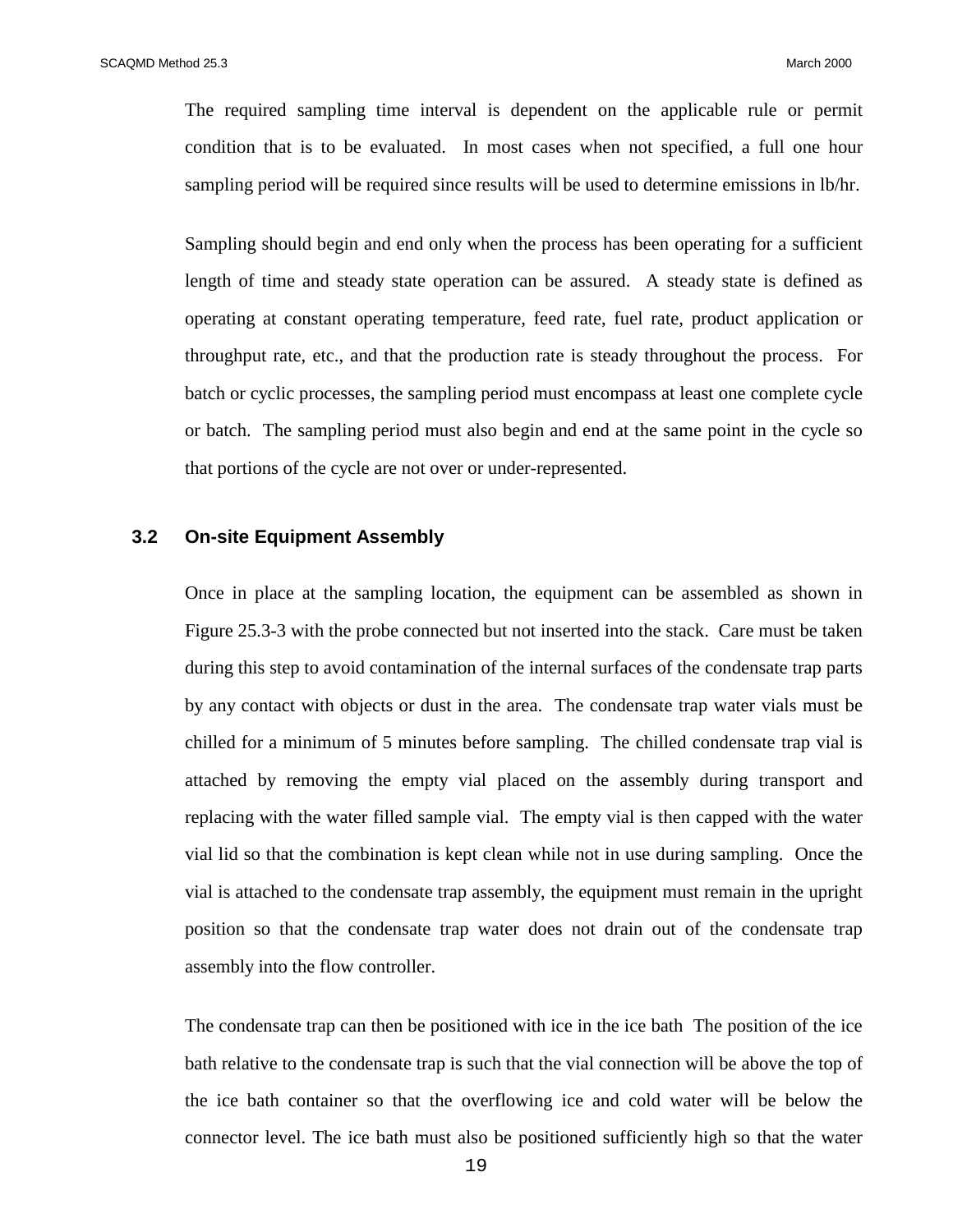The required sampling time interval is dependent on the applicable rule or permit condition that is to be evaluated.  In most cases when not specified, a full one hour sampling period will be required since results will be used to determine emissions in lb/hr.

Sampling should begin and end only when the process has been operating for a sufficient length of time and steady state operation can be assured.  A steady state is defined as operating at constant operating temperature, feed rate, fuel rate, product application or throughput rate, etc., and that the production rate is steady throughout the process.  For batch or cyclic processes, the sampling period must encompass at least one complete cycle or batch.  The sampling period must also begin and end at the same point in the cycle so that portions of the cycle are not over or under-represented.

### 3.2 On-site Equipment Assembly

Once in place at the sampling location, the equipment can be assembled as shown in Figure 25.3-3 with the probe connected but not inserted into the stack.  Care must be taken during this step to avoid contamination of the internal surfaces of the condensate trap parts by any contact with objects or dust in the area.  The condensate trap water vials must be chilled for a minimum of 5 minutes before sampling.  The chilled condensate trap vial is attached by removing the empty vial placed on the assembly during transport and replacing with the water filled sample vial.  The empty vial is then capped with the water vial lid so that the combination is kept clean while not in use during sampling.  Once the vial is attached to the condensate trap assembly, the equipment must remain in the upright position so that the condensate trap water does not drain out of the condensate trap assembly into the flow controller.

The condensate trap can then be positioned with ice in the ice bath  The position of the ice bath relative to the condensate trap is such that the vial connection will be above the top of the ice bath container so that the overflowing ice and cold water will be below the connector level. The ice bath must also be positioned sufficiently high so that the water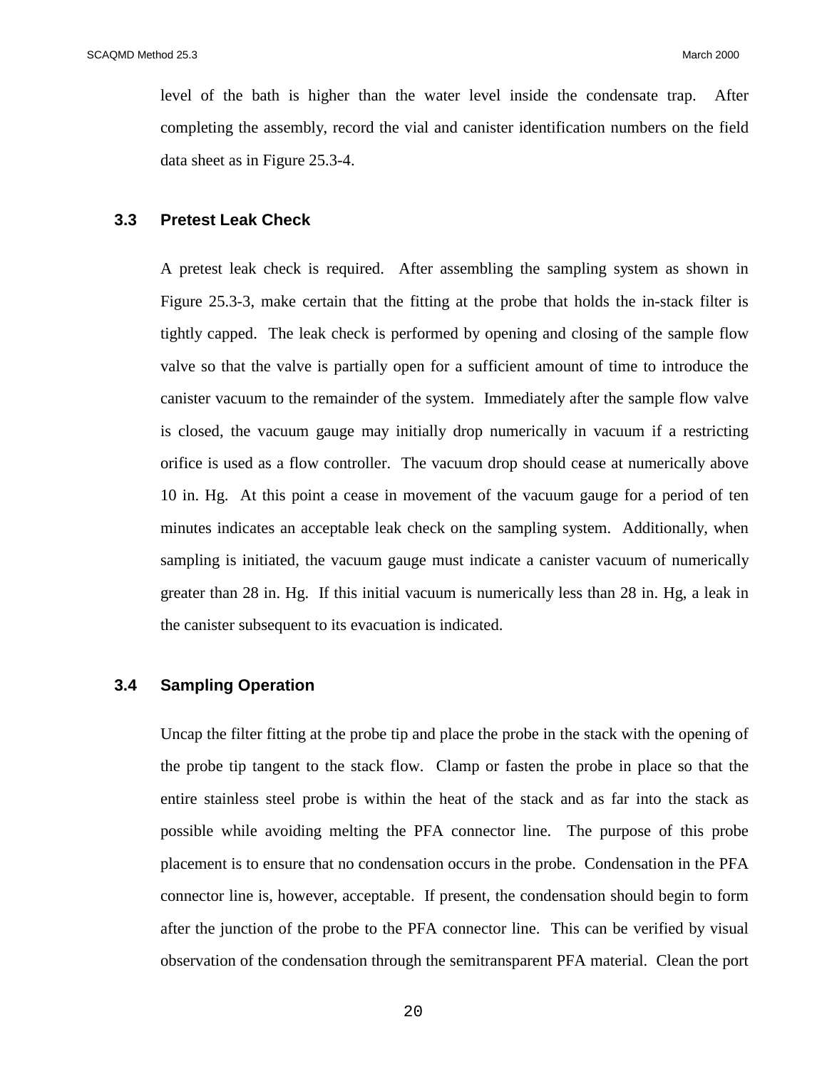level of the bath is higher than the water level inside the condensate trap. After completing the assembly, record the vial and canister identification numbers on the field data sheet as in Figure 25.3-4.

### 3.3 Pretest Leak Check

A pretest leak check is required. After assembling the sampling system as shown in Figure 25.3-3, make certain that the fitting at the probe that holds the in-stack filter is tightly capped. The leak check is performed by opening and closing of the sample flow valve so that the valve is partially open for a sufficient amount of time to introduce the canister vacuum to the remainder of the system. Immediately after the sample flow valve is closed, the vacuum gauge may initially drop numerically in vacuum if a restricting orifice is used as a flow controller. The vacuum drop should cease at numerically above 10 in. Hg. At this point a cease in movement of the vacuum gauge for a period of ten minutes indicates an acceptable leak check on the sampling system. Additionally, when sampling is initiated, the vacuum gauge must indicate a canister vacuum of numerically greater than 28 in. Hg. If this initial vacuum is numerically less than 28 in. Hg, a leak in the canister subsequent to its evacuation is indicated.

### 3.4 Sampling Operation

Uncap the filter fitting at the probe tip and place the probe in the stack with the opening of the probe tip tangent to the stack flow. Clamp or fasten the probe in place so that the entire stainless steel probe is within the heat of the stack and as far into the stack as possible while avoiding melting the PFA connector line. The purpose of this probe placement is to ensure that no condensation occurs in the probe. Condensation in the PFA connector line is, however, acceptable. If present, the condensation should begin to form after the junction of the probe to the PFA connector line. This can be verified by visual observation of the condensation through the semitransparent PFA material. Clean the port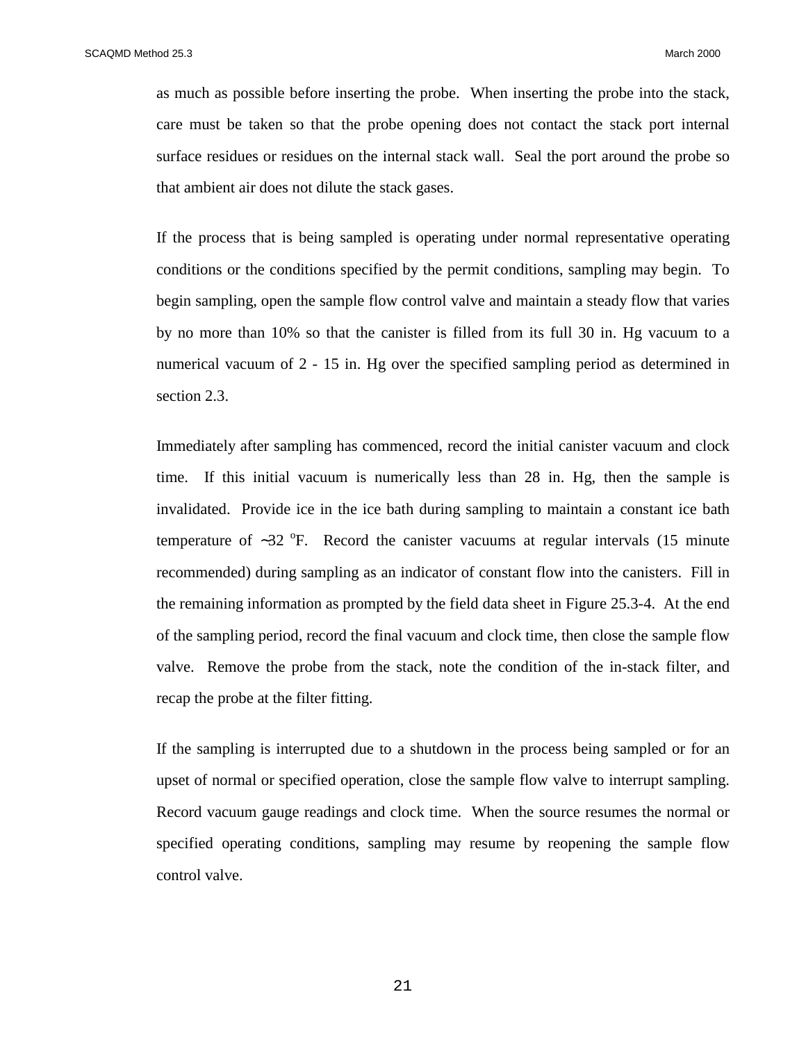as much as possible before inserting the probe. When inserting the probe into the stack, care must be taken so that the probe opening does not contact the stack port internal surface residues or residues on the internal stack wall. Seal the port around the probe so that ambient air does not dilute the stack gases.

If the process that is being sampled is operating under normal representative operating conditions or the conditions specified by the permit conditions, sampling may begin. To begin sampling, open the sample flow control valve and maintain a steady flow that varies by no more than 10% so that the canister is filled from its full 30 in. Hg vacuum to a numerical vacuum of 2 - 15 in. Hg over the specified sampling period as determined in section 2.3.

Immediately after sampling has commenced, record the initial canister vacuum and clock time. If this initial vacuum is numerically less than 28 in. Hg, then the sample is invalidated. Provide ice in the ice bath during sampling to maintain a constant ice bath temperature of ~32 $^{o}$F. Record the canister vacuums at regular intervals (15 minute recommended) during sampling as an indicator of constant flow into the canisters. Fill in the remaining information as prompted by the field data sheet in Figure 25.3-4. At the end of the sampling period, record the final vacuum and clock time, then close the sample flow valve. Remove the probe from the stack, note the condition of the in-stack filter, and recap the probe at the filter fitting.

If the sampling is interrupted due to a shutdown in the process being sampled or for an upset of normal or specified operation, close the sample flow valve to interrupt sampling. Record vacuum gauge readings and clock time. When the source resumes the normal or specified operating conditions, sampling may resume by reopening the sample flow control valve.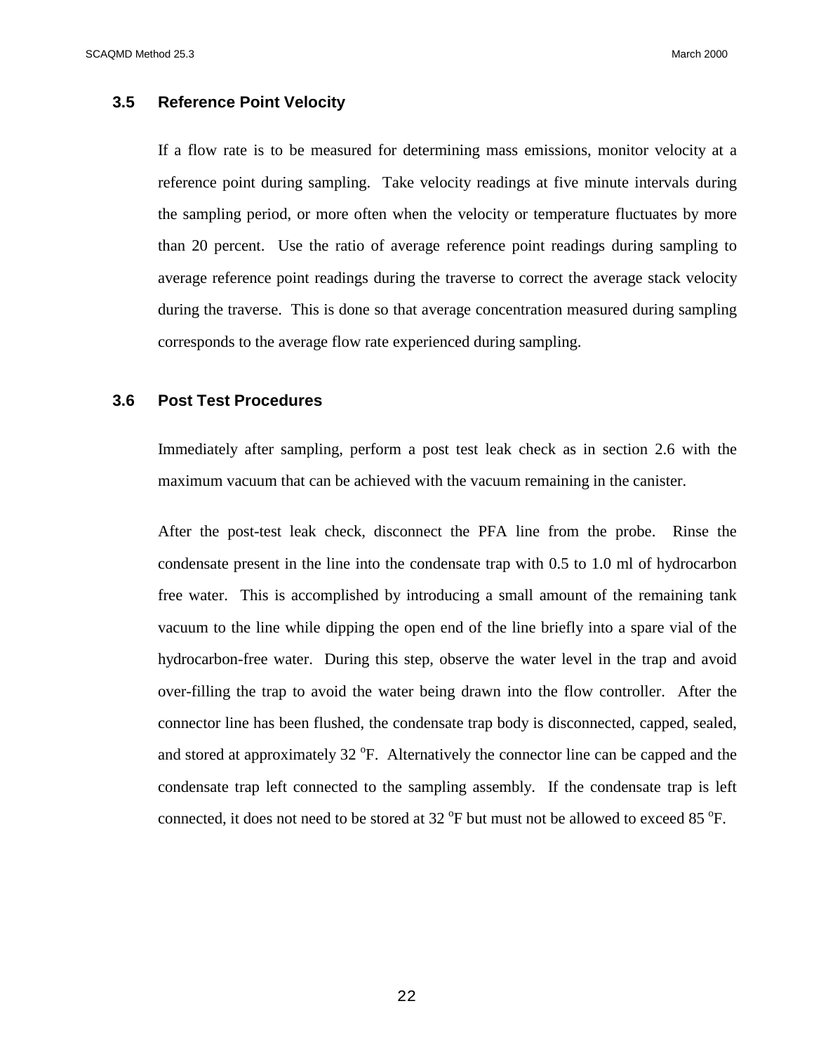### 3.5 Reference Point Velocity

If a flow rate is to be measured for determining mass emissions, monitor velocity at a reference point during sampling. Take velocity readings at five minute intervals during the sampling period, or more often when the velocity or temperature fluctuates by more than 20 percent. Use the ratio of average reference point readings during sampling to average reference point readings during the traverse to correct the average stack velocity during the traverse. This is done so that average concentration measured during sampling corresponds to the average flow rate experienced during sampling.

### 3.6 Post Test Procedures

Immediately after sampling, perform a post test leak check as in section 2.6 with the maximum vacuum that can be achieved with the vacuum remaining in the canister.

After the post-test leak check, disconnect the PFA line from the probe. Rinse the condensate present in the line into the condensate trap with 0.5 to 1.0 ml of hydrocarbon free water. This is accomplished by introducing a small amount of the remaining tank vacuum to the line while dipping the open end of the line briefly into a spare vial of the hydrocarbon-free water. During this step, observe the water level in the trap and avoid over-filling the trap to avoid the water being drawn into the flow controller. After the connector line has been flushed, the condensate trap body is disconnected, capped, sealed, and stored at approximately 32 $^oF$. Alternatively the connector line can be capped and the condensate trap left connected to the sampling assembly. If the condensate trap is left connected, it does not need to be stored at 32 $^oF$ but must not be allowed to exceed 85 $^oF$.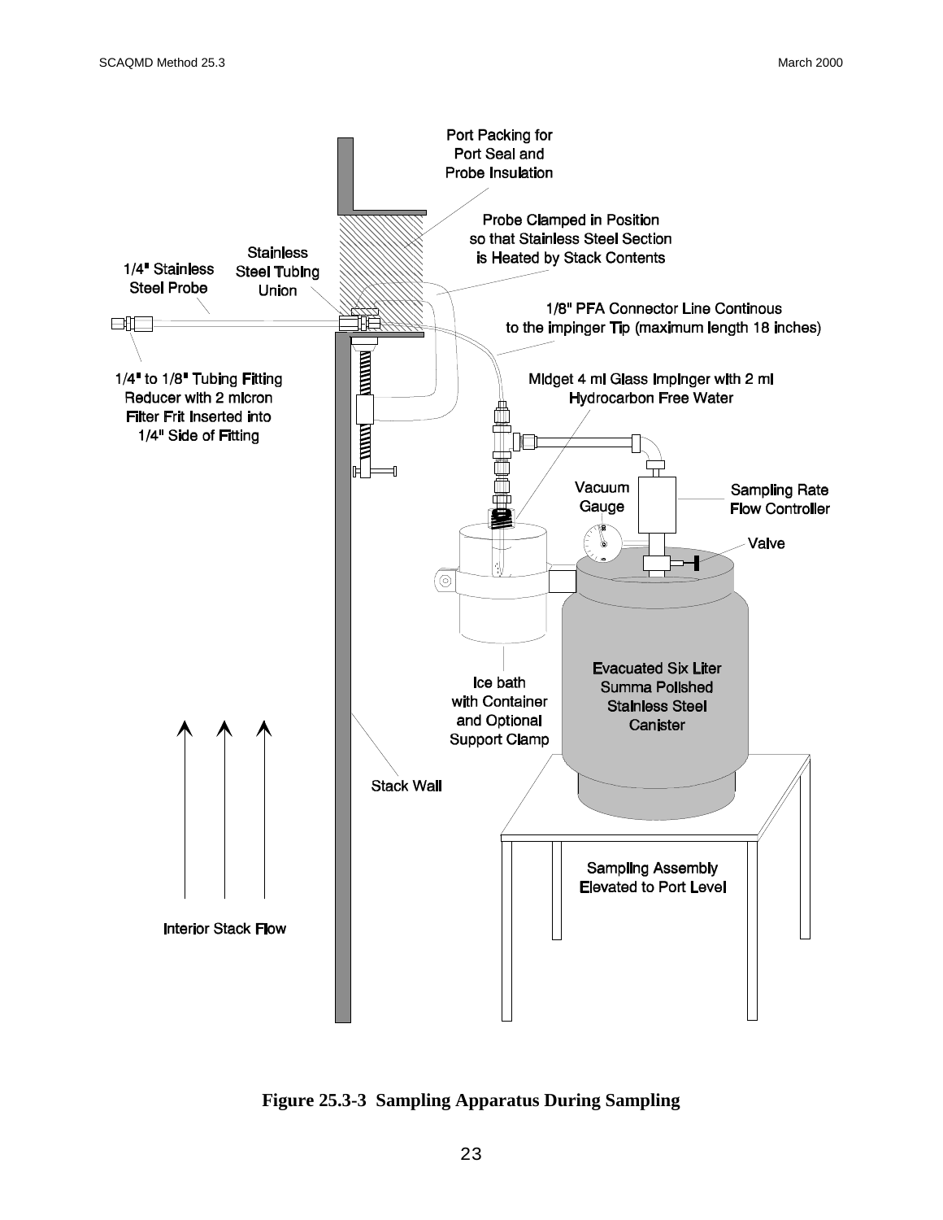Port Packing for Port Seal and Probe Insulation

Probe Clamped in Position so that Stainless Steel Section is Heated by Stack Contents

1/4" Stainless Steel Probe

Stainless Steel Tubing Union

1/8" PFA Connector Line Continous to the impinger Tip (maximum length 18 inches)

1/4" to 1/8" Tubing Fitting Reducer with 2 micron Filter Frit Inserted into 1/4" Side of Fitting

Midget 4 ml Glass Impinger with 2 ml Hydrocarbon Free Water

Vacuum Gauge

Sampling Rate Flow Controller

Valve

Ice bath with Container and Optional Support Clamp

Evacuated Six Liter Summa Polished Stainless Steel Canister

Stack Wall

Sampling Assembly Elevated to Port Level

Interior Stack Flow

**Figure 25.3-3 Sampling Apparatus During Sampling**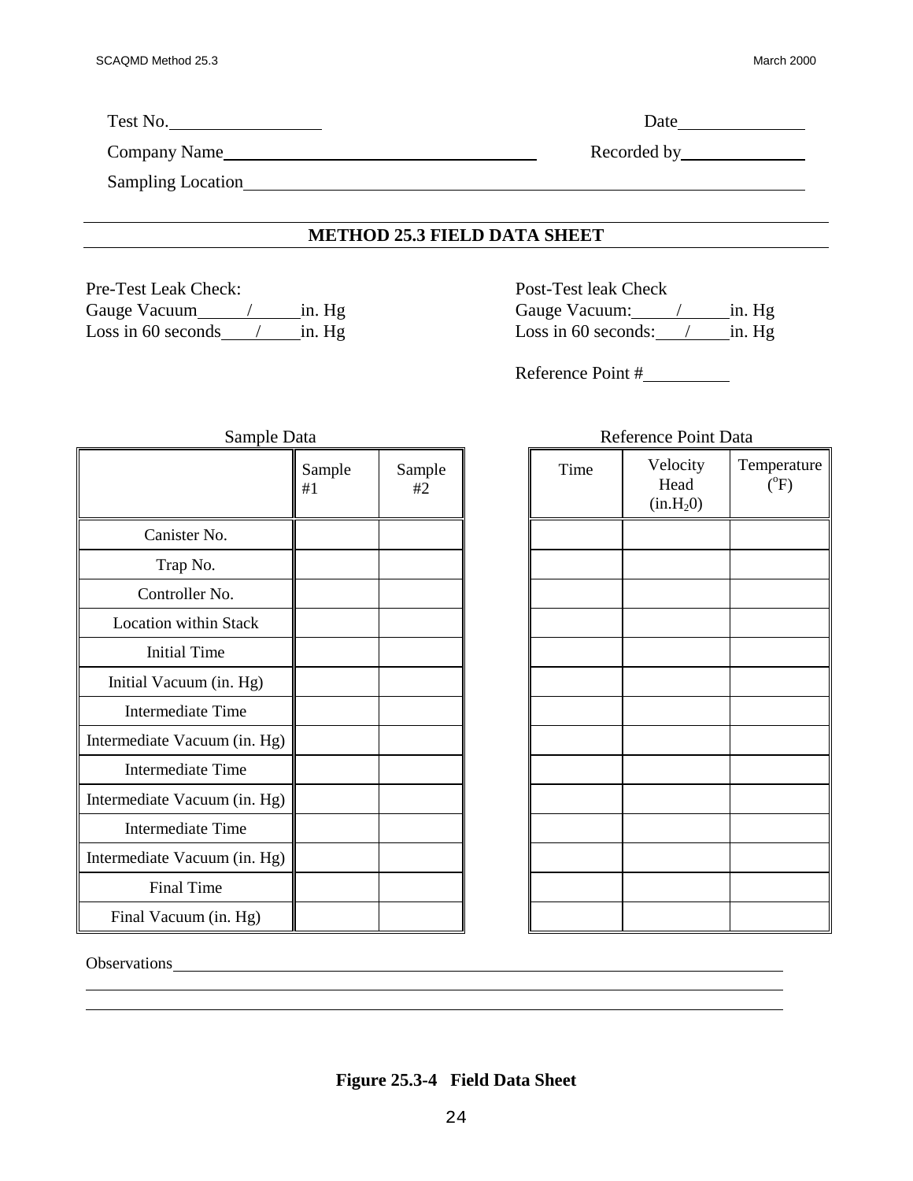Test No.\_\_\_\_\_\_\_\_\_\_\_\_\_\_\_\_ Date\_\_\_\_\_\_\_\_\_\_\_\_\_\_

Company Name\_\_\_\_\_\_\_\_\_\_\_\_\_\_\_\_\_\_\_\_\_\_\_\_\_\_\_\_\_\_\_\_ Recorded by\_\_\_\_\_\_\_\_\_\_\_\_\_\_

Sampling Location\_\_\_\_\_\_\_\_\_\_\_\_\_\_\_\_\_\_\_\_\_\_\_\_\_\_\_\_\_\_\_\_\_\_\_\_\_\_\_\_\_\_\_\_\_\_\_\_\_\_\_\_\_\_

## METHOD 25.3 FIELD DATA SHEET

Pre-Test Leak Check:
Gauge Vacuum\_\_\_\_\_/\_\_\_\_\_in. Hg
Loss in 60 seconds\_\_\_\_/\_\_\_\_\_in. Hg

Post-Test leak Check
Gauge Vacuum:\_\_\_\_\_/\_\_\_\_\_in. Hg
Loss in 60 seconds:\_\_\_\_/\_\_\_\_\_in. Hg

Reference Point #\_\_\_\_\_\_\_\_\_\_

Sample Data

| | Sample #1 | Sample #2 |
|---|---|---|
| Canister No. | | |
| Trap No. | | |
| Controller No. | | |
| Location within Stack | | |
| Initial Time | | |
| Initial Vacuum (in. Hg) | | |
| Intermediate Time | | |
| Intermediate Vacuum (in. Hg) | | |
| Intermediate Time | | |
| Intermediate Vacuum (in. Hg) | | |
| Intermediate Time | | |
| Intermediate Vacuum (in. Hg) | | |
| Final Time | | |
| Final Vacuum (in. Hg) | | |

Reference Point Data

| Time | Velocity Head (in.$H_2$0) | Temperature ($^oF$) |
|---|---|---|
| | | |
| | | |
| | | |
| | | |
| | | |
| | | |
| | | |
| | | |
| | | |
| | | |
| | | |
| | | |
| | | |
| | | |

Observations\_\_\_\_\_\_\_\_\_\_\_\_\_\_\_\_\_\_\_\_\_\_\_\_\_\_\_\_\_\_\_\_\_\_\_\_\_\_\_\_\_\_\_\_\_\_\_\_\_\_\_\_\_\_\_\_\_\_\_\_

\_\_\_\_\_\_\_\_\_\_\_\_\_\_\_\_\_\_\_\_\_\_\_\_\_\_\_\_\_\_\_\_\_\_\_\_\_\_\_\_\_\_\_\_\_\_\_\_\_\_\_\_\_\_\_\_\_\_\_\_\_\_\_\_\_\_\_\_\_\_\_\_

\_\_\_\_\_\_\_\_\_\_\_\_\_\_\_\_\_\_\_\_\_\_\_\_\_\_\_\_\_\_\_\_\_\_\_\_\_\_\_\_\_\_\_\_\_\_\_\_\_\_\_\_\_\_\_\_\_\_\_\_\_\_\_\_\_\_\_\_\_\_\_\_

**Figure 25.3-4 Field Data Sheet**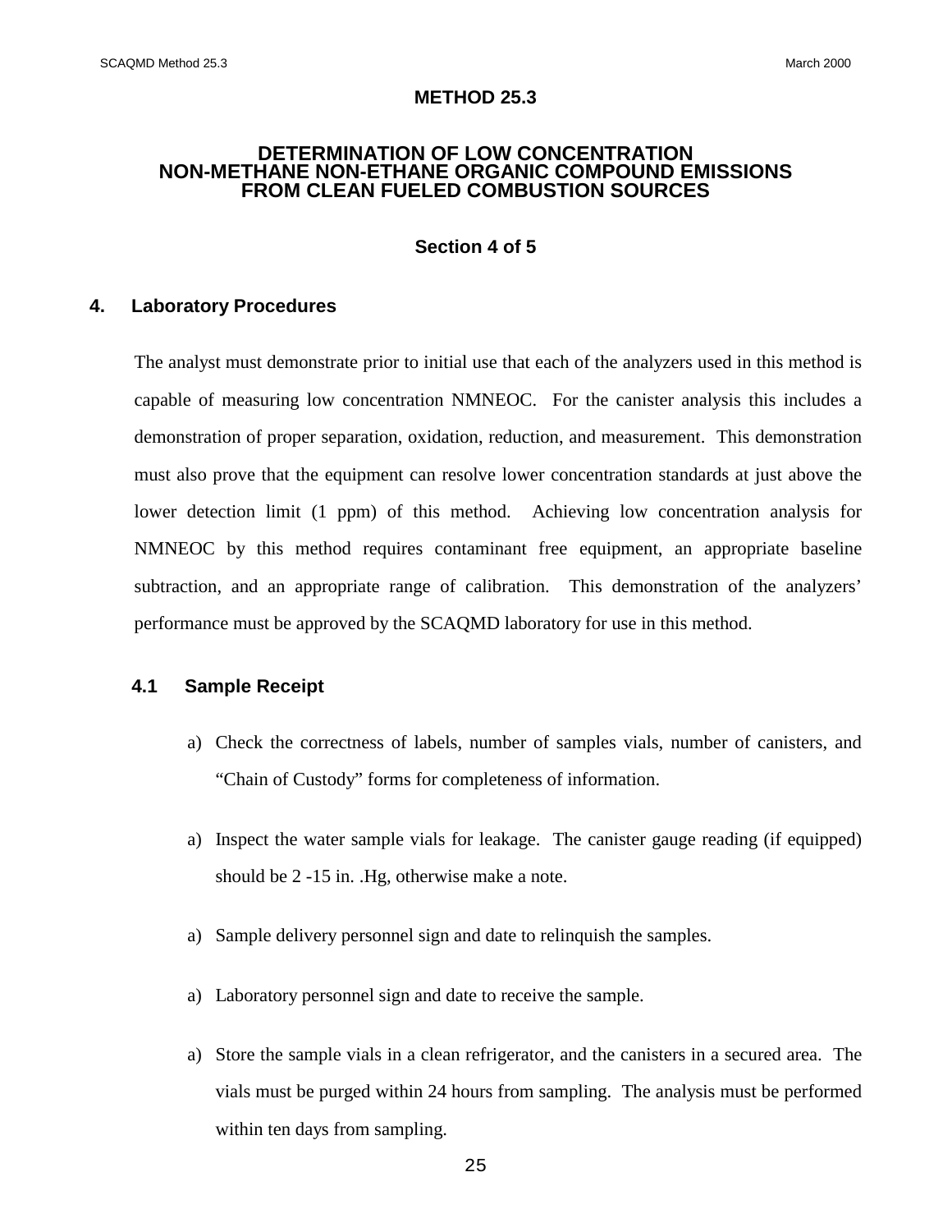# METHOD 25.3

## DETERMINATION OF LOW CONCENTRATION NON-METHANE NON-ETHANE ORGANIC COMPOUND EMISSIONS FROM CLEAN FUELED COMBUSTION SOURCES

### Section 4 of 5

## 4. Laboratory Procedures

The analyst must demonstrate prior to initial use that each of the analyzers used in this method is capable of measuring low concentration NMNEOC. For the canister analysis this includes a demonstration of proper separation, oxidation, reduction, and measurement. This demonstration must also prove that the equipment can resolve lower concentration standards at just above the lower detection limit (1 ppm) of this method. Achieving low concentration analysis for NMNEOC by this method requires contaminant free equipment, an appropriate baseline subtraction, and an appropriate range of calibration. This demonstration of the analyzers' performance must be approved by the SCAQMD laboratory for use in this method.

### 4.1 Sample Receipt

a) Check the correctness of labels, number of samples vials, number of canisters, and "Chain of Custody" forms for completeness of information.

a) Inspect the water sample vials for leakage. The canister gauge reading (if equipped) should be 2 -15 in. .Hg, otherwise make a note.

a) Sample delivery personnel sign and date to relinquish the samples.

a) Laboratory personnel sign and date to receive the sample.

a) Store the sample vials in a clean refrigerator, and the canisters in a secured area. The vials must be purged within 24 hours from sampling. The analysis must be performed within ten days from sampling.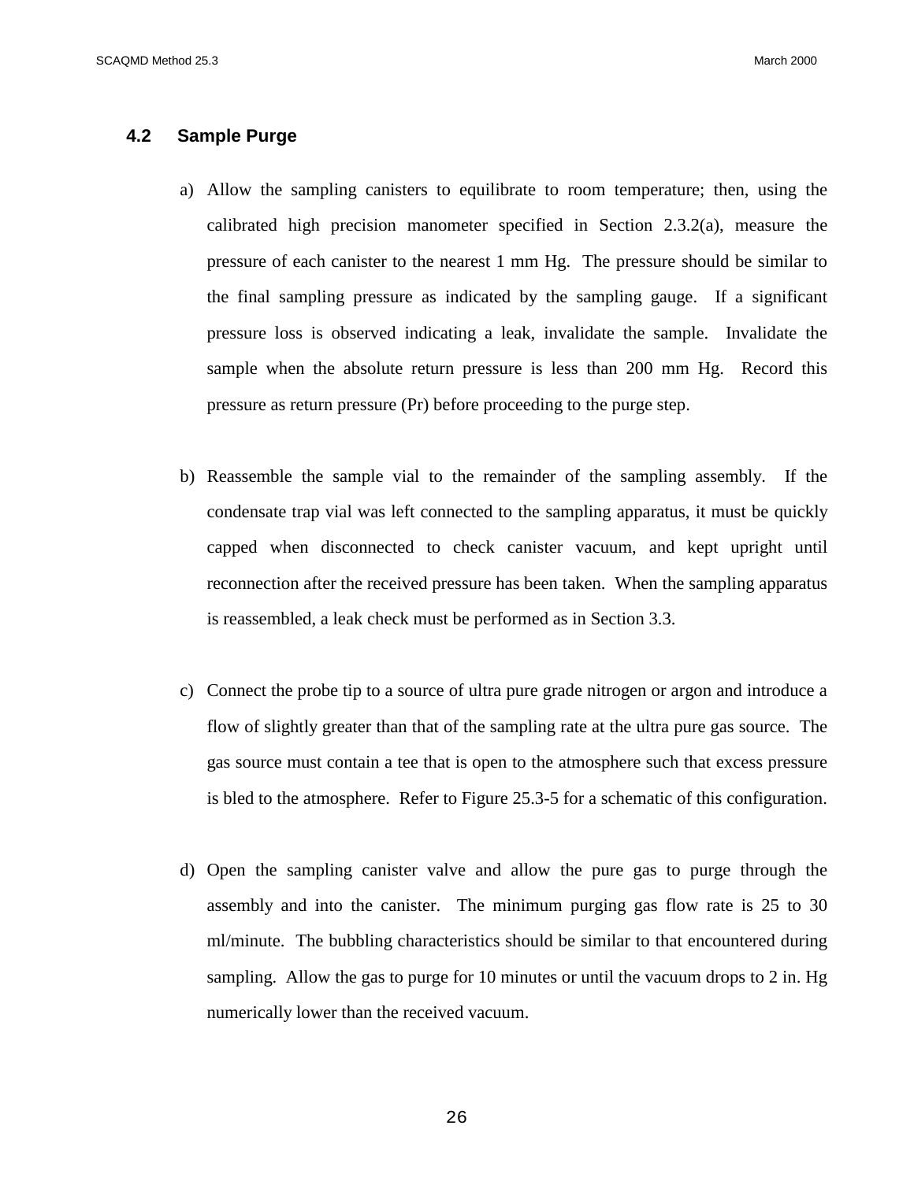### 4.2 Sample Purge

a) Allow the sampling canisters to equilibrate to room temperature; then, using the calibrated high precision manometer specified in Section 2.3.2(a), measure the pressure of each canister to the nearest 1 mm Hg. The pressure should be similar to the final sampling pressure as indicated by the sampling gauge. If a significant pressure loss is observed indicating a leak, invalidate the sample. Invalidate the sample when the absolute return pressure is less than 200 mm Hg. Record this pressure as return pressure (Pr) before proceeding to the purge step.

b) Reassemble the sample vial to the remainder of the sampling assembly. If the condensate trap vial was left connected to the sampling apparatus, it must be quickly capped when disconnected to check canister vacuum, and kept upright until reconnection after the received pressure has been taken. When the sampling apparatus is reassembled, a leak check must be performed as in Section 3.3.

c) Connect the probe tip to a source of ultra pure grade nitrogen or argon and introduce a flow of slightly greater than that of the sampling rate at the ultra pure gas source. The gas source must contain a tee that is open to the atmosphere such that excess pressure is bled to the atmosphere. Refer to Figure 25.3-5 for a schematic of this configuration.

d) Open the sampling canister valve and allow the pure gas to purge through the assembly and into the canister. The minimum purging gas flow rate is 25 to 30 ml/minute. The bubbling characteristics should be similar to that encountered during sampling. Allow the gas to purge for 10 minutes or until the vacuum drops to 2 in. Hg numerically lower than the received vacuum.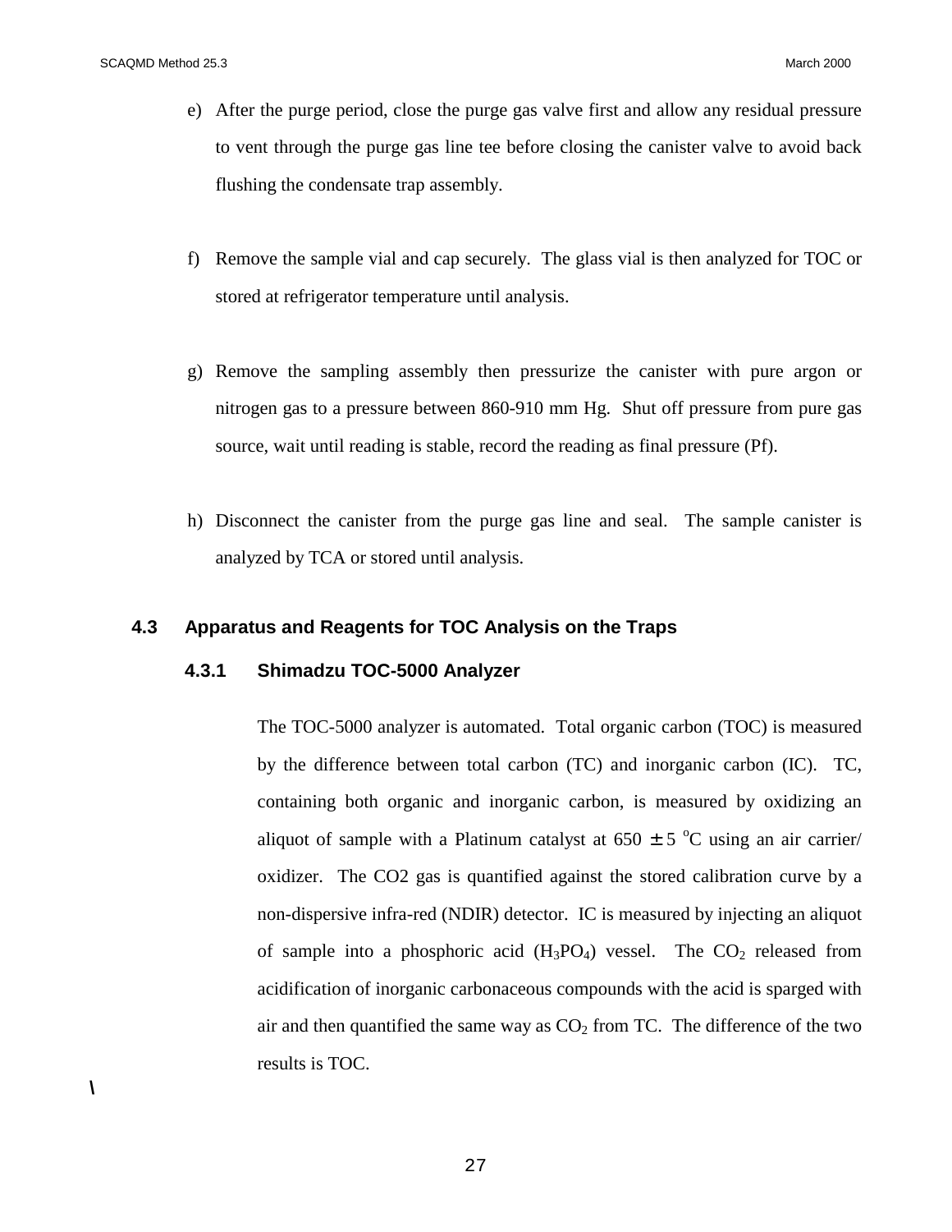e) After the purge period, close the purge gas valve first and allow any residual pressure to vent through the purge gas line tee before closing the canister valve to avoid back flushing the condensate trap assembly.

f) Remove the sample vial and cap securely. The glass vial is then analyzed for TOC or stored at refrigerator temperature until analysis.

g) Remove the sampling assembly then pressurize the canister with pure argon or nitrogen gas to a pressure between 860-910 mm Hg. Shut off pressure from pure gas source, wait until reading is stable, record the reading as final pressure (Pf).

h) Disconnect the canister from the purge gas line and seal. The sample canister is analyzed by TCA or stored until analysis.

### 4.3 Apparatus and Reagents for TOC Analysis on the Traps

#### 4.3.1 Shimadzu TOC-5000 Analyzer

The TOC-5000 analyzer is automated. Total organic carbon (TOC) is measured by the difference between total carbon (TC) and inorganic carbon (IC). TC, containing both organic and inorganic carbon, is measured by oxidizing an aliquot of sample with a Platinum catalyst at 650 $\pm$ 5 $^{o}$C using an air carrier/ oxidizer. The CO2 gas is quantified against the stored calibration curve by a non-dispersive infra-red (NDIR) detector. IC is measured by injecting an aliquot of sample into a phosphoric acid ($H_3PO_4$) vessel. The $CO_2$ released from acidification of inorganic carbonaceous compounds with the acid is sparged with air and then quantified the same way as $CO_2$ from TC. The difference of the two results is TOC.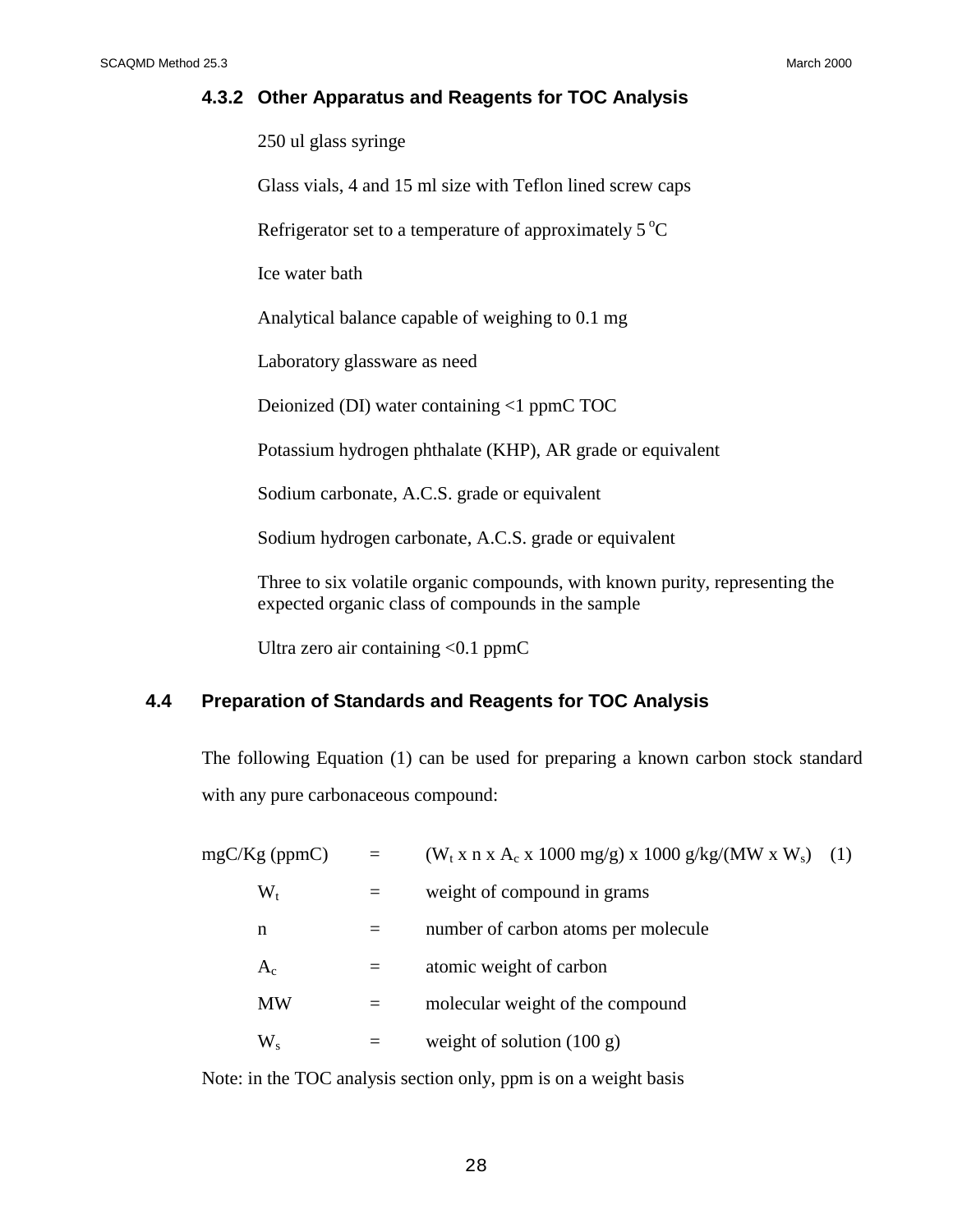### 4.3.2 Other Apparatus and Reagents for TOC Analysis

250 ul glass syringe

Glass vials, 4 and 15 ml size with Teflon lined screw caps

Refrigerator set to a temperature of approximately 5 $^{o}$C

Ice water bath

Analytical balance capable of weighing to 0.1 mg

Laboratory glassware as need

Deionized (DI) water containing <1 ppmC TOC

Potassium hydrogen phthalate (KHP), AR grade or equivalent

Sodium carbonate, A.C.S. grade or equivalent

Sodium hydrogen carbonate, A.C.S. grade or equivalent

Three to six volatile organic compounds, with known purity, representing the expected organic class of compounds in the sample

Ultra zero air containing <0.1 ppmC

## 4.4 Preparation of Standards and Reagents for TOC Analysis

The following Equation (1) can be used for preparing a known carbon stock standard with any pure carbonaceous compound:

$$\text{mgC/Kg (ppmC)} = (W_t \times n \times A_c \times 1000 \text{ mg/g}) \times 1000 \text{ g/kg}/(MW \times W_s) \quad (1)$$

$W_t$ = weight of compound in grams

$n$ = number of carbon atoms per molecule

$A_c$ = atomic weight of carbon

$MW$ = molecular weight of the compound

$W_s$ = weight of solution (100 g)

Note: in the TOC analysis section only, ppm is on a weight basis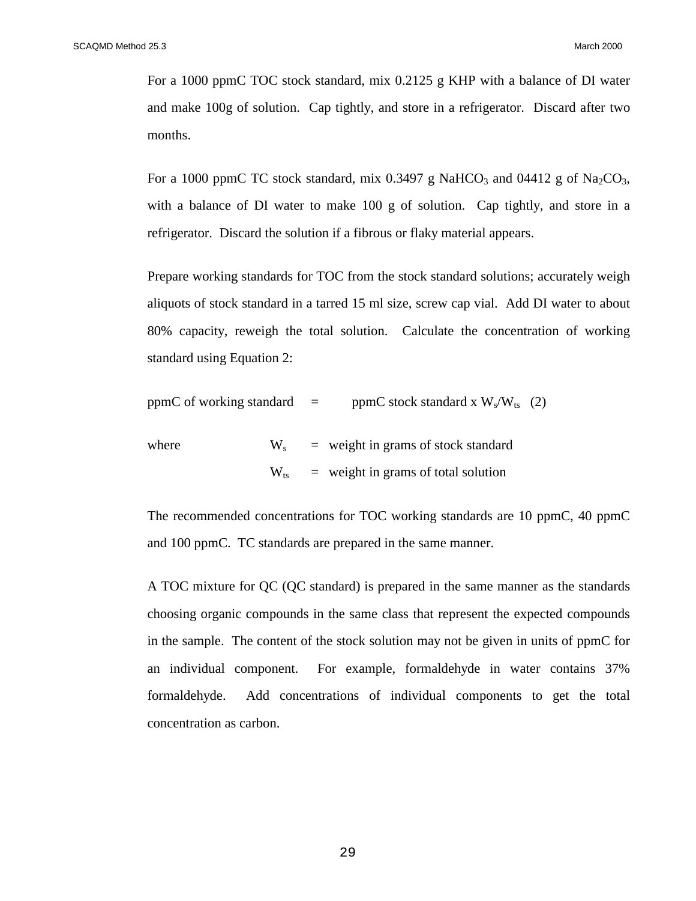For a 1000 ppmC TOC stock standard, mix 0.2125 g KHP with a balance of DI water and make 100g of solution. Cap tightly, and store in a refrigerator. Discard after two months.

For a 1000 ppmC TC stock standard, mix 0.3497 g $NaHCO_3$ and 04412 g of $Na_2CO_3$, with a balance of DI water to make 100 g of solution. Cap tightly, and store in a refrigerator. Discard the solution if a fibrous or flaky material appears.

Prepare working standards for TOC from the stock standard solutions; accurately weigh aliquots of stock standard in a tarred 15 ml size, screw cap vial. Add DI water to about 80% capacity, reweigh the total solution. Calculate the concentration of working standard using Equation 2:

$$\text{ppmC of working standard} = \text{ppmC stock standard} \times W_s/W_{ts} \quad (2)$$

where

$W_s$ = weight in grams of stock standard

$W_{ts}$ = weight in grams of total solution

The recommended concentrations for TOC working standards are 10 ppmC, 40 ppmC and 100 ppmC. TC standards are prepared in the same manner.

A TOC mixture for QC (QC standard) is prepared in the same manner as the standards choosing organic compounds in the same class that represent the expected compounds in the sample. The content of the stock solution may not be given in units of ppmC for an individual component. For example, formaldehyde in water contains 37% formaldehyde. Add concentrations of individual components to get the total concentration as carbon.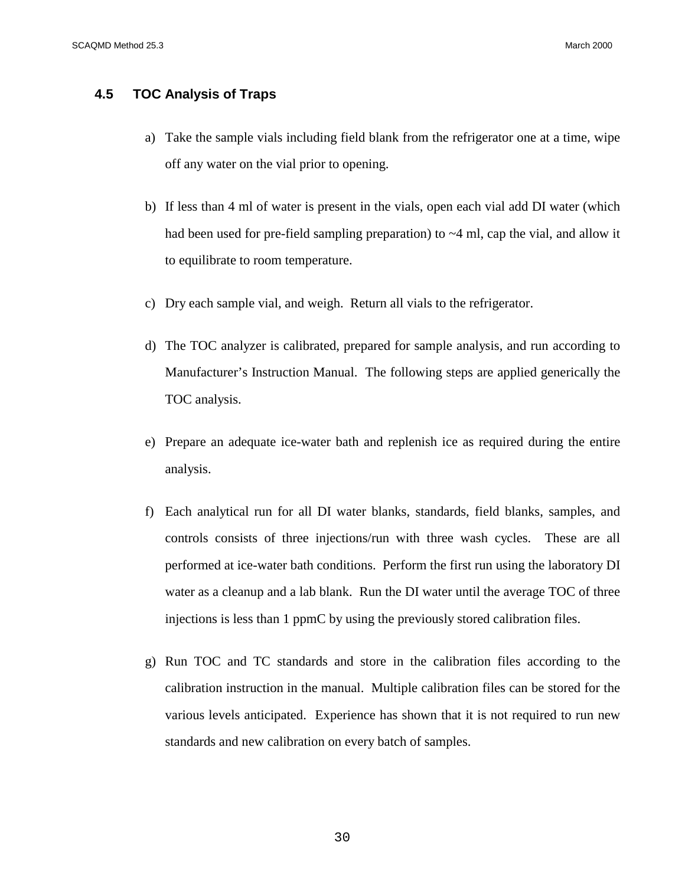## 4.5 TOC Analysis of Traps

a) Take the sample vials including field blank from the refrigerator one at a time, wipe off any water on the vial prior to opening.

b) If less than 4 ml of water is present in the vials, open each vial add DI water (which had been used for pre-field sampling preparation) to ~4 ml, cap the vial, and allow it to equilibrate to room temperature.

c) Dry each sample vial, and weigh. Return all vials to the refrigerator.

d) The TOC analyzer is calibrated, prepared for sample analysis, and run according to Manufacturer's Instruction Manual. The following steps are applied generically the TOC analysis.

e) Prepare an adequate ice-water bath and replenish ice as required during the entire analysis.

f) Each analytical run for all DI water blanks, standards, field blanks, samples, and controls consists of three injections/run with three wash cycles. These are all performed at ice-water bath conditions. Perform the first run using the laboratory DI water as a cleanup and a lab blank. Run the DI water until the average TOC of three injections is less than 1 ppmC by using the previously stored calibration files.

g) Run TOC and TC standards and store in the calibration files according to the calibration instruction in the manual. Multiple calibration files can be stored for the various levels anticipated. Experience has shown that it is not required to run new standards and new calibration on every batch of samples.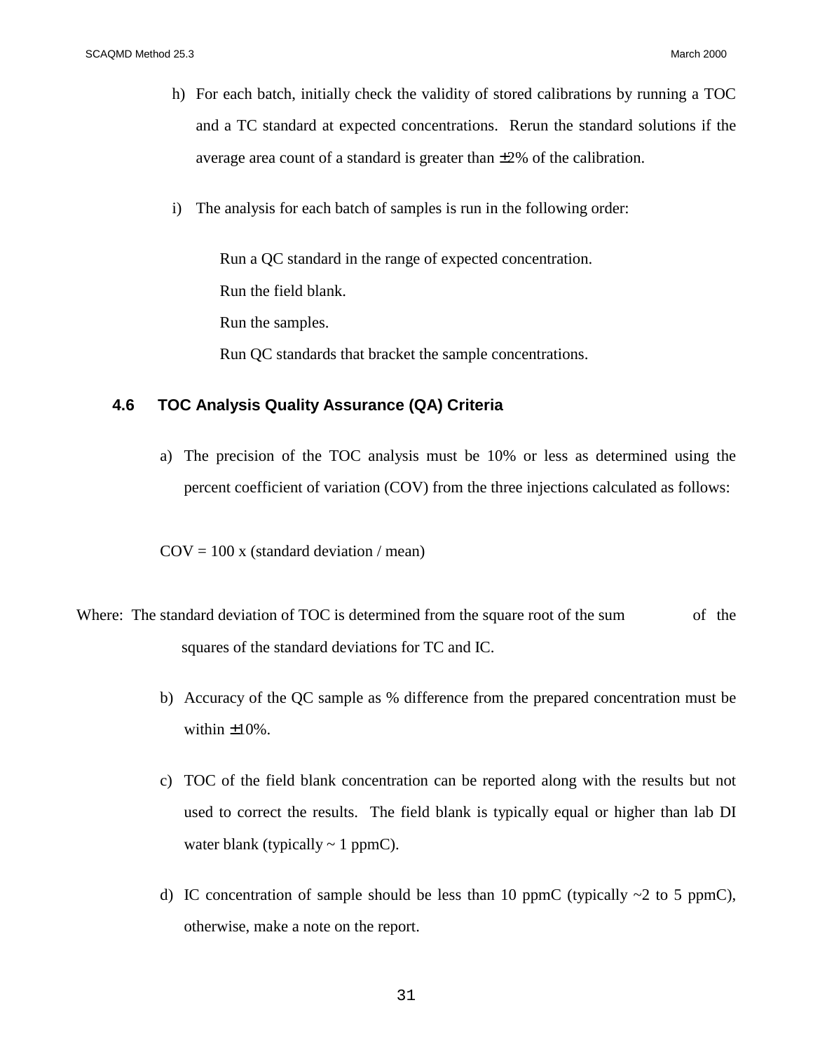h) For each batch, initially check the validity of stored calibrations by running a TOC and a TC standard at expected concentrations. Rerun the standard solutions if the average area count of a standard is greater than ±2% of the calibration.

i) The analysis for each batch of samples is run in the following order:

   Run a QC standard in the range of expected concentration.
   Run the field blank.
   Run the samples.
   Run QC standards that bracket the sample concentrations.

### 4.6 TOC Analysis Quality Assurance (QA) Criteria

a) The precision of the TOC analysis must be 10% or less as determined using the percent coefficient of variation (COV) from the three injections calculated as follows:

COV = 100 x (standard deviation / mean)

Where: The standard deviation of TOC is determined from the square root of the sum of the squares of the standard deviations for TC and IC.

b) Accuracy of the QC sample as % difference from the prepared concentration must be within ±10%.

c) TOC of the field blank concentration can be reported along with the results but not used to correct the results. The field blank is typically equal or higher than lab DI water blank (typically ~ 1 ppmC).

d) IC concentration of sample should be less than 10 ppmC (typically ~2 to 5 ppmC), otherwise, make a note on the report.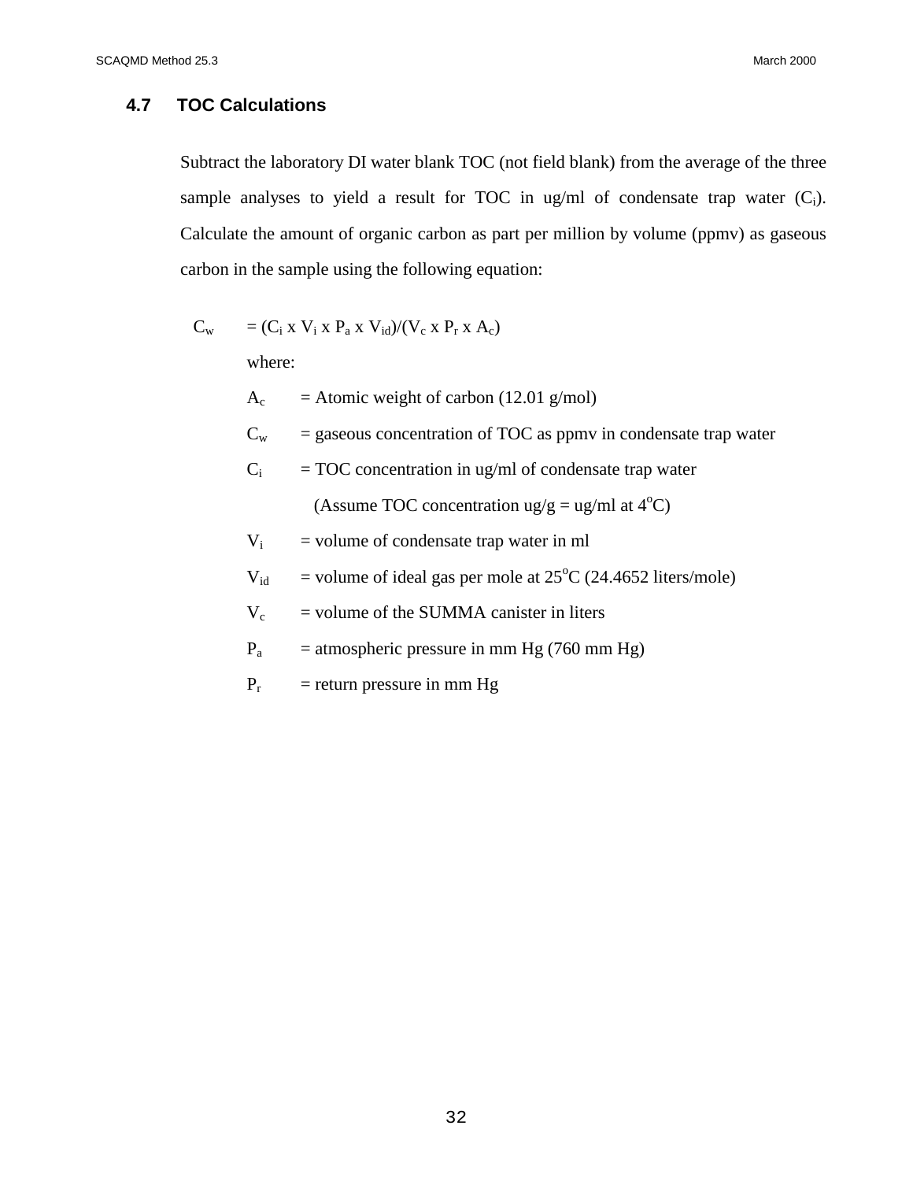## 4.7 TOC Calculations

Subtract the laboratory DI water blank TOC (not field blank) from the average of the three sample analyses to yield a result for TOC in ug/ml of condensate trap water ($C_i$). Calculate the amount of organic carbon as part per million by volume (ppmv) as gaseous carbon in the sample using the following equation:

$$C_w = (C_i \times V_i \times P_a \times V_{id})/(V_c \times P_r \times A_c)$$

where:

$A_c$ = Atomic weight of carbon (12.01 g/mol)

$C_w$ = gaseous concentration of TOC as ppmv in condensate trap water

$C_i$ = TOC concentration in ug/ml of condensate trap water
(Assume TOC concentration ug/g = ug/ml at 4$^{o}$C)

$V_i$ = volume of condensate trap water in ml

$V_{id}$ = volume of ideal gas per mole at 25$^{o}$C (24.4652 liters/mole)

$V_c$ = volume of the SUMMA canister in liters

$P_a$ = atmospheric pressure in mm Hg (760 mm Hg)

$P_r$ = return pressure in mm Hg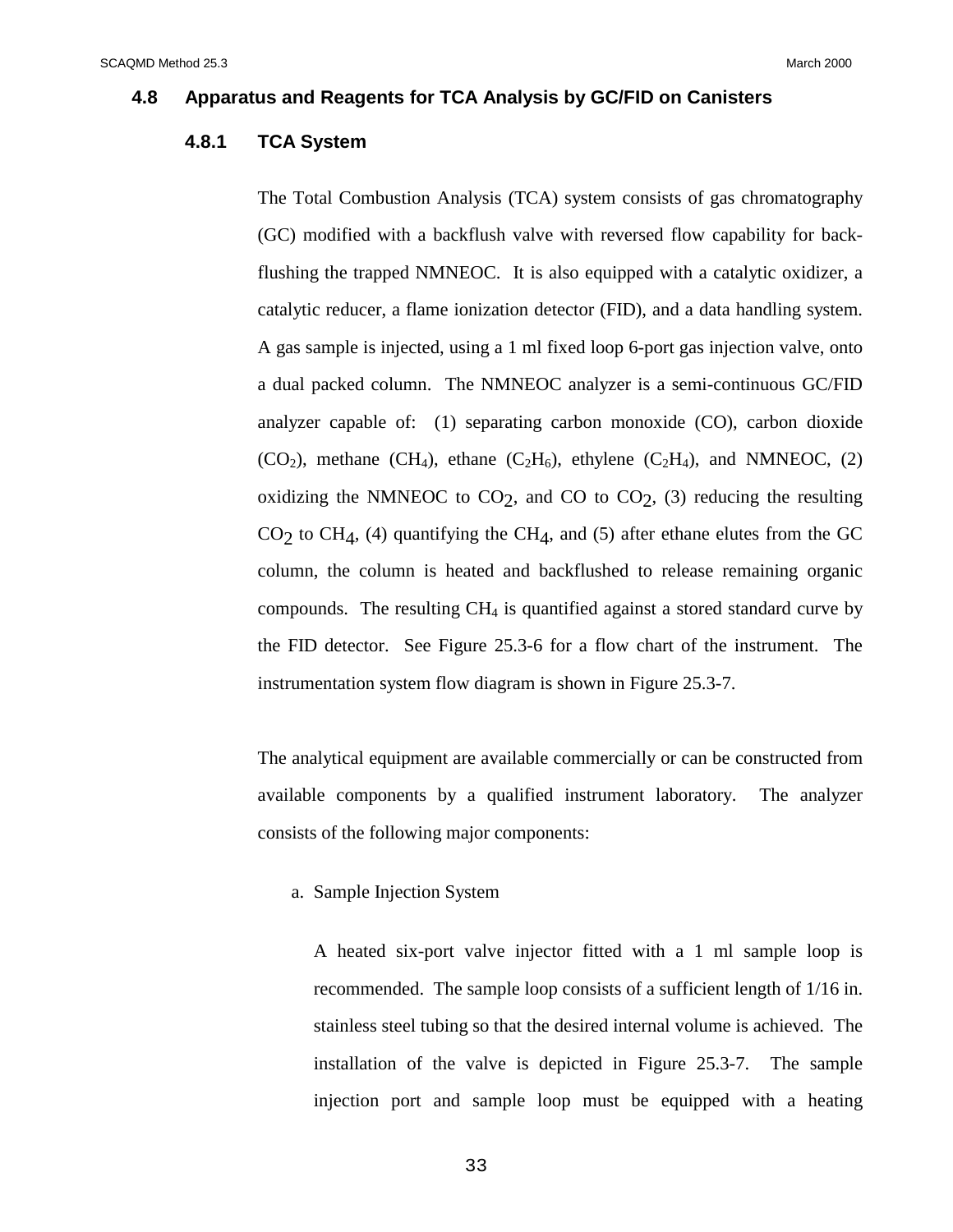## 4.8 Apparatus and Reagents for TCA Analysis by GC/FID on Canisters

### 4.8.1 TCA System

The Total Combustion Analysis (TCA) system consists of gas chromatography (GC) modified with a backflush valve with reversed flow capability for back-flushing the trapped NMNEOC. It is also equipped with a catalytic oxidizer, a catalytic reducer, a flame ionization detector (FID), and a data handling system. A gas sample is injected, using a 1 ml fixed loop 6-port gas injection valve, onto a dual packed column. The NMNEOC analyzer is a semi-continuous GC/FID analyzer capable of: (1) separating carbon monoxide (CO), carbon dioxide ($CO_2$), methane ($CH_4$), ethane ($C_2H_6$), ethylene ($C_2H_4$), and NMNEOC, (2) oxidizing the NMNEOC to $CO_2$, and CO to $CO_2$, (3) reducing the resulting $CO_2$ to $CH_4$, (4) quantifying the $CH_4$, and (5) after ethane elutes from the GC column, the column is heated and backflushed to release remaining organic compounds. The resulting $CH_4$ is quantified against a stored standard curve by the FID detector. See Figure 25.3-6 for a flow chart of the instrument. The instrumentation system flow diagram is shown in Figure 25.3-7.

The analytical equipment are available commercially or can be constructed from available components by a qualified instrument laboratory. The analyzer consists of the following major components:

a. Sample Injection System

A heated six-port valve injector fitted with a 1 ml sample loop is recommended. The sample loop consists of a sufficient length of 1/16 in. stainless steel tubing so that the desired internal volume is achieved. The installation of the valve is depicted in Figure 25.3-7. The sample injection port and sample loop must be equipped with a heating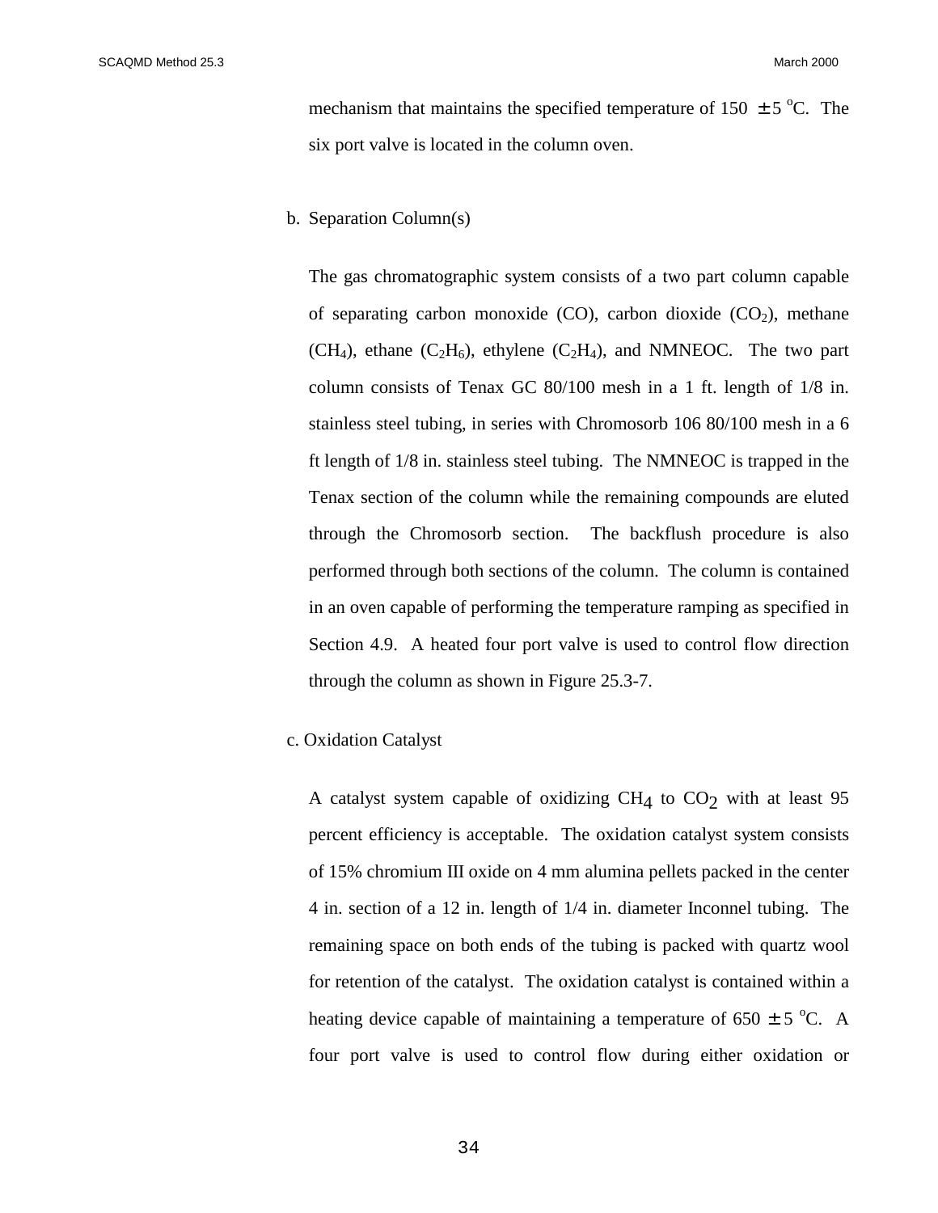mechanism that maintains the specified temperature of 150 $\pm$ 5 $^{o}$C. The six port valve is located in the column oven.

b. Separation Column(s)

The gas chromatographic system consists of a two part column capable of separating carbon monoxide (CO), carbon dioxide ($CO_2$), methane ($CH_4$), ethane ($C_2H_6$), ethylene ($C_2H_4$), and NMNEOC. The two part column consists of Tenax GC 80/100 mesh in a 1 ft. length of 1/8 in. stainless steel tubing, in series with Chromosorb 106 80/100 mesh in a 6 ft length of 1/8 in. stainless steel tubing. The NMNEOC is trapped in the Tenax section of the column while the remaining compounds are eluted through the Chromosorb section. The backflush procedure is also performed through both sections of the column. The column is contained in an oven capable of performing the temperature ramping as specified in Section 4.9. A heated four port valve is used to control flow direction through the column as shown in Figure 25.3-7.

c. Oxidation Catalyst

A catalyst system capable of oxidizing $CH_4$ to $CO_2$ with at least 95 percent efficiency is acceptable. The oxidation catalyst system consists of 15% chromium III oxide on 4 mm alumina pellets packed in the center 4 in. section of a 12 in. length of 1/4 in. diameter Inconnel tubing. The remaining space on both ends of the tubing is packed with quartz wool for retention of the catalyst. The oxidation catalyst is contained within a heating device capable of maintaining a temperature of 650 $\pm$ 5 $^{o}$C. A four port valve is used to control flow during either oxidation or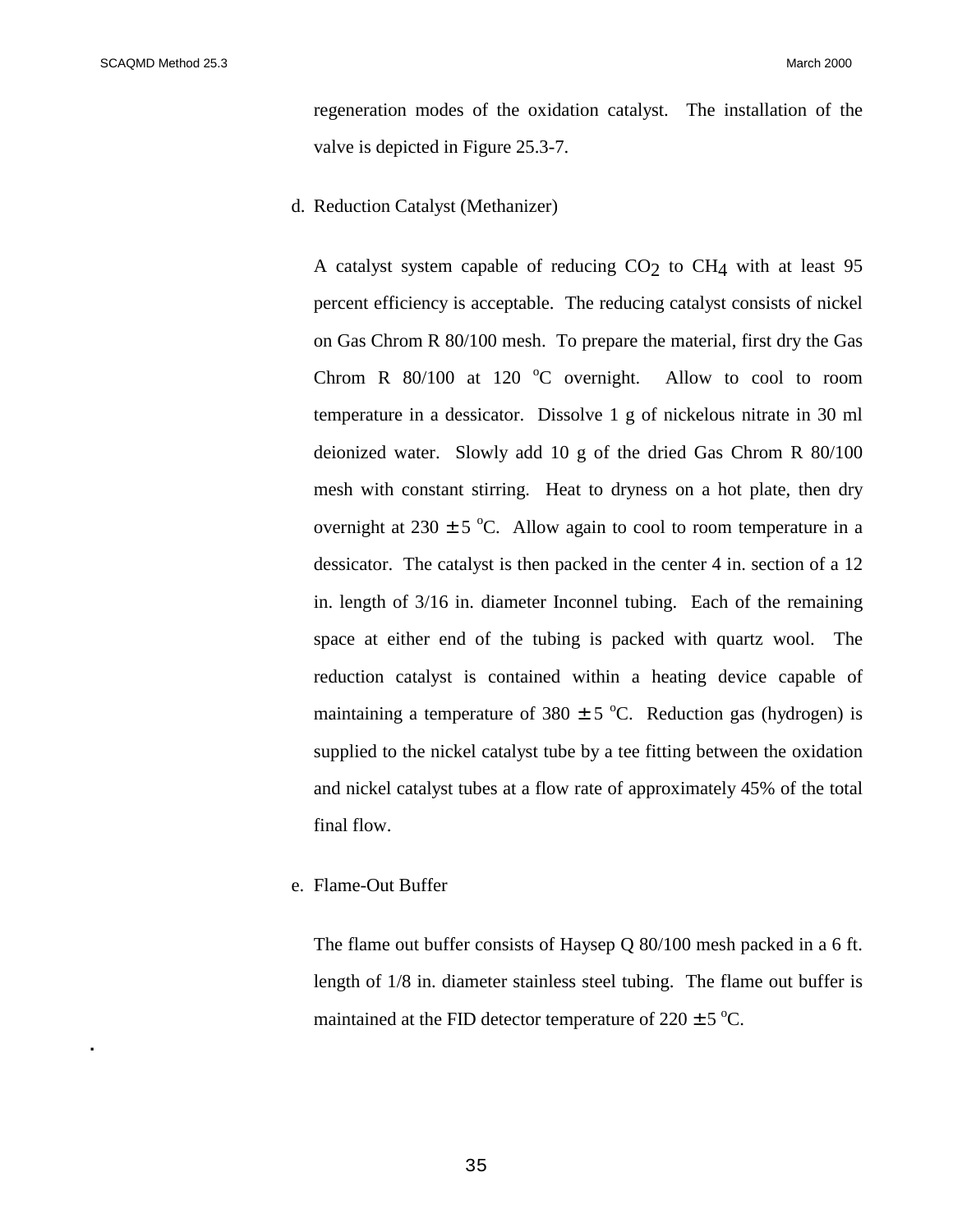regeneration modes of the oxidation catalyst. The installation of the valve is depicted in Figure 25.3-7.

d. Reduction Catalyst (Methanizer)

A catalyst system capable of reducing $CO_2$ to $CH_4$ with at least 95 percent efficiency is acceptable. The reducing catalyst consists of nickel on Gas Chrom R 80/100 mesh. To prepare the material, first dry the Gas Chrom R 80/100 at 120 $^{o}$C overnight. Allow to cool to room temperature in a dessicator. Dissolve 1 g of nickelous nitrate in 30 ml deionized water. Slowly add 10 g of the dried Gas Chrom R 80/100 mesh with constant stirring. Heat to dryness on a hot plate, then dry overnight at 230 $\pm$ 5 $^{o}$C. Allow again to cool to room temperature in a dessicator. The catalyst is then packed in the center 4 in. section of a 12 in. length of 3/16 in. diameter Inconnel tubing. Each of the remaining space at either end of the tubing is packed with quartz wool. The reduction catalyst is contained within a heating device capable of maintaining a temperature of 380 $\pm$ 5 $^{o}$C. Reduction gas (hydrogen) is supplied to the nickel catalyst tube by a tee fitting between the oxidation and nickel catalyst tubes at a flow rate of approximately 45% of the total final flow.

e. Flame-Out Buffer

The flame out buffer consists of Haysep Q 80/100 mesh packed in a 6 ft. length of 1/8 in. diameter stainless steel tubing. The flame out buffer is maintained at the FID detector temperature of 220 $\pm$ 5 $^{o}$C.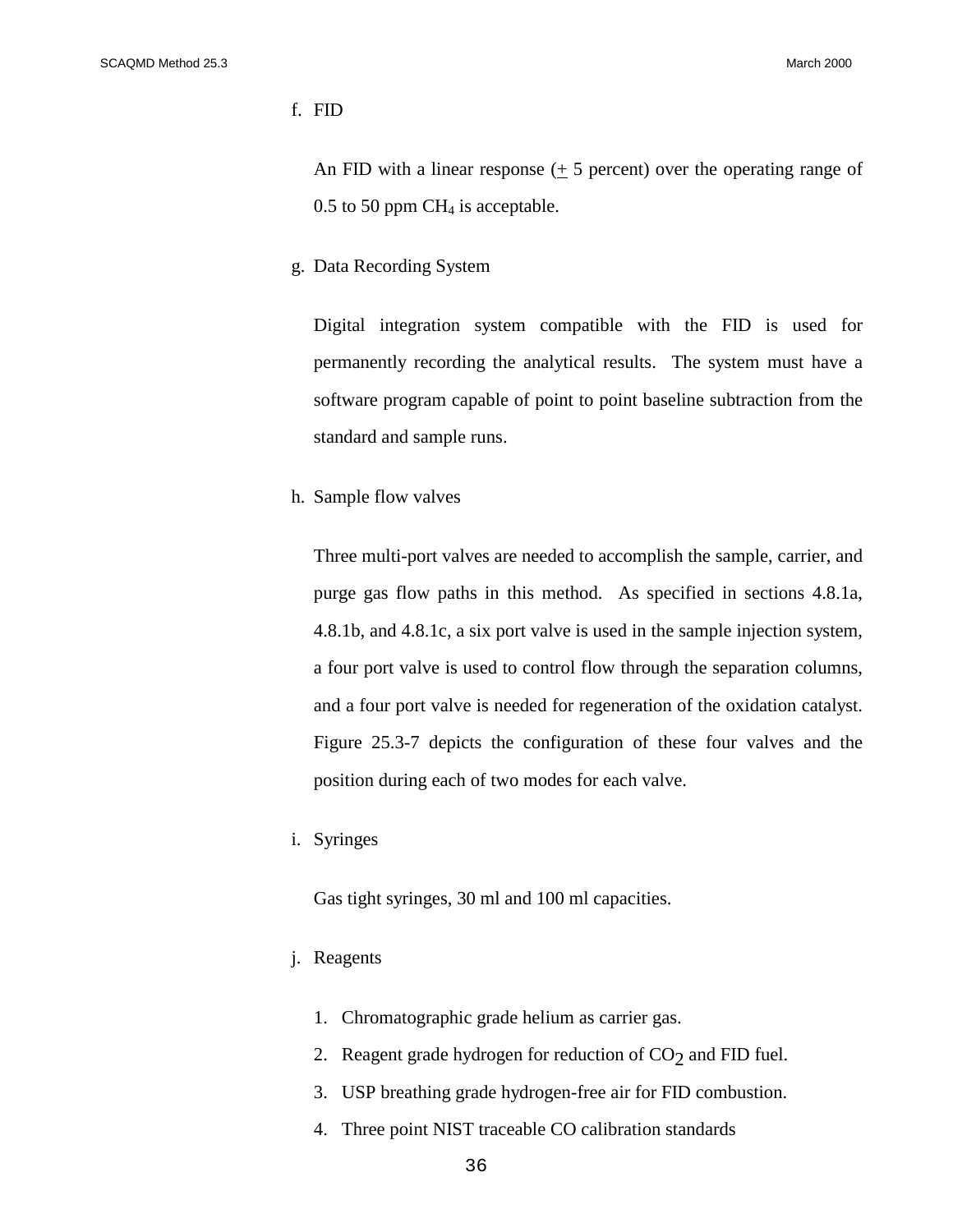f. FID

An FID with a linear response (± 5 percent) over the operating range of 0.5 to 50 ppm $CH_4$ is acceptable.

g. Data Recording System

Digital integration system compatible with the FID is used for permanently recording the analytical results. The system must have a software program capable of point to point baseline subtraction from the standard and sample runs.

h. Sample flow valves

Three multi-port valves are needed to accomplish the sample, carrier, and purge gas flow paths in this method. As specified in sections 4.8.1a, 4.8.1b, and 4.8.1c, a six port valve is used in the sample injection system, a four port valve is used to control flow through the separation columns, and a four port valve is needed for regeneration of the oxidation catalyst. Figure 25.3-7 depicts the configuration of these four valves and the position during each of two modes for each valve.

i. Syringes

Gas tight syringes, 30 ml and 100 ml capacities.

j. Reagents

1. Chromatographic grade helium as carrier gas.
2. Reagent grade hydrogen for reduction of $CO_2$ and FID fuel.
3. USP breathing grade hydrogen-free air for FID combustion.
4. Three point NIST traceable CO calibration standards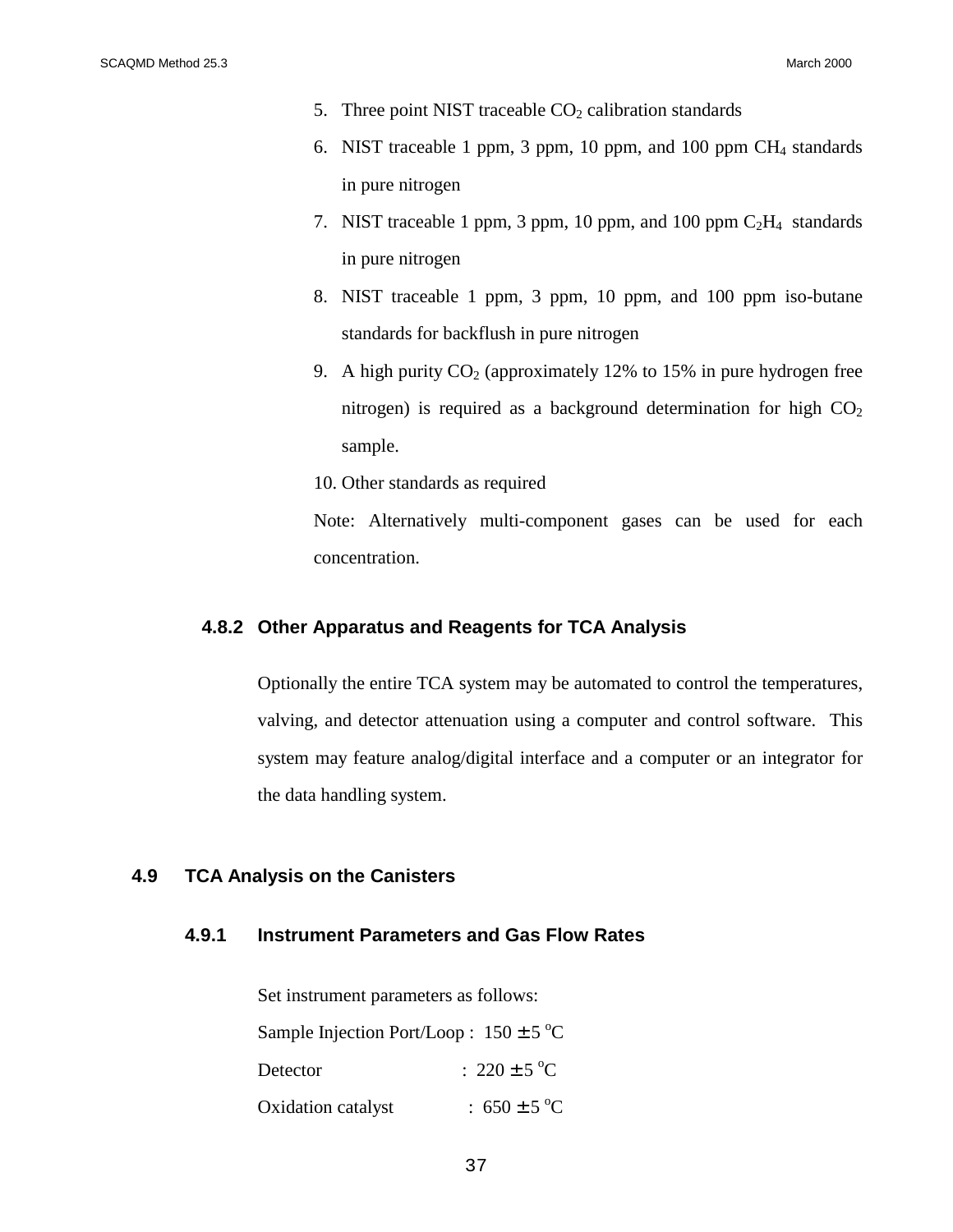5. Three point NIST traceable $CO_2$ calibration standards
6. NIST traceable 1 ppm, 3 ppm, 10 ppm, and 100 ppm $CH_4$ standards in pure nitrogen
7. NIST traceable 1 ppm, 3 ppm, 10 ppm, and 100 ppm $C_2H_4$ standards in pure nitrogen
8. NIST traceable 1 ppm, 3 ppm, 10 ppm, and 100 ppm iso-butane standards for backflush in pure nitrogen
9. A high purity $CO_2$ (approximately 12% to 15% in pure hydrogen free nitrogen) is required as a background determination for high $CO_2$ sample.
10. Other standards as required

Note: Alternatively multi-component gases can be used for each concentration.

### 4.8.2 Other Apparatus and Reagents for TCA Analysis

Optionally the entire TCA system may be automated to control the temperatures, valving, and detector attenuation using a computer and control software. This system may feature analog/digital interface and a computer or an integrator for the data handling system.

## 4.9 TCA Analysis on the Canisters

### 4.9.1 Instrument Parameters and Gas Flow Rates

Set instrument parameters as follows:

Sample Injection Port/Loop : 150 ± 5 $^{o}$C

Detector : 220 ± 5 $^{o}$C

Oxidation catalyst : 650 ± 5 $^{o}$C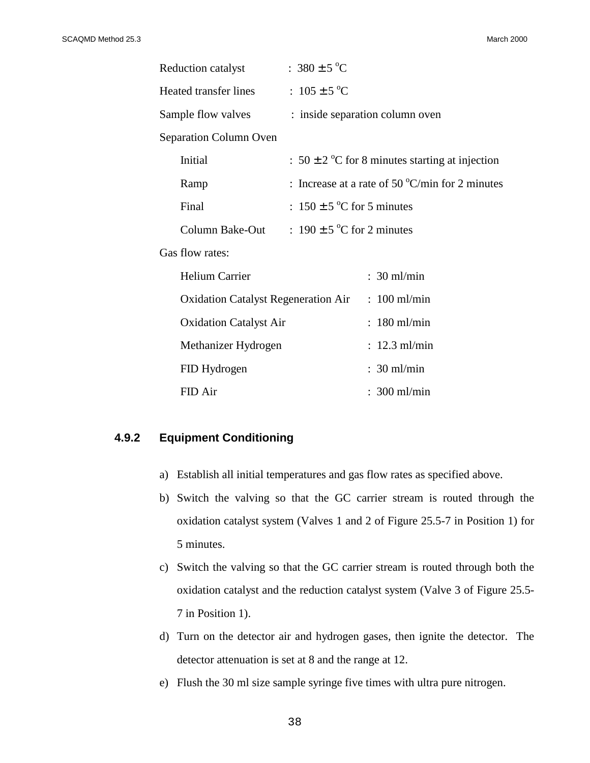Reduction catalyst : 380 ± 5 $^{o}$C

Heated transfer lines : 105 ± 5 $^{o}$C

Sample flow valves : inside separation column oven

Separation Column Oven

- Initial : 50 ± 2 $^{o}$C for 8 minutes starting at injection
- Ramp : Increase at a rate of 50 $^{o}$C/min for 2 minutes
- Final : 150 ± 5 $^{o}$C for 5 minutes
- Column Bake-Out : 190 ± 5 $^{o}$C for 2 minutes

Gas flow rates:

- Helium Carrier : 30 ml/min
- Oxidation Catalyst Regeneration Air : 100 ml/min
- Oxidation Catalyst Air : 180 ml/min
- Methanizer Hydrogen : 12.3 ml/min
- FID Hydrogen : 30 ml/min
- FID Air : 300 ml/min

#### 4.9.2 Equipment Conditioning

a) Establish all initial temperatures and gas flow rates as specified above.

b) Switch the valving so that the GC carrier stream is routed through the oxidation catalyst system (Valves 1 and 2 of Figure 25.5-7 in Position 1) for 5 minutes.

c) Switch the valving so that the GC carrier stream is routed through both the oxidation catalyst and the reduction catalyst system (Valve 3 of Figure 25.5-7 in Position 1).

d) Turn on the detector air and hydrogen gases, then ignite the detector. The detector attenuation is set at 8 and the range at 12.

e) Flush the 30 ml size sample syringe five times with ultra pure nitrogen.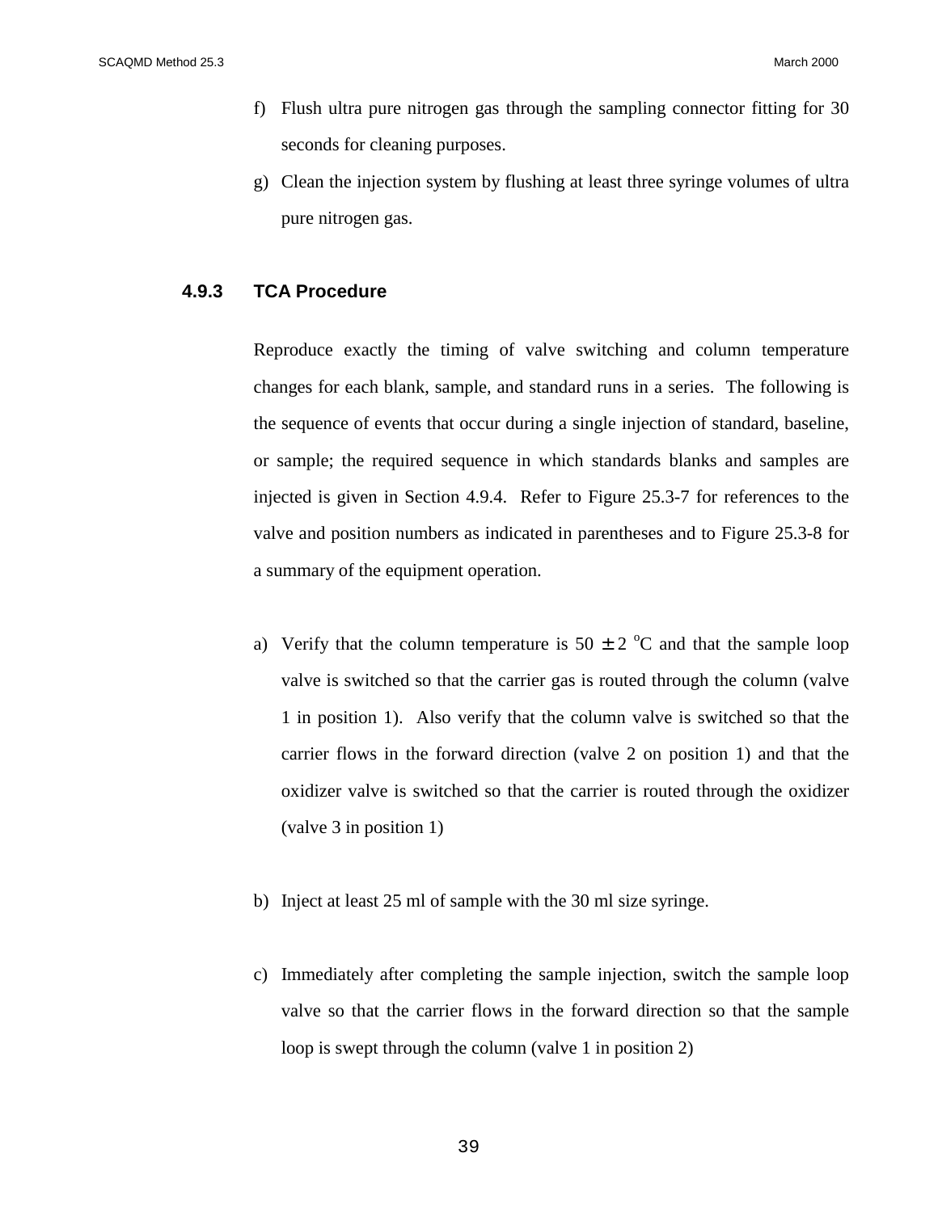f) Flush ultra pure nitrogen gas through the sampling connector fitting for 30 seconds for cleaning purposes.

g) Clean the injection system by flushing at least three syringe volumes of ultra pure nitrogen gas.

### 4.9.3 TCA Procedure

Reproduce exactly the timing of valve switching and column temperature changes for each blank, sample, and standard runs in a series. The following is the sequence of events that occur during a single injection of standard, baseline, or sample; the required sequence in which standards blanks and samples are injected is given in Section 4.9.4. Refer to Figure 25.3-7 for references to the valve and position numbers as indicated in parentheses and to Figure 25.3-8 for a summary of the equipment operation.

a) Verify that the column temperature is $50 \pm 2$ $^{o}$C and that the sample loop valve is switched so that the carrier gas is routed through the column (valve 1 in position 1). Also verify that the column valve is switched so that the carrier flows in the forward direction (valve 2 on position 1) and that the oxidizer valve is switched so that the carrier is routed through the oxidizer (valve 3 in position 1)

b) Inject at least 25 ml of sample with the 30 ml size syringe.

c) Immediately after completing the sample injection, switch the sample loop valve so that the carrier flows in the forward direction so that the sample loop is swept through the column (valve 1 in position 2)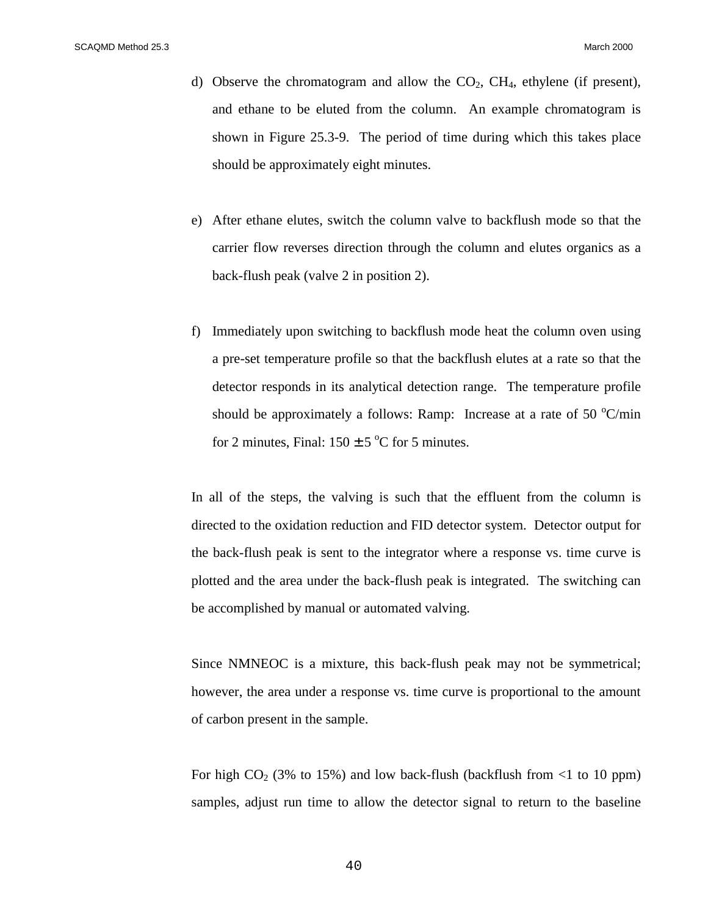d) Observe the chromatogram and allow the $CO_2$, $CH_4$, ethylene (if present), and ethane to be eluted from the column. An example chromatogram is shown in Figure 25.3-9. The period of time during which this takes place should be approximately eight minutes.

e) After ethane elutes, switch the column valve to backflush mode so that the carrier flow reverses direction through the column and elutes organics as a back-flush peak (valve 2 in position 2).

f) Immediately upon switching to backflush mode heat the column oven using a pre-set temperature profile so that the backflush elutes at a rate so that the detector responds in its analytical detection range. The temperature profile should be approximately a follows: Ramp: Increase at a rate of 50 $^{o}C$/min for 2 minutes, Final: 150 $\pm$ 5 $^{o}C$ for 5 minutes.

In all of the steps, the valving is such that the effluent from the column is directed to the oxidation reduction and FID detector system. Detector output for the back-flush peak is sent to the integrator where a response vs. time curve is plotted and the area under the back-flush peak is integrated. The switching can be accomplished by manual or automated valving.

Since NMNEOC is a mixture, this back-flush peak may not be symmetrical; however, the area under a response vs. time curve is proportional to the amount of carbon present in the sample.

For high $CO_2$ (3% to 15%) and low back-flush (backflush from <1 to 10 ppm) samples, adjust run time to allow the detector signal to return to the baseline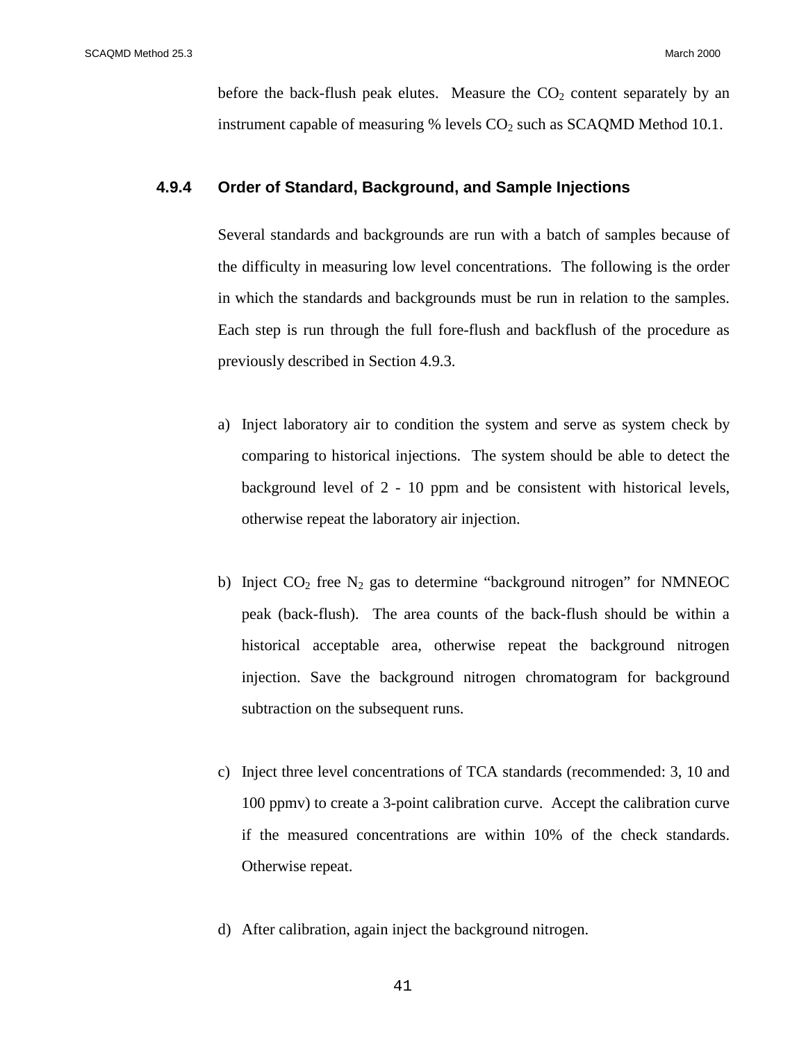before the back-flush peak elutes. Measure the $CO_2$ content separately by an instrument capable of measuring % levels $CO_2$ such as SCAQMD Method 10.1.

### 4.9.4 Order of Standard, Background, and Sample Injections

Several standards and backgrounds are run with a batch of samples because of the difficulty in measuring low level concentrations. The following is the order in which the standards and backgrounds must be run in relation to the samples. Each step is run through the full fore-flush and backflush of the procedure as previously described in Section 4.9.3.

a) Inject laboratory air to condition the system and serve as system check by comparing to historical injections. The system should be able to detect the background level of 2 - 10 ppm and be consistent with historical levels, otherwise repeat the laboratory air injection.

b) Inject $CO_2$ free $N_2$ gas to determine "background nitrogen" for NMNEOC peak (back-flush). The area counts of the back-flush should be within a historical acceptable area, otherwise repeat the background nitrogen injection. Save the background nitrogen chromatogram for background subtraction on the subsequent runs.

c) Inject three level concentrations of TCA standards (recommended: 3, 10 and 100 ppmv) to create a 3-point calibration curve. Accept the calibration curve if the measured concentrations are within 10% of the check standards. Otherwise repeat.

d) After calibration, again inject the background nitrogen.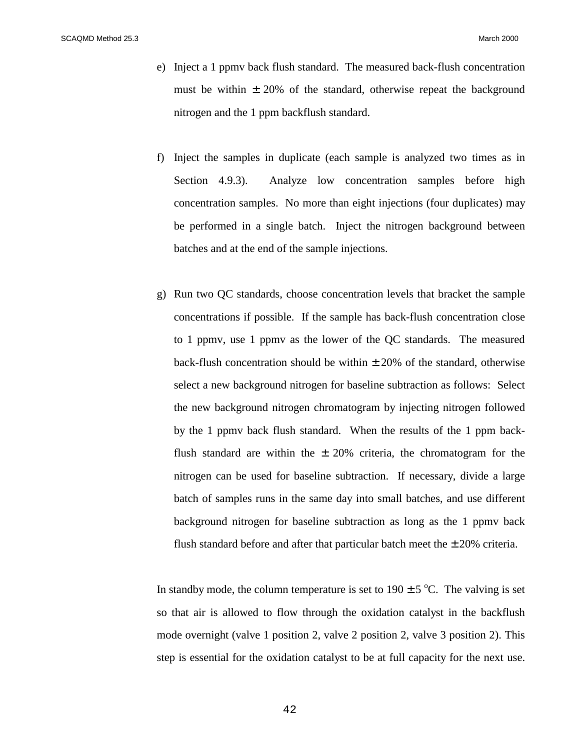e) Inject a 1 ppmv back flush standard. The measured back-flush concentration must be within $\pm$ 20% of the standard, otherwise repeat the background nitrogen and the 1 ppm backflush standard.

f) Inject the samples in duplicate (each sample is analyzed two times as in Section 4.9.3). Analyze low concentration samples before high concentration samples. No more than eight injections (four duplicates) may be performed in a single batch. Inject the nitrogen background between batches and at the end of the sample injections.

g) Run two QC standards, choose concentration levels that bracket the sample concentrations if possible. If the sample has back-flush concentration close to 1 ppmv, use 1 ppmv as the lower of the QC standards. The measured back-flush concentration should be within $\pm$ 20% of the standard, otherwise select a new background nitrogen for baseline subtraction as follows: Select the new background nitrogen chromatogram by injecting nitrogen followed by the 1 ppmv back flush standard. When the results of the 1 ppm back-flush standard are within the $\pm$ 20% criteria, the chromatogram for the nitrogen can be used for baseline subtraction. If necessary, divide a large batch of samples runs in the same day into small batches, and use different background nitrogen for baseline subtraction as long as the 1 ppmv back flush standard before and after that particular batch meet the $\pm$ 20% criteria.

In standby mode, the column temperature is set to 190 $\pm$ 5 $^{o}$C. The valving is set so that air is allowed to flow through the oxidation catalyst in the backflush mode overnight (valve 1 position 2, valve 2 position 2, valve 3 position 2). This step is essential for the oxidation catalyst to be at full capacity for the next use.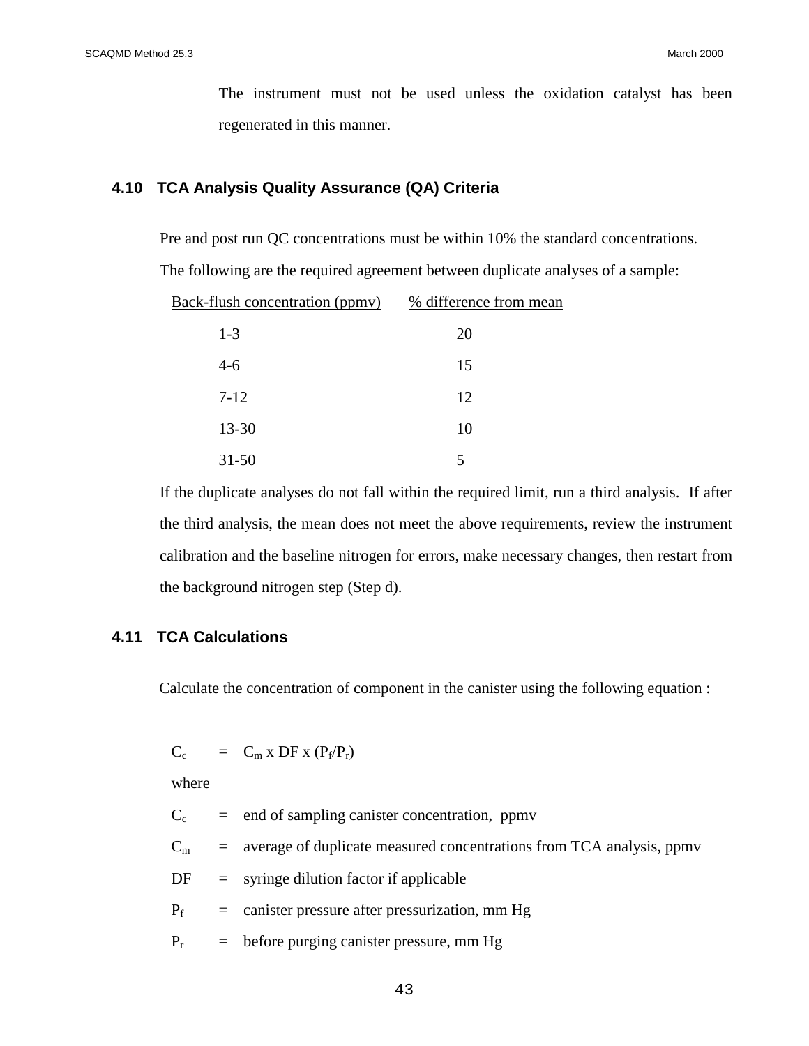The instrument must not be used unless the oxidation catalyst has been regenerated in this manner.

## 4.10 TCA Analysis Quality Assurance (QA) Criteria

Pre and post run QC concentrations must be within 10% the standard concentrations.

The following are the required agreement between duplicate analyses of a sample:

| Back-flush concentration (ppmv) | % difference from mean |
|---|---|
| 1-3 | 20 |
| 4-6 | 15 |
| 7-12 | 12 |
| 13-30 | 10 |
| 31-50 | 5 |

If the duplicate analyses do not fall within the required limit, run a third analysis. If after the third analysis, the mean does not meet the above requirements, review the instrument calibration and the baseline nitrogen for errors, make necessary changes, then restart from the background nitrogen step (Step d).

## 4.11 TCA Calculations

Calculate the concentration of component in the canister using the following equation :

$$C_c = C_m \times DF \times (P_f/P_r)$$

where

$C_c$ = end of sampling canister concentration, ppmv

$C_m$ = average of duplicate measured concentrations from TCA analysis, ppmv

DF = syringe dilution factor if applicable

$P_f$ = canister pressure after pressurization, mm Hg

$P_r$ = before purging canister pressure, mm Hg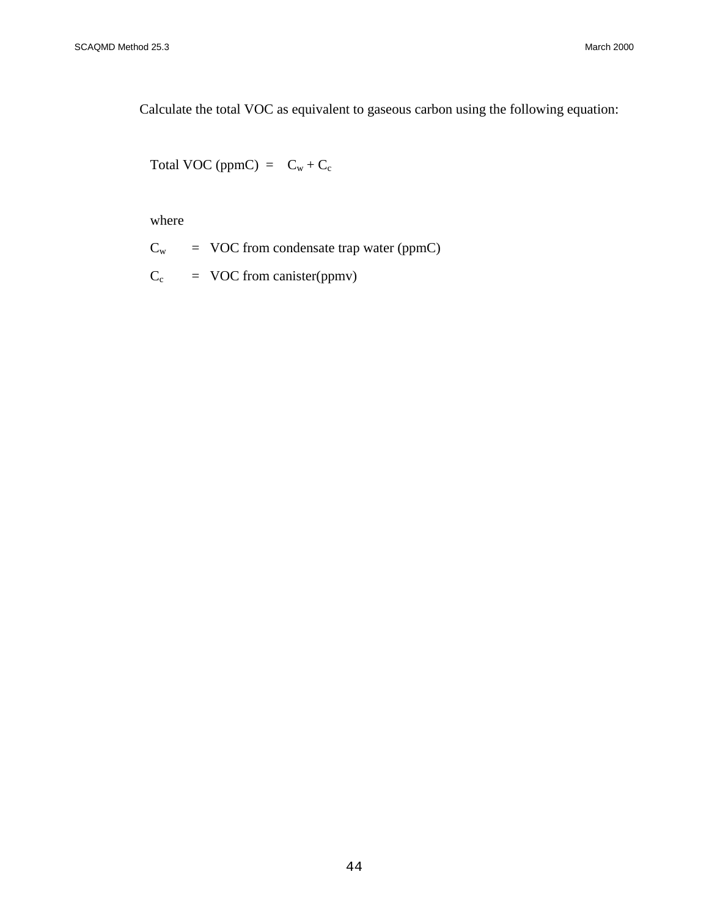Calculate the total VOC as equivalent to gaseous carbon using the following equation:

$$\text{Total VOC (ppmC)} = C_w + C_c$$

where

$C_w$ = VOC from condensate trap water (ppmC)

$C_c$ = VOC from canister(ppmv)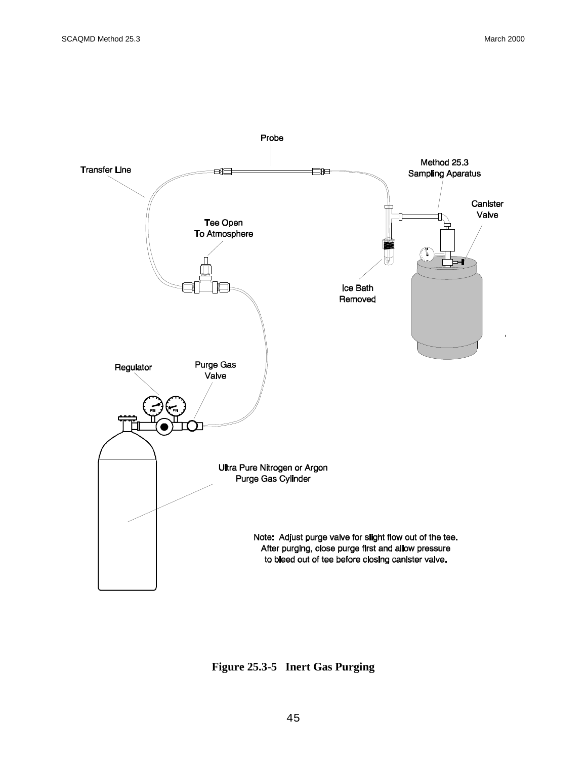Probe

Transfer Line

Method 25.3 Sampling Aparatus

Canister Valve

Tee Open To Atmosphere

Ice Bath Removed

Regulator

Purge Gas Valve

Ultra Pure Nitrogen or Argon Purge Gas Cylinder

Note: Adjust purge valve for slight flow out of the tee. After purging, close purge first and allow pressure to bleed out of tee before closing canister valve.

**Figure 25.3-5 Inert Gas Purging**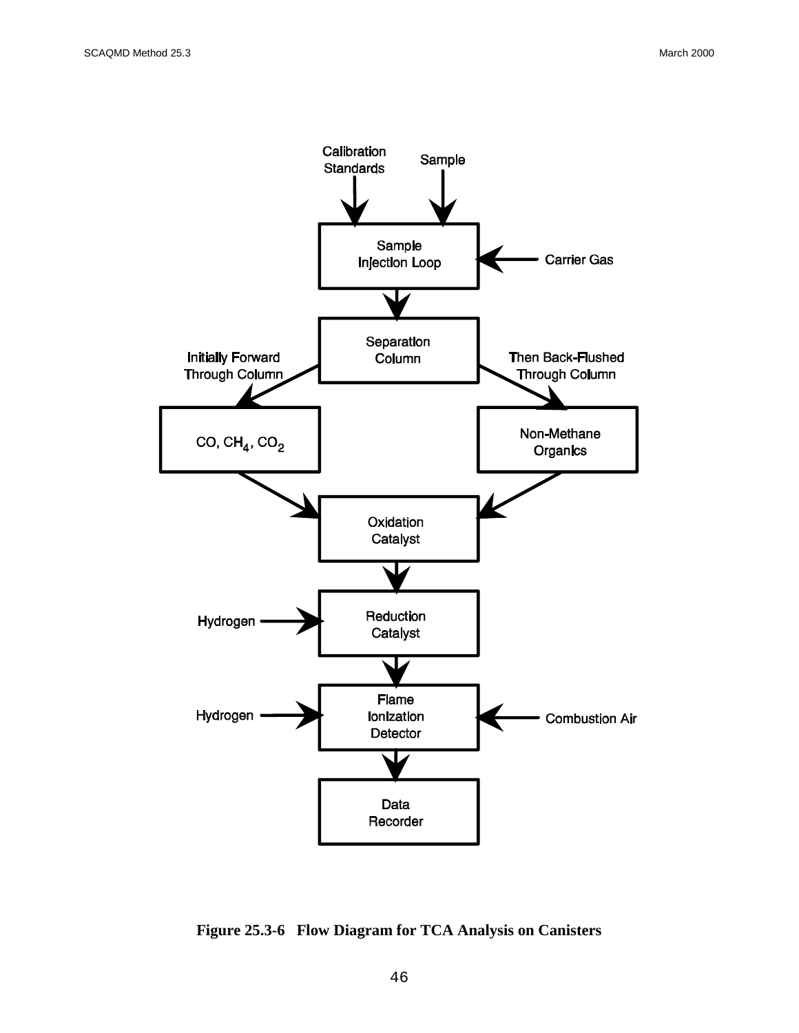Calibration Standards

Sample

Sample Injection Loop

Carrier Gas

Separation Column

Initially Forward Through Column

Then Back-Flushed Through Column

CO, $CH_4$, $CO_2$

Non-Methane Organics

Oxidation Catalyst

Hydrogen

Reduction Catalyst

Hydrogen

Flame Ionization Detector

Combustion Air

Data Recorder

**Figure 25.3-6 Flow Diagram for TCA Analysis on Canisters**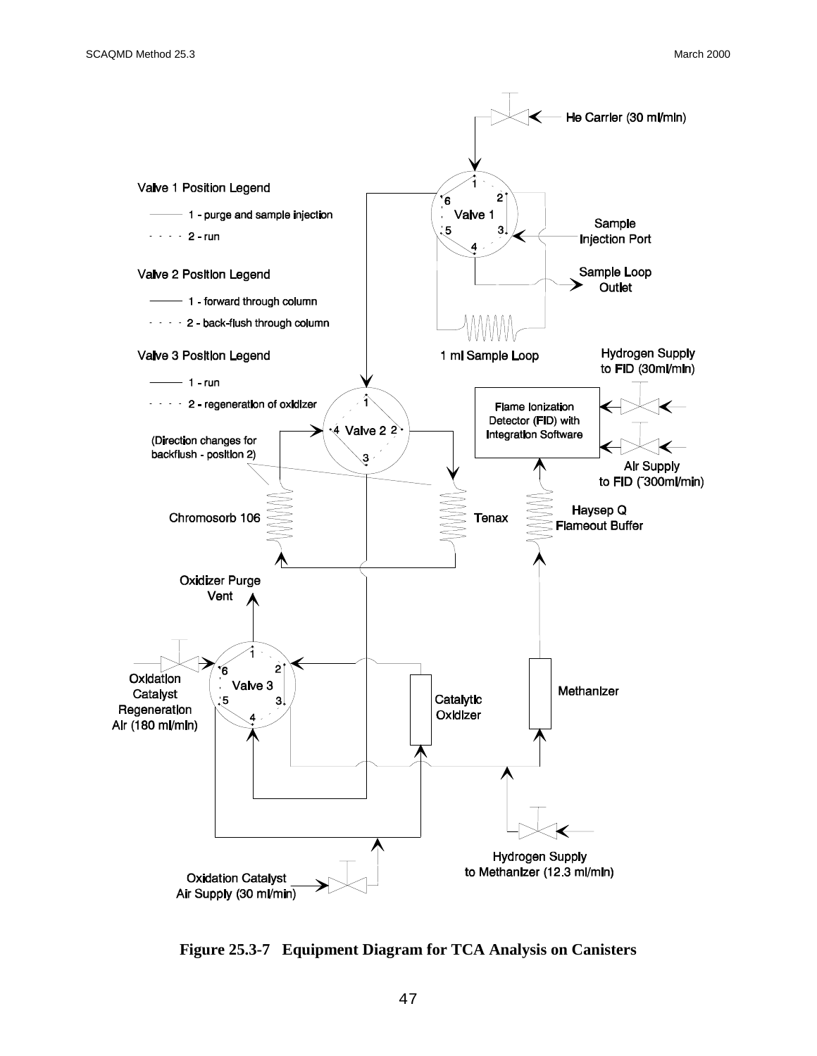Valve 1 Position Legend

- 1 - purge and sample injection
- 2 - run

Valve 2 Position Legend

- 1 - forward through column
- 2 - back-flush through column

Valve 3 Position Legend

- 1 - run
- 2 - regeneration of oxidizer

He Carrier (30 ml/min)

Valve 1

Sample Injection Port

Sample Loop Outlet

1 ml Sample Loop

Hydrogen Supply to FID (30ml/min)

Flame Ionization Detector (FID) with Integration Software

Air Supply to FID (~300ml/min)

Valve 2

(Direction changes for backflush - position 2)

Chromosorb 106

Tenax

Haysep Q Flameout Buffer

Oxidizer Purge Vent

Oxidation Catalyst Regeneration Air (180 ml/min)

Valve 3

Catalytic Oxidizer

Methanizer

Hydrogen Supply to Methanizer (12.3 ml/min)

Oxidation Catalyst Air Supply (30 ml/min)

**Figure 25.3-7 Equipment Diagram for TCA Analysis on Canisters**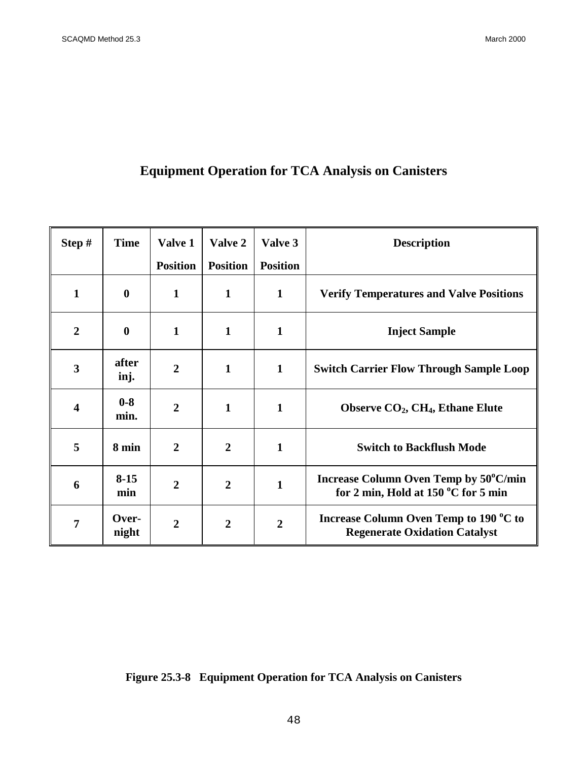# Equipment Operation for TCA Analysis on Canisters

| Step # | Time | Valve 1 Position | Valve 2 Position | Valve 3 Position | Description |
|---|---|---|---|---|---|
| 1 | 0 | 1 | 1 | 1 | Verify Temperatures and Valve Positions |
| 2 | 0 | 1 | 1 | 1 | Inject Sample |
| 3 | after inj. | 2 | 1 | 1 | Switch Carrier Flow Through Sample Loop |
| 4 | 0-8 min. | 2 | 1 | 1 | Observe $CO_2$, $CH_4$, Ethane Elute |
| 5 | 8 min | 2 | 2 | 1 | Switch to Backflush Mode |
| 6 | 8-15 min | 2 | 2 | 1 | Increase Column Oven Temp by 50$^oC$/min for 2 min, Hold at 150 $^oC$ for 5 min |
| 7 | Over-night | 2 | 2 | 2 | Increase Column Oven Temp to 190 $^oC$ to Regenerate Oxidation Catalyst |

**Figure 25.3-8 Equipment Operation for TCA Analysis on Canisters**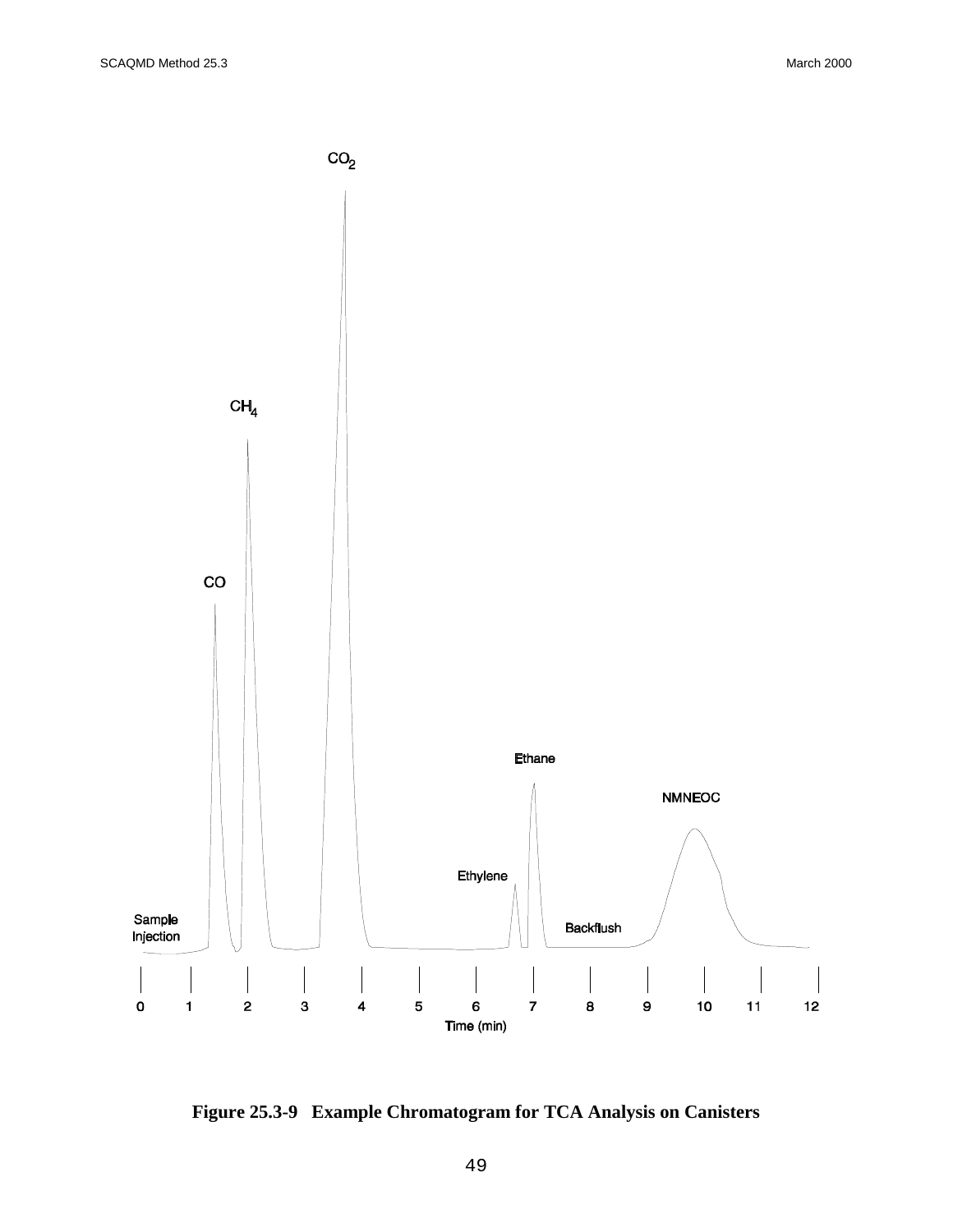**Figure 25.3-9 Example Chromatogram for TCA Analysis on Canisters**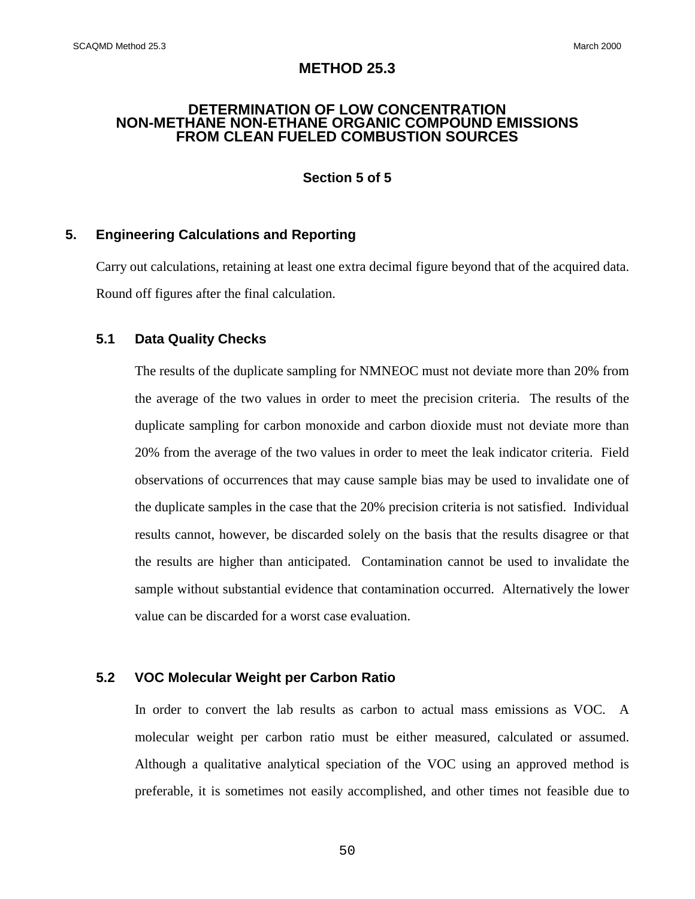# METHOD 25.3

## DETERMINATION OF LOW CONCENTRATION NON-METHANE NON-ETHANE ORGANIC COMPOUND EMISSIONS FROM CLEAN FUELED COMBUSTION SOURCES

### Section 5 of 5

## 5. Engineering Calculations and Reporting

Carry out calculations, retaining at least one extra decimal figure beyond that of the acquired data. Round off figures after the final calculation.

### 5.1 Data Quality Checks

The results of the duplicate sampling for NMNEOC must not deviate more than 20% from the average of the two values in order to meet the precision criteria. The results of the duplicate sampling for carbon monoxide and carbon dioxide must not deviate more than 20% from the average of the two values in order to meet the leak indicator criteria. Field observations of occurrences that may cause sample bias may be used to invalidate one of the duplicate samples in the case that the 20% precision criteria is not satisfied. Individual results cannot, however, be discarded solely on the basis that the results disagree or that the results are higher than anticipated. Contamination cannot be used to invalidate the sample without substantial evidence that contamination occurred. Alternatively the lower value can be discarded for a worst case evaluation.

### 5.2 VOC Molecular Weight per Carbon Ratio

In order to convert the lab results as carbon to actual mass emissions as VOC. A molecular weight per carbon ratio must be either measured, calculated or assumed. Although a qualitative analytical speciation of the VOC using an approved method is preferable, it is sometimes not easily accomplished, and other times not feasible due to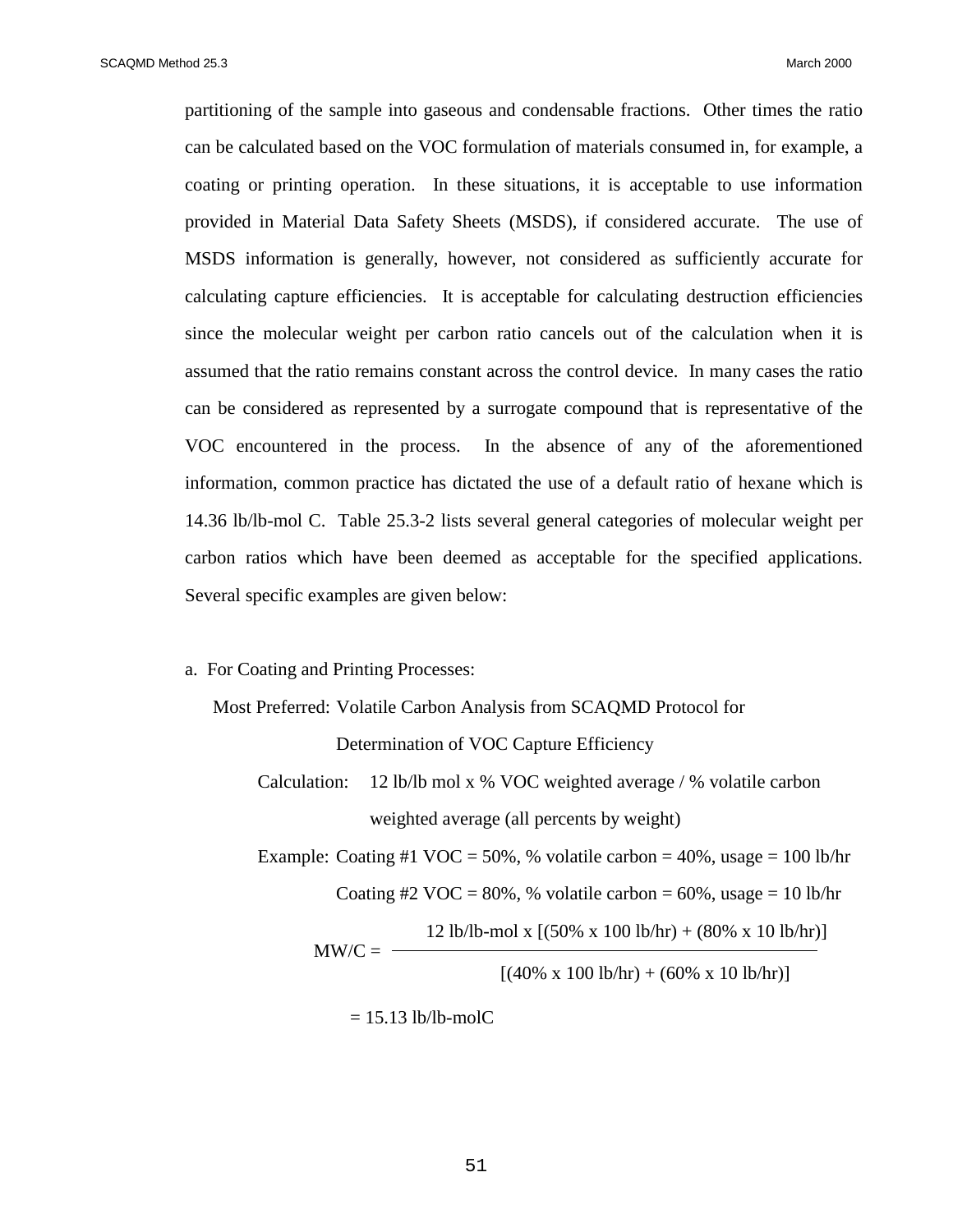partitioning of the sample into gaseous and condensable fractions. Other times the ratio can be calculated based on the VOC formulation of materials consumed in, for example, a coating or printing operation. In these situations, it is acceptable to use information provided in Material Data Safety Sheets (MSDS), if considered accurate. The use of MSDS information is generally, however, not considered as sufficiently accurate for calculating capture efficiencies. It is acceptable for calculating destruction efficiencies since the molecular weight per carbon ratio cancels out of the calculation when it is assumed that the ratio remains constant across the control device. In many cases the ratio can be considered as represented by a surrogate compound that is representative of the VOC encountered in the process. In the absence of any of the aforementioned information, common practice has dictated the use of a default ratio of hexane which is 14.36 lb/lb-mol C. Table 25.3-2 lists several general categories of molecular weight per carbon ratios which have been deemed as acceptable for the specified applications. Several specific examples are given below:

a. For Coating and Printing Processes:

Most Preferred: Volatile Carbon Analysis from SCAQMD Protocol for Determination of VOC Capture Efficiency

Calculation: 12 lb/lb mol x % VOC weighted average / % volatile carbon weighted average (all percents by weight)

Example: Coating #1 VOC = 50%, % volatile carbon = 40%, usage = 100 lb/hr

Coating #2 VOC = 80%, % volatile carbon = 60%, usage = 10 lb/hr

$$MW/C = \frac{12 \text{ lb/lb-mol} \times [(50\% \times 100 \text{ lb/hr}) + (80\% \times 10 \text{ lb/hr})]}{[(40\% \times 100 \text{ lb/hr}) + (60\% \times 10 \text{ lb/hr})]}$$

$$= 15.13 \text{ lb/lb-molC}$$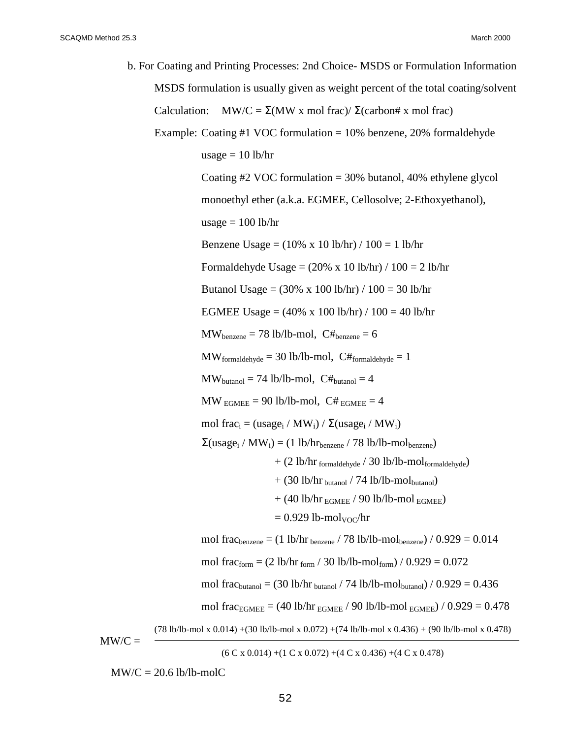b. For Coating and Printing Processes: 2nd Choice- MSDS or Formulation Information

MSDS formulation is usually given as weight percent of the total coating/solvent

Calculation: $MW/C = \Sigma(MW \times mol\ frac) / \Sigma(carbon\# \times mol\ frac)$

Example: Coating #1 VOC formulation = 10% benzene, 20% formaldehyde

usage = 10 lb/hr

Coating #2 VOC formulation = 30% butanol, 40% ethylene glycol monoethyl ether (a.k.a. EGMEE, Cellosolve; 2-Ethoxyethanol),

usage = 100 lb/hr

Benzene Usage = (10% x 10 lb/hr) / 100 = 1 lb/hr

Formaldehyde Usage = (20% x 10 lb/hr) / 100 = 2 lb/hr

Butanol Usage = (30% x 100 lb/hr) / 100 = 30 lb/hr

EGMEE Usage = (40% x 100 lb/hr) / 100 = 40 lb/hr

$MW_{benzene}$ = 78 lb/lb-mol, $C\#_{benzene}$ = 6

$MW_{formaldehyde}$ = 30 lb/lb-mol, $C\#_{formaldehyde}$ = 1

$MW_{butanol}$ = 74 lb/lb-mol, $C\#_{butanol}$ = 4

$MW_{EGMEE}$ = 90 lb/lb-mol, $C\#_{EGMEE}$ = 4

$mol\ frac_i = (usage_i / MW_i) / \Sigma(usage_i / MW_i)$

$$\Sigma(usage_i / MW_i) = (1\ lb/hr_{benzene} / 78\ lb/lb\text{-}mol_{benzene}) + (2\ lb/hr_{formaldehyde} / 30\ lb/lb\text{-}mol_{formaldehyde}) + (30\ lb/hr_{butanol} / 74\ lb/lb\text{-}mol_{butanol}) + (40\ lb/hr_{EGMEE} / 90\ lb/lb\text{-}mol_{EGMEE}) = 0.929\ lb\text{-}mol_{VOC}/hr$$

$mol\ frac_{benzene} = (1\ lb/hr_{benzene} / 78\ lb/lb\text{-}mol_{benzene}) / 0.929 = 0.014$

$mol\ frac_{form} = (2\ lb/hr_{form} / 30\ lb/lb\text{-}mol_{form}) / 0.929 = 0.072$

$mol\ frac_{butanol} = (30\ lb/hr_{butanol} / 74\ lb/lb\text{-}mol_{butanol}) / 0.929 = 0.436$

$mol\ frac_{EGMEE} = (40\ lb/hr_{EGMEE} / 90\ lb/lb\text{-}mol_{EGMEE}) / 0.929 = 0.478$

$$MW/C = \frac{(78\ lb/lb\text{-}mol \times 0.014) + (30\ lb/lb\text{-}mol \times 0.072) + (74\ lb/lb\text{-}mol \times 0.436) + (90\ lb/lb\text{-}mol \times 0.478)}{(6\ C \times 0.014) + (1\ C \times 0.072) + (4\ C \times 0.436) + (4\ C \times 0.478)}$$

MW/C = 20.6 lb/lb-molC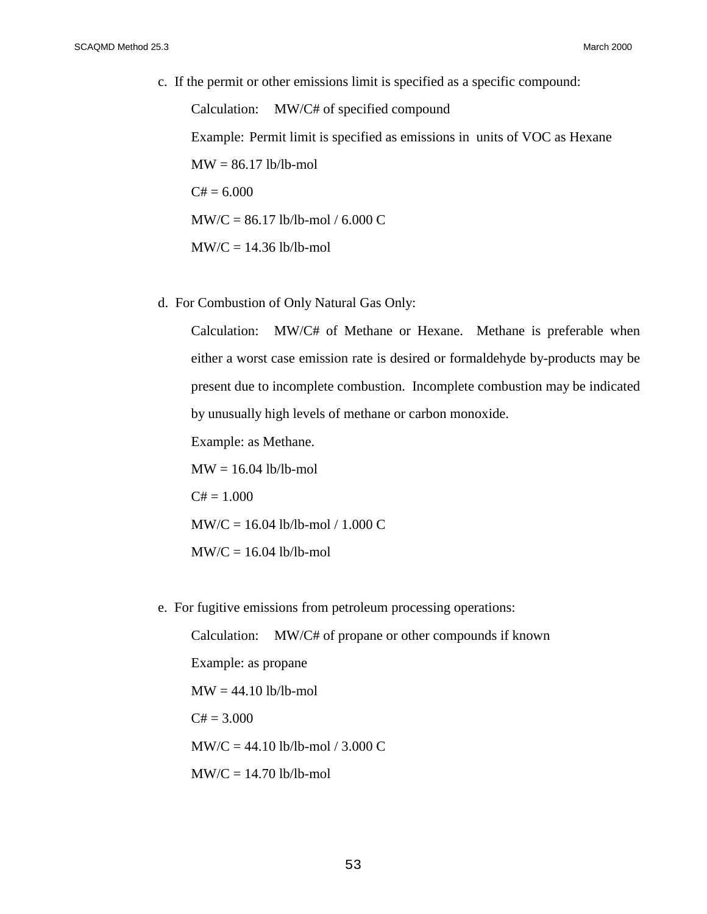c. If the permit or other emissions limit is specified as a specific compound:

Calculation: MW/C# of specified compound

Example: Permit limit is specified as emissions in units of VOC as Hexane

MW = 86.17 lb/lb-mol

C# = 6.000

MW/C = 86.17 lb/lb-mol / 6.000 C

MW/C = 14.36 lb/lb-mol

d. For Combustion of Only Natural Gas Only:

Calculation: MW/C# of Methane or Hexane. Methane is preferable when either a worst case emission rate is desired or formaldehyde by-products may be present due to incomplete combustion. Incomplete combustion may be indicated by unusually high levels of methane or carbon monoxide.

Example: as Methane.

MW = 16.04 lb/lb-mol

C# = 1.000

MW/C = 16.04 lb/lb-mol / 1.000 C

MW/C = 16.04 lb/lb-mol

e. For fugitive emissions from petroleum processing operations:

Calculation: MW/C# of propane or other compounds if known

Example: as propane

MW = 44.10 lb/lb-mol

C# = 3.000

MW/C = 44.10 lb/lb-mol / 3.000 C

MW/C = 14.70 lb/lb-mol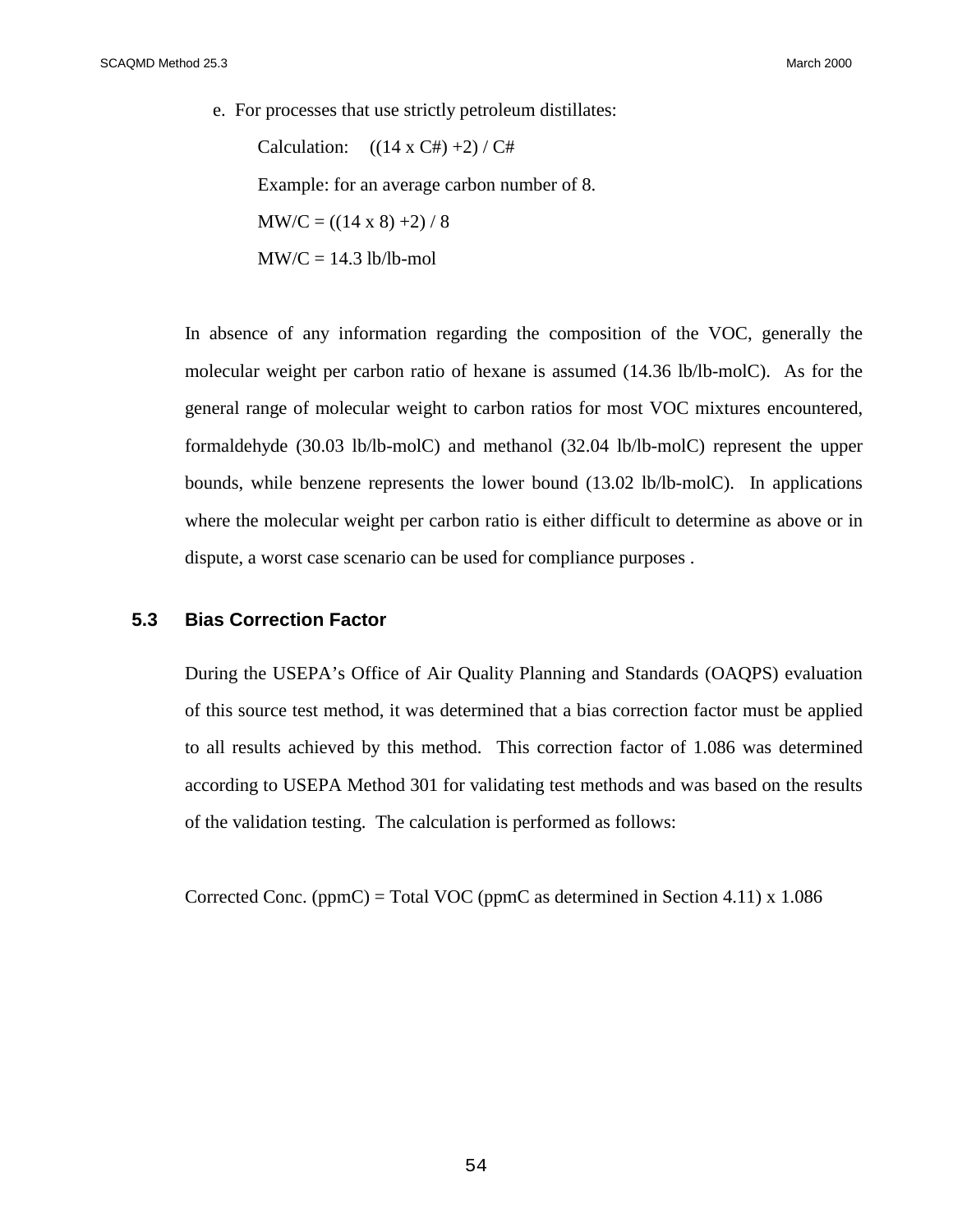e. For processes that use strictly petroleum distillates:

Calculation: ((14 x C#) +2) / C#

Example: for an average carbon number of 8.

MW/C = ((14 x 8) +2) / 8

MW/C = 14.3 lb/lb-mol

In absence of any information regarding the composition of the VOC, generally the molecular weight per carbon ratio of hexane is assumed (14.36 lb/lb-molC). As for the general range of molecular weight to carbon ratios for most VOC mixtures encountered, formaldehyde (30.03 lb/lb-molC) and methanol (32.04 lb/lb-molC) represent the upper bounds, while benzene represents the lower bound (13.02 lb/lb-molC). In applications where the molecular weight per carbon ratio is either difficult to determine as above or in dispute, a worst case scenario can be used for compliance purposes .

## 5.3 Bias Correction Factor

During the USEPA's Office of Air Quality Planning and Standards (OAQPS) evaluation of this source test method, it was determined that a bias correction factor must be applied to all results achieved by this method. This correction factor of 1.086 was determined according to USEPA Method 301 for validating test methods and was based on the results of the validation testing. The calculation is performed as follows:

Corrected Conc. (ppmC) = Total VOC (ppmC as determined in Section 4.11) x 1.086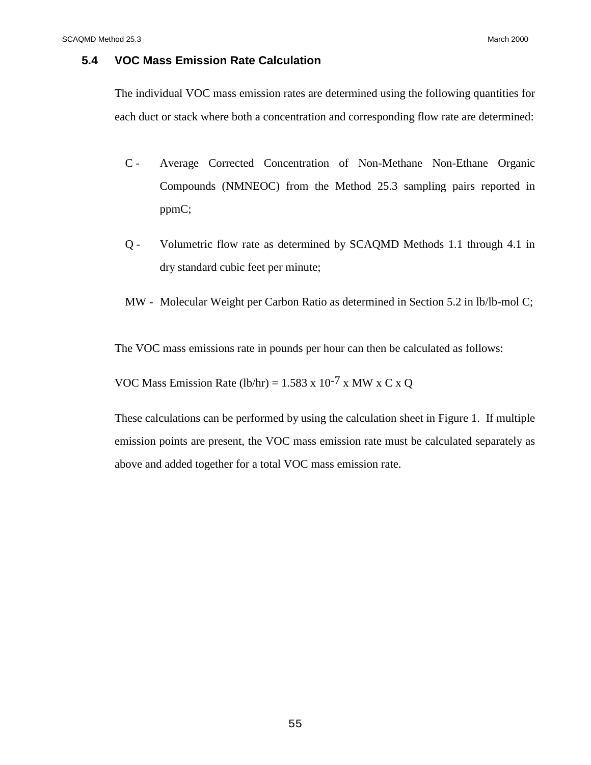## 5.4 VOC Mass Emission Rate Calculation

The individual VOC mass emission rates are determined using the following quantities for each duct or stack where both a concentration and corresponding flow rate are determined:

- C - Average Corrected Concentration of Non-Methane Non-Ethane Organic Compounds (NMNEOC) from the Method 25.3 sampling pairs reported in ppmC;
- Q - Volumetric flow rate as determined by SCAQMD Methods 1.1 through 4.1 in dry standard cubic feet per minute;
- MW - Molecular Weight per Carbon Ratio as determined in Section 5.2 in lb/lb-mol C;

The VOC mass emissions rate in pounds per hour can then be calculated as follows:

$$\text{VOC Mass Emission Rate (lb/hr)} = 1.583 \times 10^{-7} \times MW \times C \times Q$$

These calculations can be performed by using the calculation sheet in Figure 1. If multiple emission points are present, the VOC mass emission rate must be calculated separately as above and added together for a total VOC mass emission rate.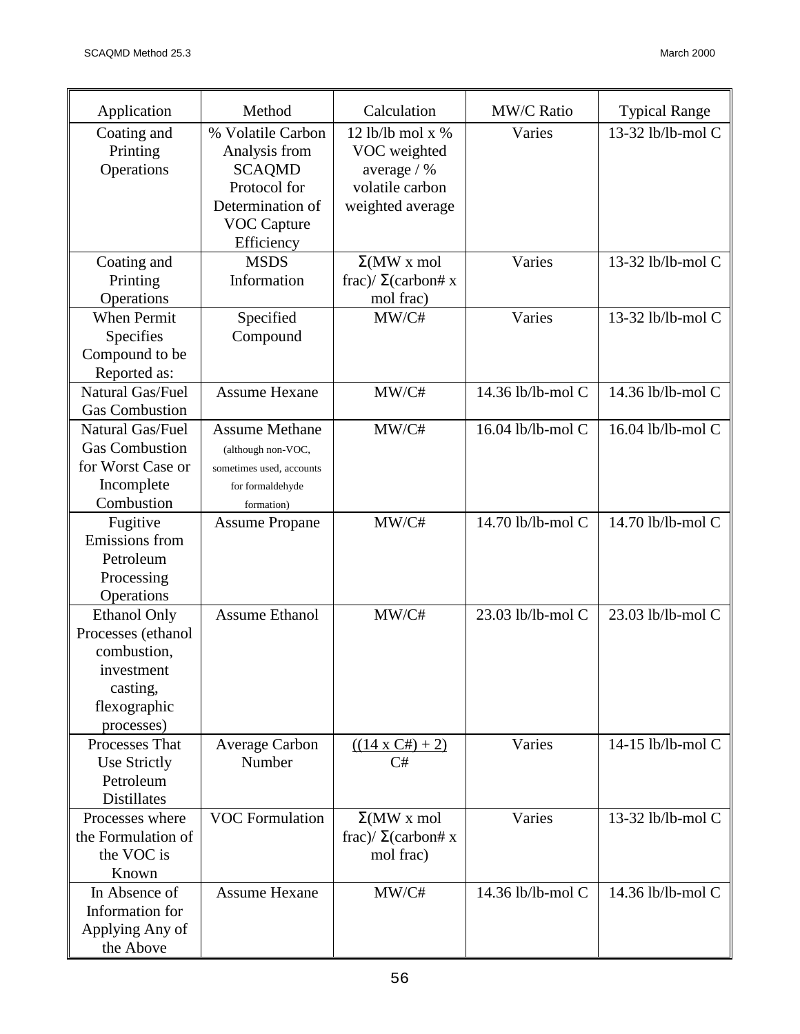| Application | Method | Calculation | MW/C Ratio | Typical Range |
|---|---|---|---|---|
| Coating and Printing Operations | % Volatile Carbon Analysis from SCAQMD Protocol for Determination of VOC Capture Efficiency | 12 lb/lb mol x % VOC weighted average / % volatile carbon weighted average | Varies | 13-32 lb/lb-mol C |
| Coating and Printing Operations | MSDS Information | Σ(MW x mol frac)/ Σ(carbon# x mol frac) | Varies | 13-32 lb/lb-mol C |
| When Permit Specifies Compound to be Reported as: | Specified Compound | MW/C# | Varies | 13-32 lb/lb-mol C |
| Natural Gas/Fuel Gas Combustion | Assume Hexane | MW/C# | 14.36 lb/lb-mol C | 14.36 lb/lb-mol C |
| Natural Gas/Fuel Gas Combustion for Worst Case or Incomplete Combustion | Assume Methane (although non-VOC, sometimes used, accounts for formaldehyde formation) | MW/C# | 16.04 lb/lb-mol C | 16.04 lb/lb-mol C |
| Fugitive Emissions from Petroleum Processing Operations | Assume Propane | MW/C# | 14.70 lb/lb-mol C | 14.70 lb/lb-mol C |
| Ethanol Only Processes (ethanol combustion, investment casting, flexographic processes) | Assume Ethanol | MW/C# | 23.03 lb/lb-mol C | 23.03 lb/lb-mol C |
| Processes That Use Strictly Petroleum Distillates | Average Carbon Number | $\frac{(14 \times C\#) + 2}{C\#}$ | Varies | 14-15 lb/lb-mol C |
| Processes where the Formulation of the VOC is Known | VOC Formulation | Σ(MW x mol frac)/ Σ(carbon# x mol frac) | Varies | 13-32 lb/lb-mol C |
| In Absence of Information for Applying Any of the Above | Assume Hexane | MW/C# | 14.36 lb/lb-mol C | 14.36 lb/lb-mol C |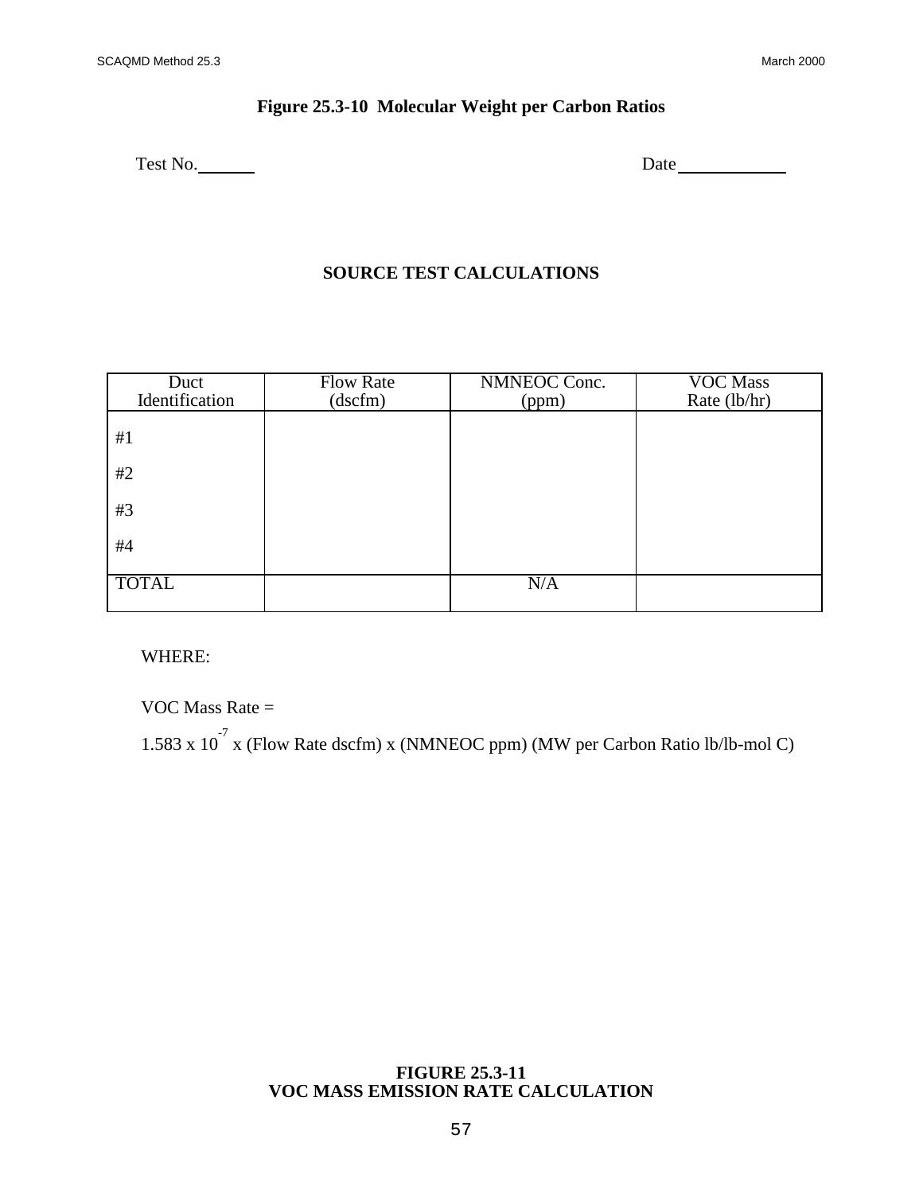**Figure 25.3-10 Molecular Weight per Carbon Ratios**

Test No.\_\_\_\_\_\_ Date\_\_\_\_\_\_\_\_\_\_\_\_

## SOURCE TEST CALCULATIONS

| Duct Identification | Flow Rate (dscfm) | NMNEOC Conc. (ppm) | VOC Mass Rate (lb/hr) |
|---|---|---|---|
| #1 | | | |
| #2 | | | |
| #3 | | | |
| #4 | | | |
| TOTAL | | N/A | |

WHERE:

VOC Mass Rate =

$1.583 \times 10^{-7}$ x (Flow Rate dscfm) x (NMNEOC ppm) (MW per Carbon Ratio lb/lb-mol C)

**FIGURE 25.3-11**
**VOC MASS EMISSION RATE CALCULATION**